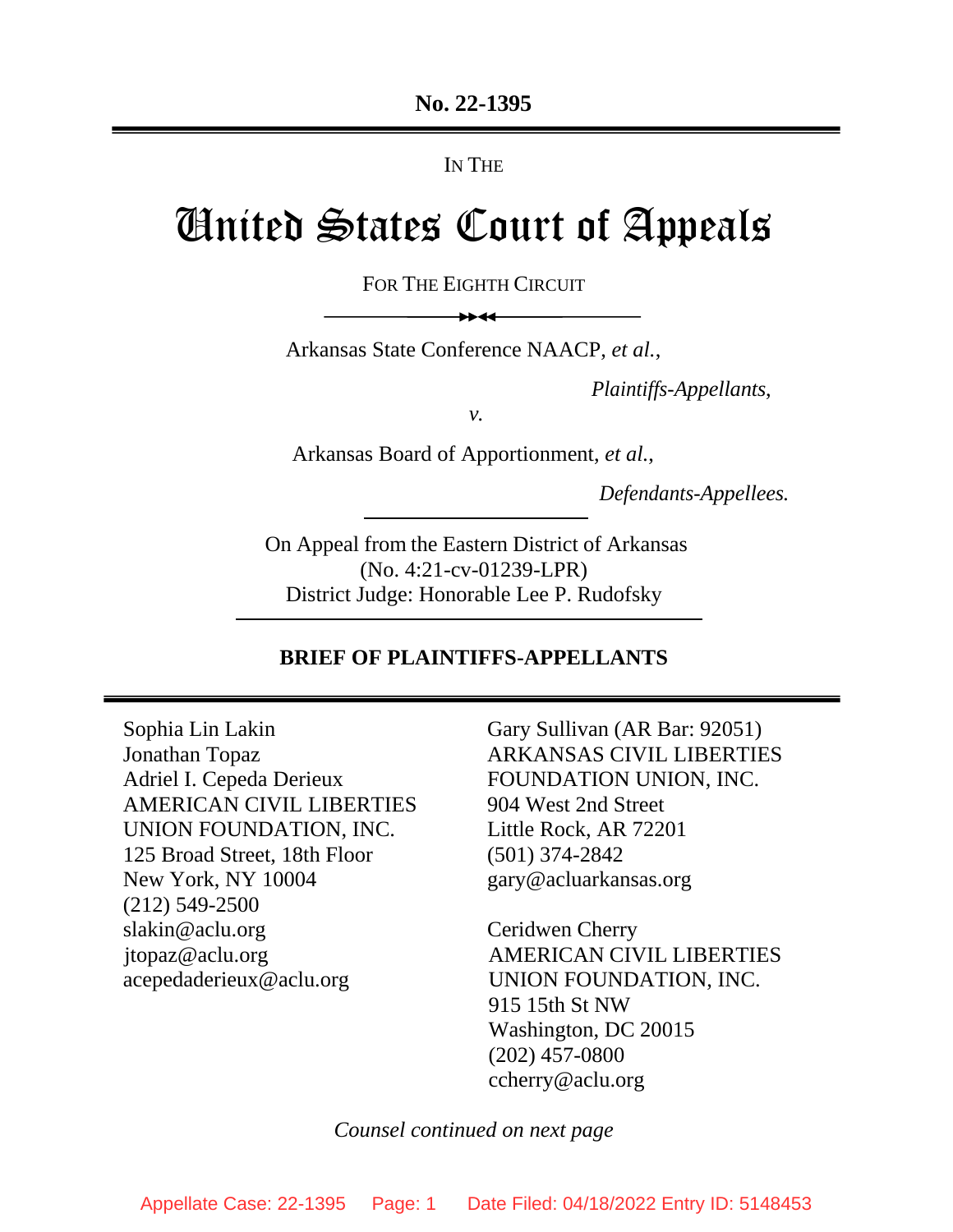**No. 22-1395**

IN THE

# United States Court of Appeals

FOR THE EIGHTH CIRCUIT

Arkansas State Conference NAACP, *et al.*,

*Plaintiffs-Appellants*,

*v.*

Arkansas Board of Apportionment, *et al.*,

*Defendants-Appellees.*

On Appeal from the Eastern District of Arkansas
(No. 4:21-cv-01239-LPR)
District Judge: Honorable Lee P. Rudofsky

**BRIEF OF PLAINTIFFS-APPELLANTS**

Sophia Lin Lakin
Jonathan Topaz
Adriel I. Cepeda Derieux
AMERICAN CIVIL LIBERTIES UNION FOUNDATION, INC.
125 Broad Street, 18th Floor
New York, NY 10004
(212) 549-2500
slakin@aclu.org
jtopaz@aclu.org
acepedaderieux@aclu.org

Gary Sullivan (AR Bar: 92051)
ARKANSAS CIVIL LIBERTIES FOUNDATION UNION, INC.
904 West 2nd Street
Little Rock, AR 72201
(501) 374-2842
gary@acluarkansas.org

Ceridwen Cherry
AMERICAN CIVIL LIBERTIES UNION FOUNDATION, INC.
915 15th St NW
Washington, DC 20015
(202) 457-0800
ccherry@aclu.org

*Counsel continued on next page*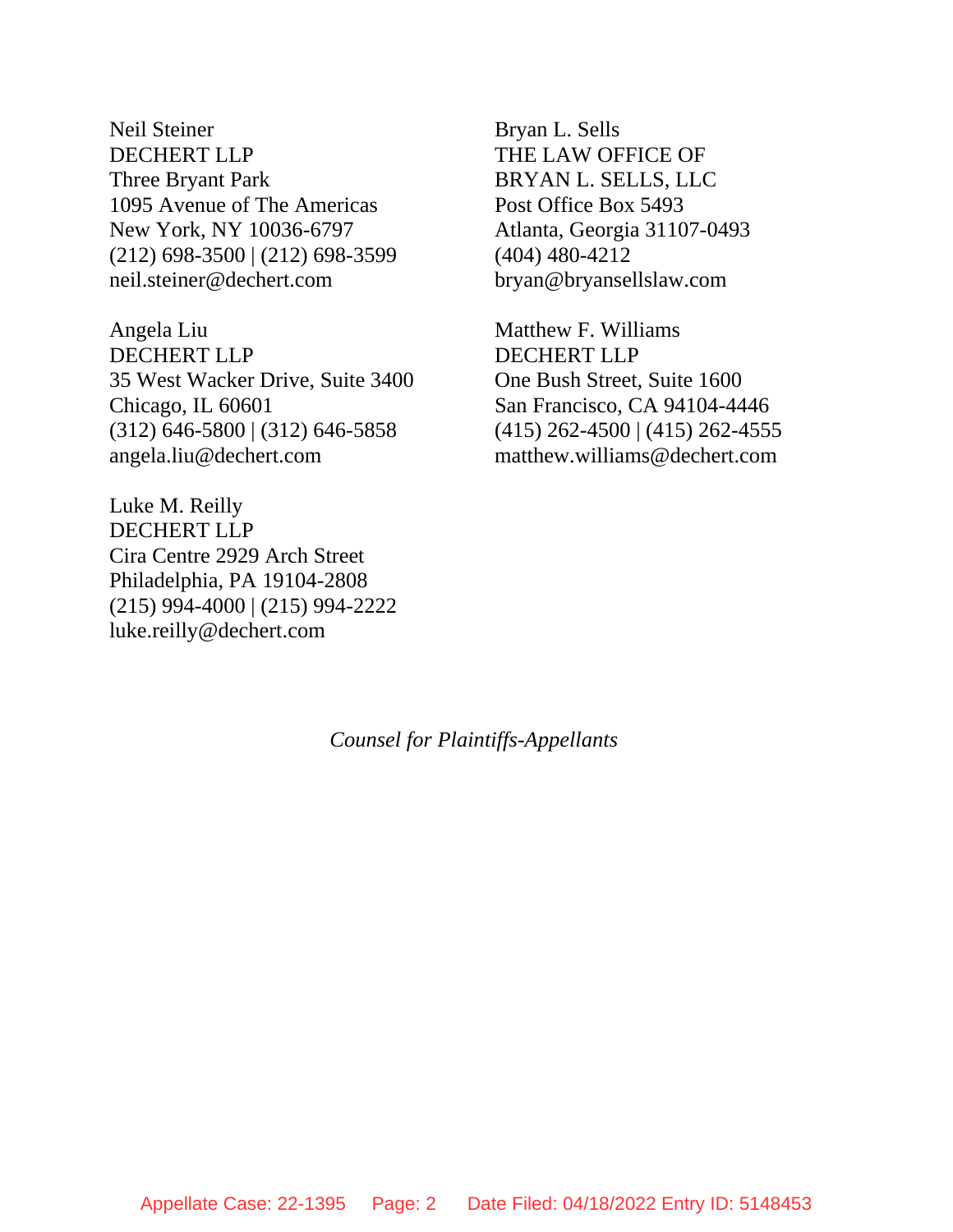Neil Steiner
DECHERT LLP
Three Bryant Park
1095 Avenue of The Americas
New York, NY 10036-6797
(212) 698-3500 | (212) 698-3599
neil.steiner@dechert.com

Angela Liu
DECHERT LLP
35 West Wacker Drive, Suite 3400
Chicago, IL 60601
(312) 646-5800 | (312) 646-5858
angela.liu@dechert.com

Luke M. Reilly
DECHERT LLP
Cira Centre 2929 Arch Street
Philadelphia, PA 19104-2808
(215) 994-4000 | (215) 994-2222
luke.reilly@dechert.com

Bryan L. Sells
THE LAW OFFICE OF
BRYAN L. SELLS, LLC
Post Office Box 5493
Atlanta, Georgia 31107-0493
(404) 480-4212
bryan@bryansellslaw.com

Matthew F. Williams
DECHERT LLP
One Bush Street, Suite 1600
San Francisco, CA 94104-4446
(415) 262-4500 | (415) 262-4555
matthew.williams@dechert.com

*Counsel for Plaintiffs-Appellants*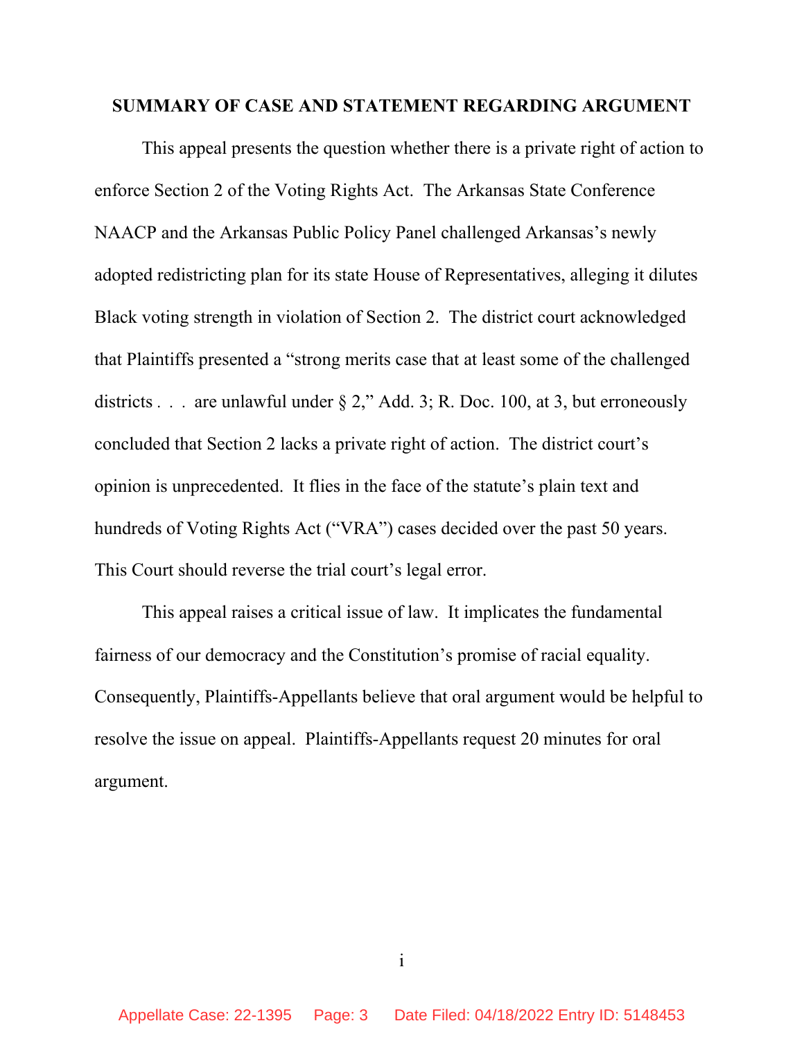## SUMMARY OF CASE AND STATEMENT REGARDING ARGUMENT

This appeal presents the question whether there is a private right of action to enforce Section 2 of the Voting Rights Act. The Arkansas State Conference NAACP and the Arkansas Public Policy Panel challenged Arkansas's newly adopted redistricting plan for its state House of Representatives, alleging it dilutes Black voting strength in violation of Section 2. The district court acknowledged that Plaintiffs presented a "strong merits case that at least some of the challenged districts . . . are unlawful under § 2," Add. 3; R. Doc. 100, at 3, but erroneously concluded that Section 2 lacks a private right of action. The district court's opinion is unprecedented. It flies in the face of the statute's plain text and hundreds of Voting Rights Act ("VRA") cases decided over the past 50 years. This Court should reverse the trial court's legal error.

This appeal raises a critical issue of law. It implicates the fundamental fairness of our democracy and the Constitution's promise of racial equality. Consequently, Plaintiffs-Appellants believe that oral argument would be helpful to resolve the issue on appeal. Plaintiffs-Appellants request 20 minutes for oral argument.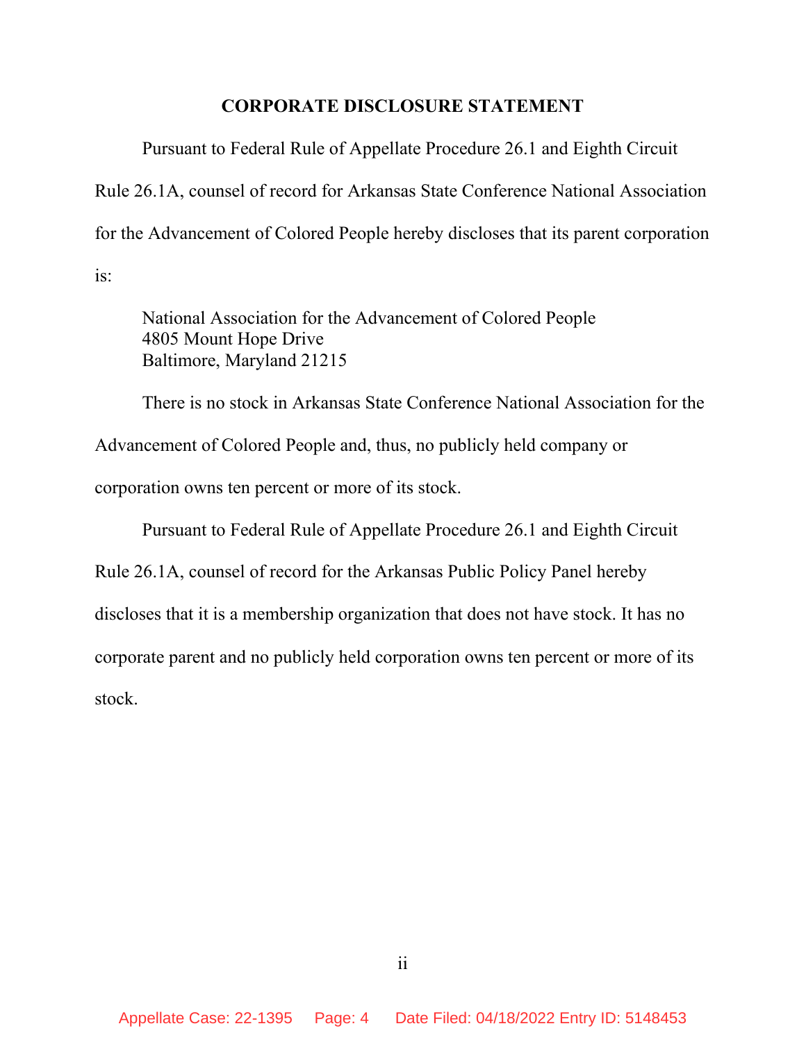## CORPORATE DISCLOSURE STATEMENT

Pursuant to Federal Rule of Appellate Procedure 26.1 and Eighth Circuit Rule 26.1A, counsel of record for Arkansas State Conference National Association for the Advancement of Colored People hereby discloses that its parent corporation is:

> National Association for the Advancement of Colored People
> 4805 Mount Hope Drive
> Baltimore, Maryland 21215

There is no stock in Arkansas State Conference National Association for the Advancement of Colored People and, thus, no publicly held company or corporation owns ten percent or more of its stock.

Pursuant to Federal Rule of Appellate Procedure 26.1 and Eighth Circuit Rule 26.1A, counsel of record for the Arkansas Public Policy Panel hereby discloses that it is a membership organization that does not have stock. It has no corporate parent and no publicly held corporation owns ten percent or more of its stock.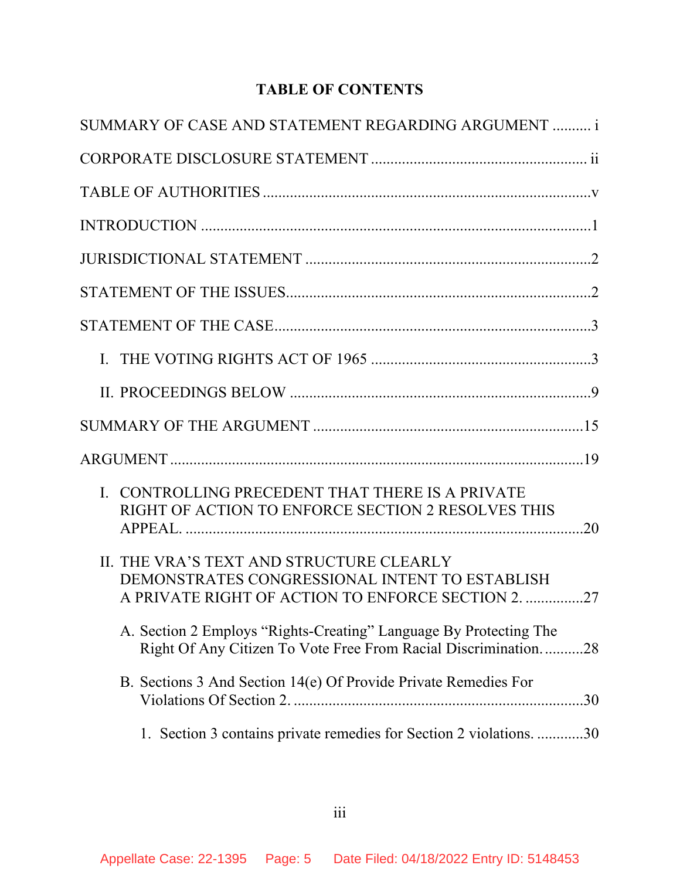# TABLE OF CONTENTS

SUMMARY OF CASE AND STATEMENT REGARDING ARGUMENT .......... i

CORPORATE DISCLOSURE STATEMENT ........................................................ ii

TABLE OF AUTHORITIES .....................................................................................v

INTRODUCTION .....................................................................................................1

JURISDICTIONAL STATEMENT ..........................................................................2

STATEMENT OF THE ISSUES...............................................................................2

STATEMENT OF THE CASE..................................................................................3

- I. THE VOTING RIGHTS ACT OF 1965 ..........................................................3
- II. PROCEEDINGS BELOW ..............................................................................9

SUMMARY OF THE ARGUMENT ......................................................................15

ARGUMENT ...........................................................................................................19

- I. CONTROLLING PRECEDENT THAT THERE IS A PRIVATE RIGHT OF ACTION TO ENFORCE SECTION 2 RESOLVES THIS APPEAL. .........................................................................................................20
- II. THE VRA'S TEXT AND STRUCTURE CLEARLY DEMONSTRATES CONGRESSIONAL INTENT TO ESTABLISH A PRIVATE RIGHT OF ACTION TO ENFORCE SECTION 2. ...............27
  - A. Section 2 Employs "Rights-Creating" Language By Protecting The Right Of Any Citizen To Vote Free From Racial Discrimination. ..........28
  - B. Sections 3 And Section 14(e) Of Provide Private Remedies For Violations Of Section 2. ..........................................................................30
    - 1. Section 3 contains private remedies for Section 2 violations. ............30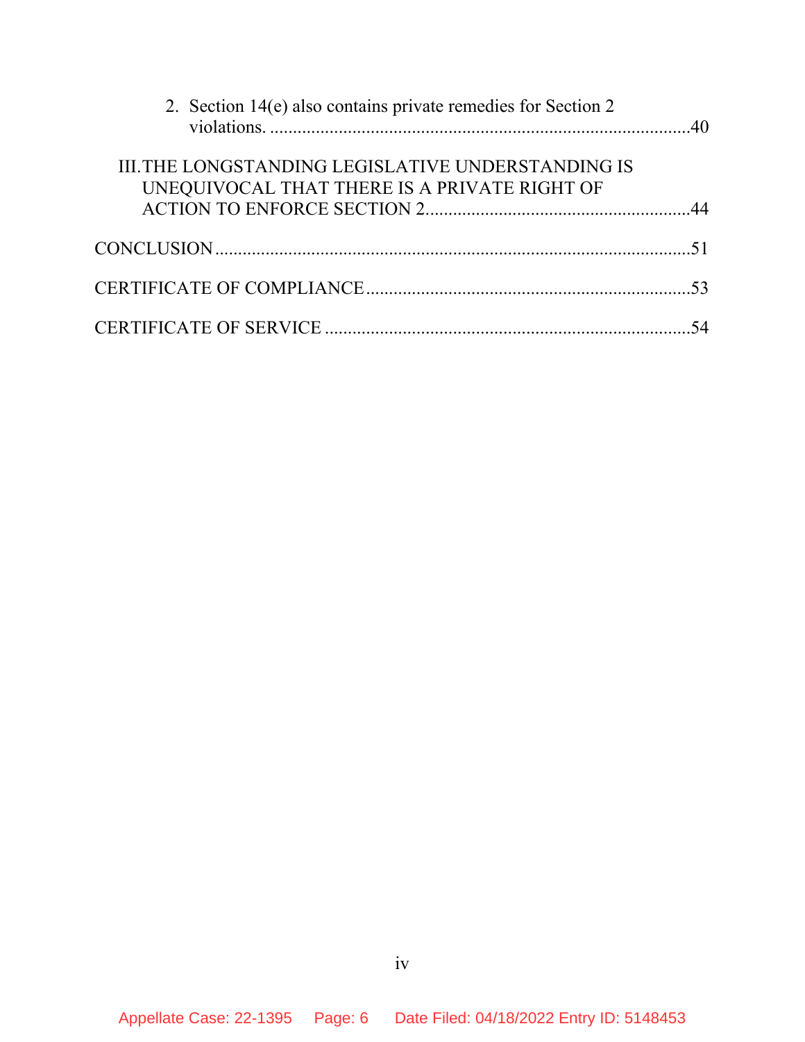2. Section 14(e) also contains private remedies for Section 2 violations. ............................................................................................40

III. THE LONGSTANDING LEGISLATIVE UNDERSTANDING IS UNEQUIVOCAL THAT THERE IS A PRIVATE RIGHT OF ACTION TO ENFORCE SECTION 2..........................................................44

CONCLUSION........................................................................................................51

CERTIFICATE OF COMPLIANCE.......................................................................53

CERTIFICATE OF SERVICE ................................................................................54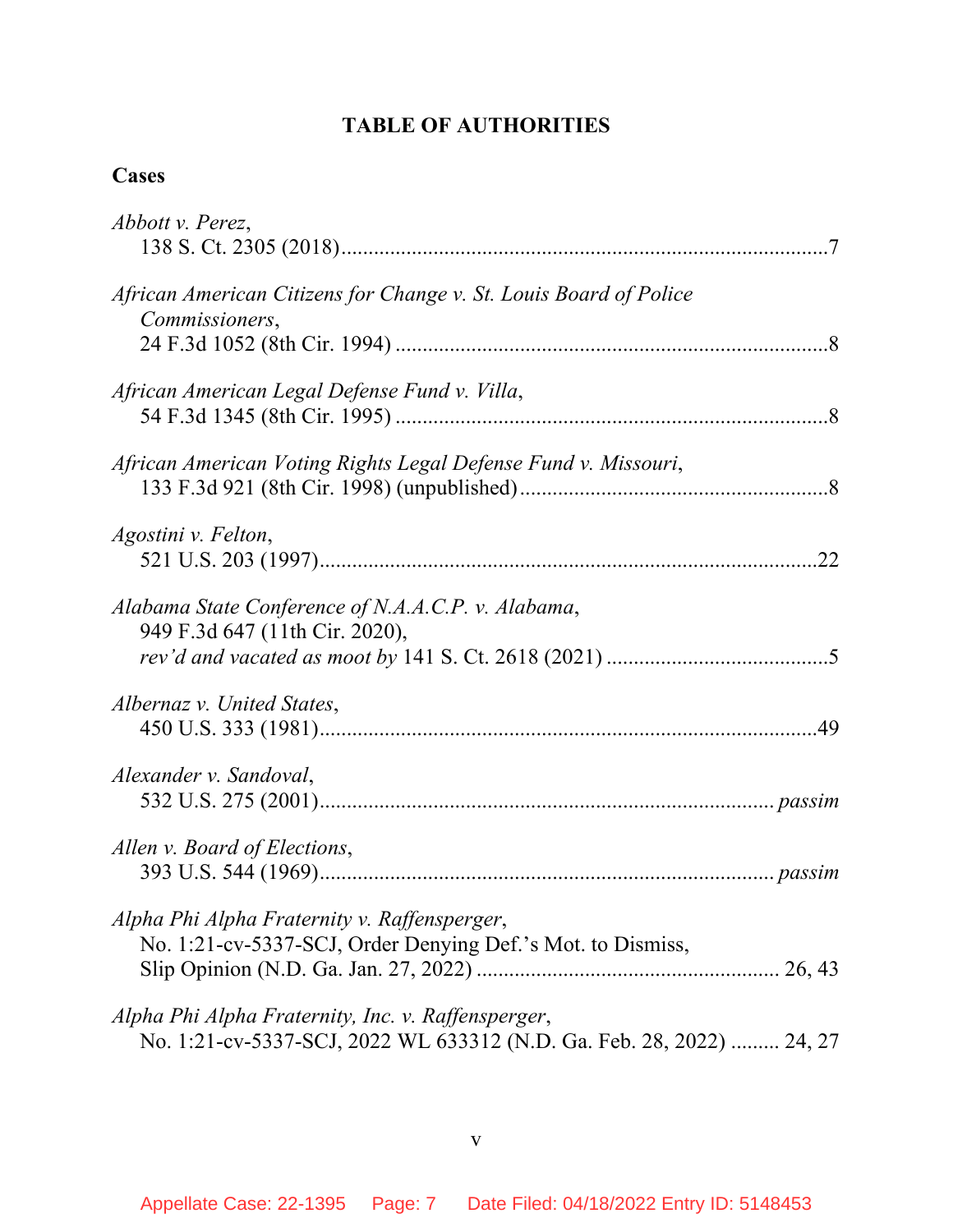# TABLE OF AUTHORITIES

## Cases

*Abbott v. Perez*,
138 S. Ct. 2305 (2018) .......... 7

*African American Citizens for Change v. St. Louis Board of Police Commissioners*,
24 F.3d 1052 (8th Cir. 1994) .......... 8

*African American Legal Defense Fund v. Villa*,
54 F.3d 1345 (8th Cir. 1995) .......... 8

*African American Voting Rights Legal Defense Fund v. Missouri*,
133 F.3d 921 (8th Cir. 1998) (unpublished) .......... 8

*Agostini v. Felton*,
521 U.S. 203 (1997) .......... 22

*Alabama State Conference of N.A.A.C.P. v. Alabama*,
949 F.3d 647 (11th Cir. 2020),
*rev'd and vacated as moot by* 141 S. Ct. 2618 (2021) .......... 5

*Albernaz v. United States*,
450 U.S. 333 (1981) .......... 49

*Alexander v. Sandoval*,
532 U.S. 275 (2001) .......... *passim*

*Allen v. Board of Elections*,
393 U.S. 544 (1969) .......... *passim*

*Alpha Phi Alpha Fraternity v. Raffensperger*,
No. 1:21-cv-5337-SCJ, Order Denying Def.'s Mot. to Dismiss, Slip Opinion (N.D. Ga. Jan. 27, 2022) .......... 26, 43

*Alpha Phi Alpha Fraternity, Inc. v. Raffensperger*,
No. 1:21-cv-5337-SCJ, 2022 WL 633312 (N.D. Ga. Feb. 28, 2022) .......... 24, 27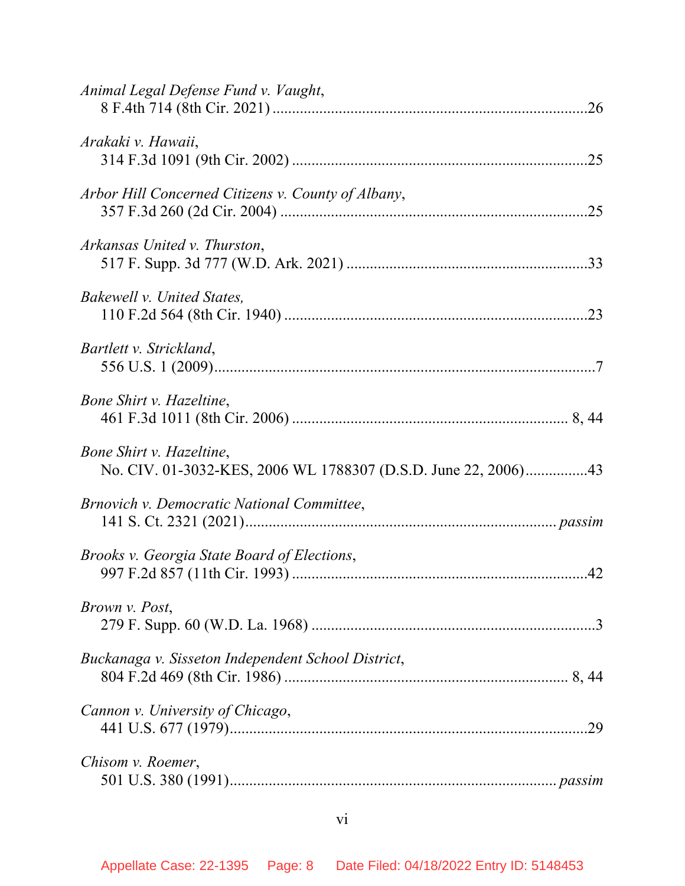*Animal Legal Defense Fund v. Vaught*,
8 F.4th 714 (8th Cir. 2021) ................................................................................26

*Arakaki v. Hawaii*,
314 F.3d 1091 (9th Cir. 2002) ..........................................................................25

*Arbor Hill Concerned Citizens v. County of Albany*,
357 F.3d 260 (2d Cir. 2004) ..............................................................................25

*Arkansas United v. Thurston*,
517 F. Supp. 3d 777 (W.D. Ark. 2021) .............................................................33

*Bakewell v. United States,*
110 F.2d 564 (8th Cir. 1940) .............................................................................23

*Bartlett v. Strickland*,
556 U.S. 1 (2009).................................................................................................7

*Bone Shirt v. Hazeltine*,
461 F.3d 1011 (8th Cir. 2006) ...................................................................... 8, 44

*Bone Shirt v. Hazeltine*,
No. CIV. 01-3032-KES, 2006 WL 1788307 (D.S.D. June 22, 2006)................43

*Brnovich v. Democratic National Committee*,
141 S. Ct. 2321 (2021)............................................................................. *passim*

*Brooks v. Georgia State Board of Elections*,
997 F.2d 857 (11th Cir. 1993) ..........................................................................42

*Brown v. Post*,
279 F. Supp. 60 (W.D. La. 1968) ........................................................................3

*Buckanaga v. Sisseton Independent School District*,
804 F.2d 469 (8th Cir. 1986) ....................................................................... 8, 44

*Cannon v. University of Chicago*,
441 U.S. 677 (1979)...........................................................................................29

*Chisom v. Roemer*,
501 U.S. 380 (1991)................................................................................. *passim*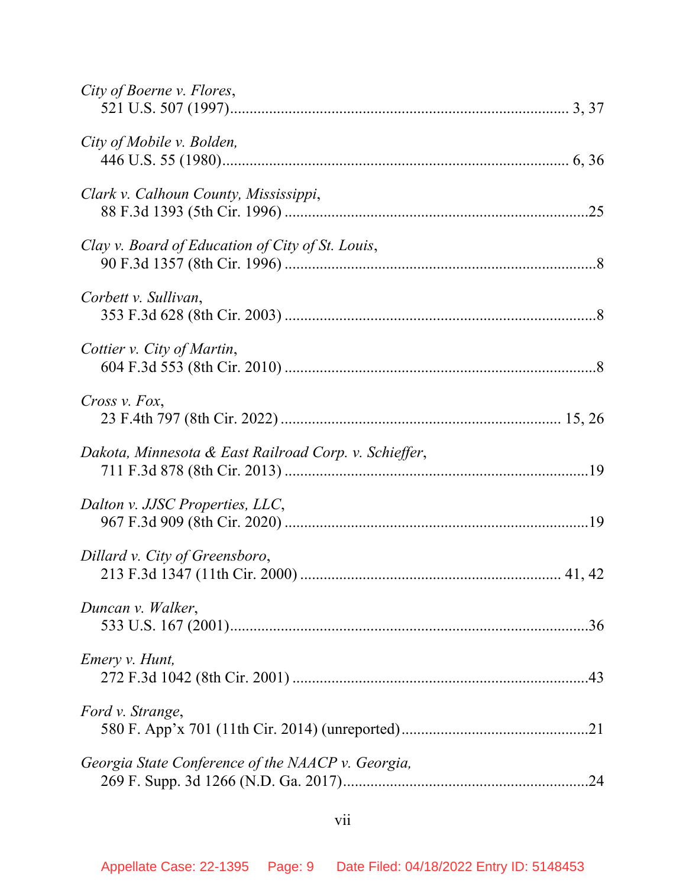*City of Boerne v. Flores*,
521 U.S. 507 (1997)....................................................................................... 3, 37

*City of Mobile v. Bolden,*
446 U.S. 55 (1980)......................................................................................... 6, 36

*Clark v. Calhoun County, Mississippi*,
88 F.3d 1393 (5th Cir. 1996) .............................................................................25

*Clay v. Board of Education of City of St. Louis*,
90 F.3d 1357 (8th Cir. 1996) ...............................................................................8

*Corbett v. Sullivan*,
353 F.3d 628 (8th Cir. 2003) ...............................................................................8

*Cottier v. City of Martin*,
604 F.3d 553 (8th Cir. 2010) ...............................................................................8

*Cross v. Fox*,
23 F.4th 797 (8th Cir. 2022) ....................................................................... 15, 26

*Dakota, Minnesota & East Railroad Corp. v. Schieffer*,
711 F.3d 878 (8th Cir. 2013) .............................................................................19

*Dalton v. JJSC Properties, LLC*,
967 F.3d 909 (8th Cir. 2020) .............................................................................19

*Dillard v. City of Greensboro*,
213 F.3d 1347 (11th Cir. 2000) .................................................................. 41, 42

*Duncan v. Walker*,
533 U.S. 167 (2001)...........................................................................................36

*Emery v. Hunt,*
272 F.3d 1042 (8th Cir. 2001) ...........................................................................43

*Ford v. Strange*,
580 F. App'x 701 (11th Cir. 2014) (unreported)................................................21

*Georgia State Conference of the NAACP v. Georgia,*
269 F. Supp. 3d 1266 (N.D. Ga. 2017)..............................................................24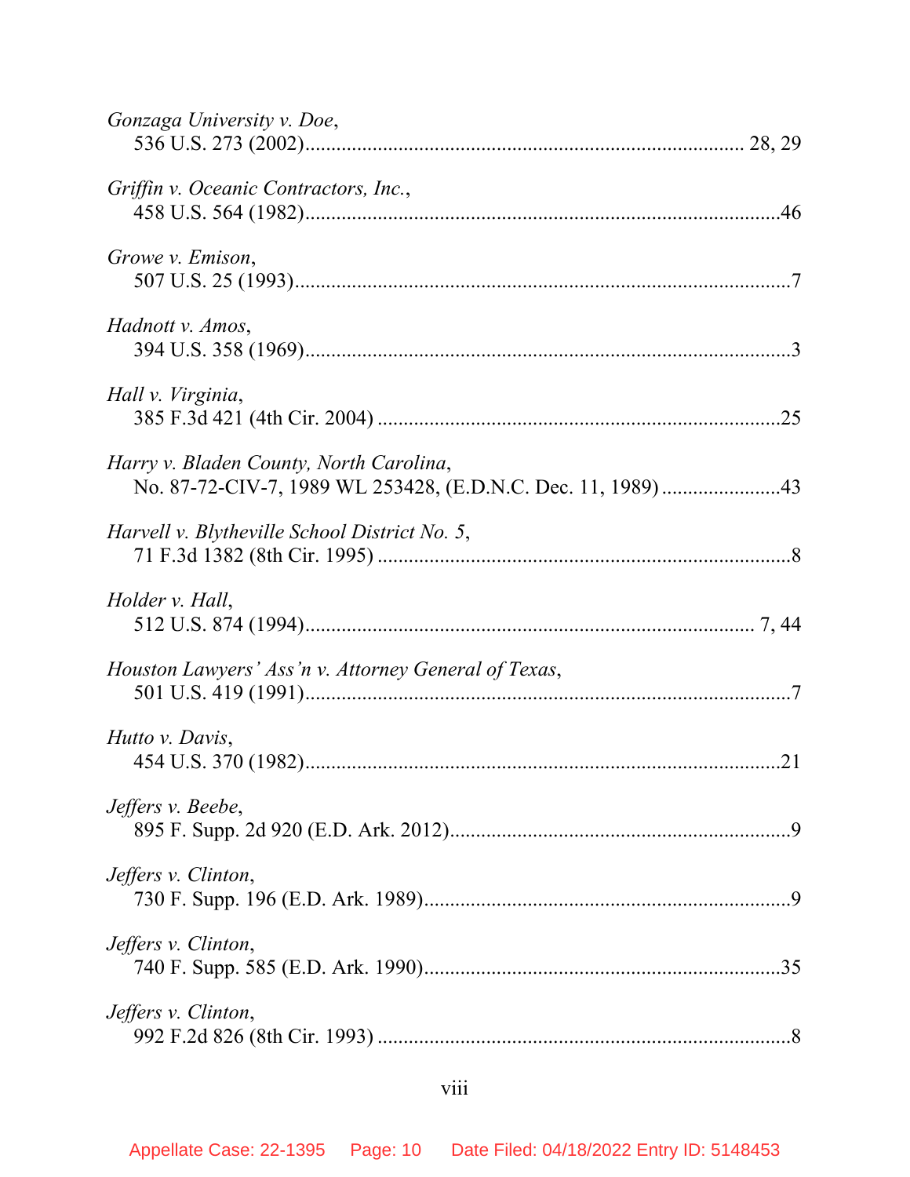*Gonzaga University v. Doe*,
536 U.S. 273 (2002)........................................................................................ 28, 29

*Griffin v. Oceanic Contractors, Inc.*,
458 U.S. 564 (1982)..........................................................................................46

*Growe v. Emison*,
507 U.S. 25 (1993)..............................................................................................7

*Hadnott v. Amos*,
394 U.S. 358 (1969)............................................................................................3

*Hall v. Virginia*,
385 F.3d 421 (4th Cir. 2004) ............................................................................25

*Harry v. Bladen County, North Carolina*,
No. 87-72-CIV-7, 1989 WL 253428, (E.D.N.C. Dec. 11, 1989) .......................43

*Harvell v. Blytheville School District No. 5*,
71 F.3d 1382 (8th Cir. 1995) ...............................................................................8

*Holder v. Hall*,
512 U.S. 874 (1994)...................................................................................... 7, 44

*Houston Lawyers' Ass'n v. Attorney General of Texas*,
501 U.S. 419 (1991)............................................................................................7

*Hutto v. Davis*,
454 U.S. 370 (1982)..........................................................................................21

*Jeffers v. Beebe*,
895 F. Supp. 2d 920 (E.D. Ark. 2012).................................................................9

*Jeffers v. Clinton*,
730 F. Supp. 196 (E.D. Ark. 1989).....................................................................9

*Jeffers v. Clinton*,
740 F. Supp. 585 (E.D. Ark. 1990)....................................................................35

*Jeffers v. Clinton*,
992 F.2d 826 (8th Cir. 1993) ...............................................................................8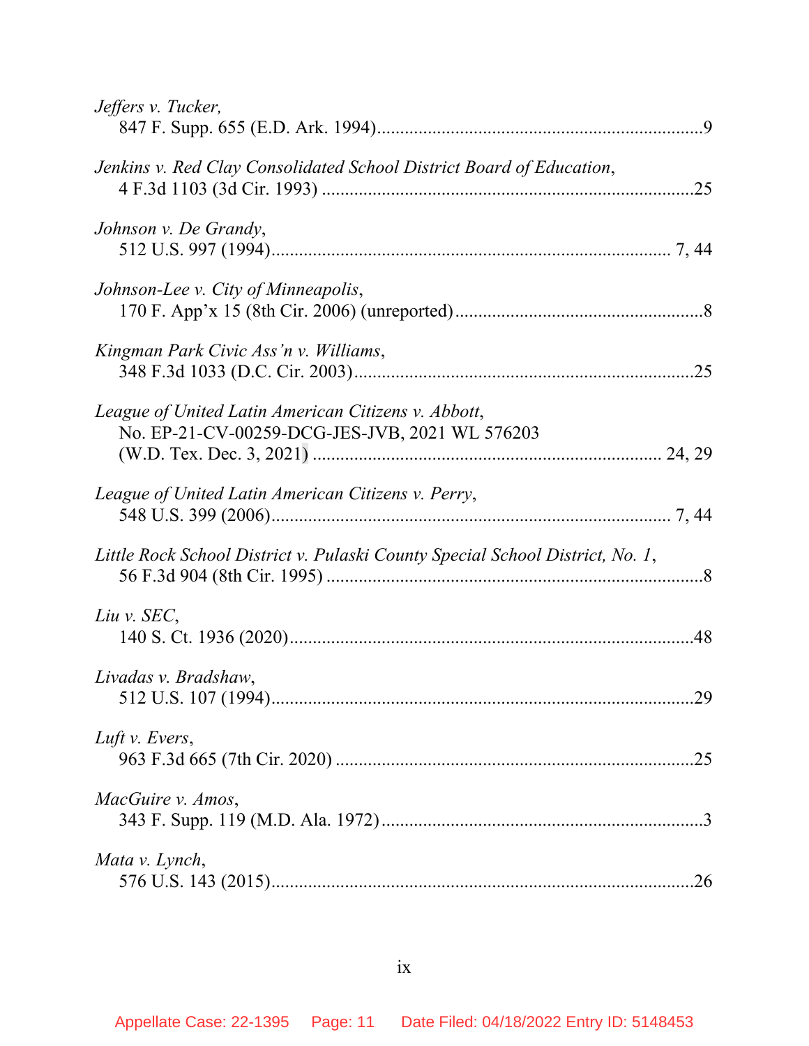*Jeffers v. Tucker*,
847 F. Supp. 655 (E.D. Ark. 1994)......................................................................9

*Jenkins v. Red Clay Consolidated School District Board of Education*,
4 F.3d 1103 (3d Cir. 1993) ................................................................................25

*Johnson v. De Grandy*,
512 U.S. 997 (1994)..................................................................................... 7, 44

*Johnson-Lee v. City of Minneapolis*,
170 F. App'x 15 (8th Cir. 2006) (unreported).....................................................8

*Kingman Park Civic Ass'n v. Williams*,
348 F.3d 1033 (D.C. Cir. 2003).........................................................................25

*League of United Latin American Citizens v. Abbott*,
No. EP-21-CV-00259-DCG-JES-JVB, 2021 WL 576203
(W.D. Tex. Dec. 3, 2021) .......................................................................... 24, 29

*League of United Latin American Citizens v. Perry*,
548 U.S. 399 (2006)..................................................................................... 7, 44

*Little Rock School District v. Pulaski County Special School District, No. 1*,
56 F.3d 904 (8th Cir. 1995) .................................................................................8

*Liu v. SEC*,
140 S. Ct. 1936 (2020).......................................................................................48

*Livadas v. Bradshaw*,
512 U.S. 107 (1994)...........................................................................................29

*Luft v. Evers*,
963 F.3d 665 (7th Cir. 2020) .............................................................................25

*MacGuire v. Amos*,
343 F. Supp. 119 (M.D. Ala. 1972).....................................................................3

*Mata v. Lynch*,
576 U.S. 143 (2015)...........................................................................................26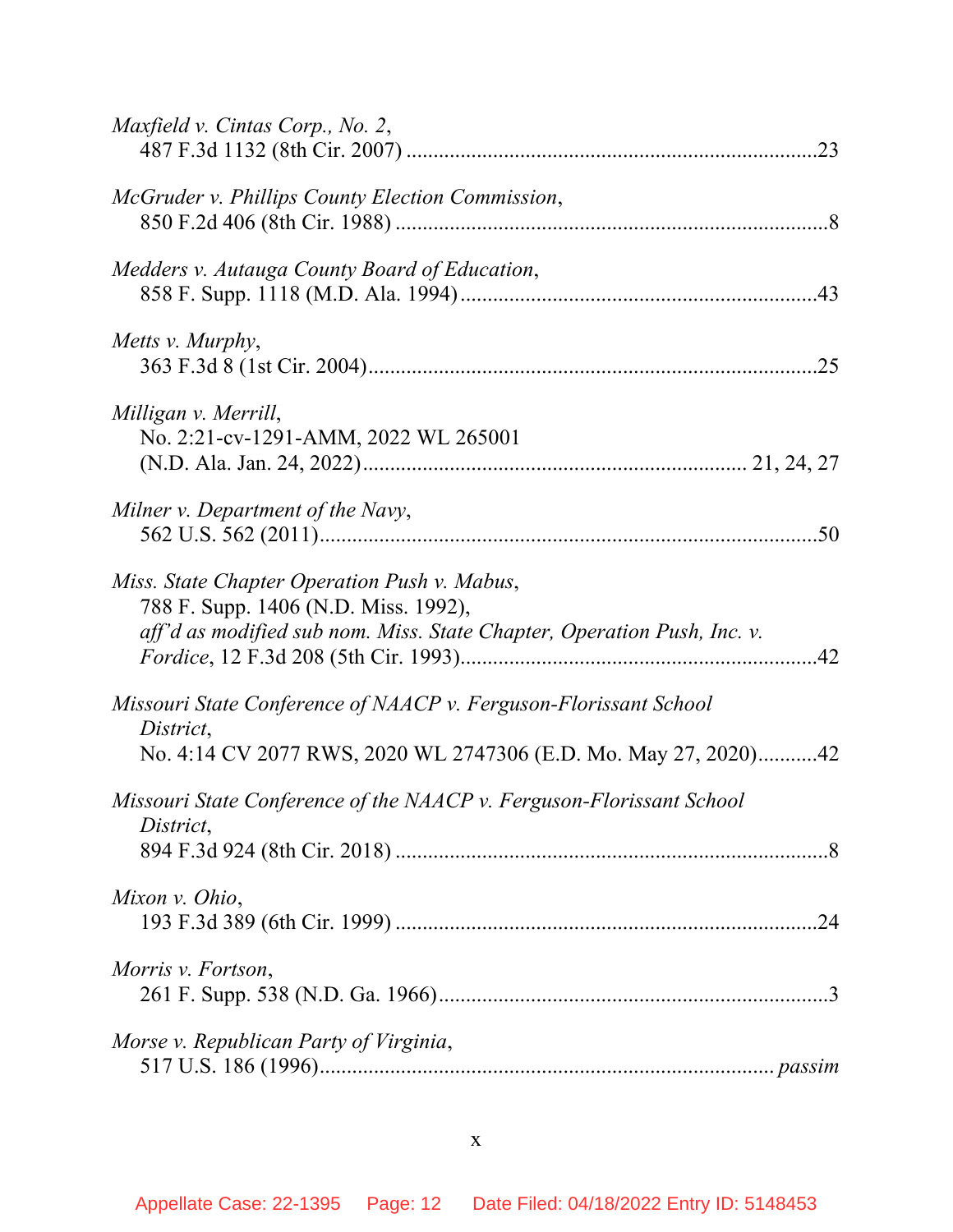*Maxfield v. Cintas Corp., No. 2*,
487 F.3d 1132 (8th Cir. 2007) ............................................................................23

*McGruder v. Phillips County Election Commission*,
850 F.2d 406 (8th Cir. 1988) ................................................................................8

*Medders v. Autauga County Board of Education*,
858 F. Supp. 1118 (M.D. Ala. 1994) ..................................................................43

*Metts v. Murphy*,
363 F.3d 8 (1st Cir. 2004)....................................................................................25

*Milligan v. Merrill*,
No. 2:21-cv-1291-AMM, 2022 WL 265001
(N.D. Ala. Jan. 24, 2022)...................................................................... 21, 24, 27

*Milner v. Department of the Navy*,
562 U.S. 562 (2011)............................................................................................50

*Miss. State Chapter Operation Push v. Mabus*,
788 F. Supp. 1406 (N.D. Miss. 1992),
*aff'd as modified sub nom. Miss. State Chapter, Operation Push, Inc. v. Fordice*, 12 F.3d 208 (5th Cir. 1993)..................................................................42

*Missouri State Conference of NAACP v. Ferguson-Florissant School District*,
No. 4:14 CV 2077 RWS, 2020 WL 2747306 (E.D. Mo. May 27, 2020)...........42

*Missouri State Conference of the NAACP v. Ferguson-Florissant School District*,
894 F.3d 924 (8th Cir. 2018) ................................................................................8

*Mixon v. Ohio*,
193 F.3d 389 (6th Cir. 1999) ..............................................................................24

*Morris v. Fortson*,
261 F. Supp. 538 (N.D. Ga. 1966)........................................................................3

*Morse v. Republican Party of Virginia*,
517 U.S. 186 (1996)................................................................................... *passim*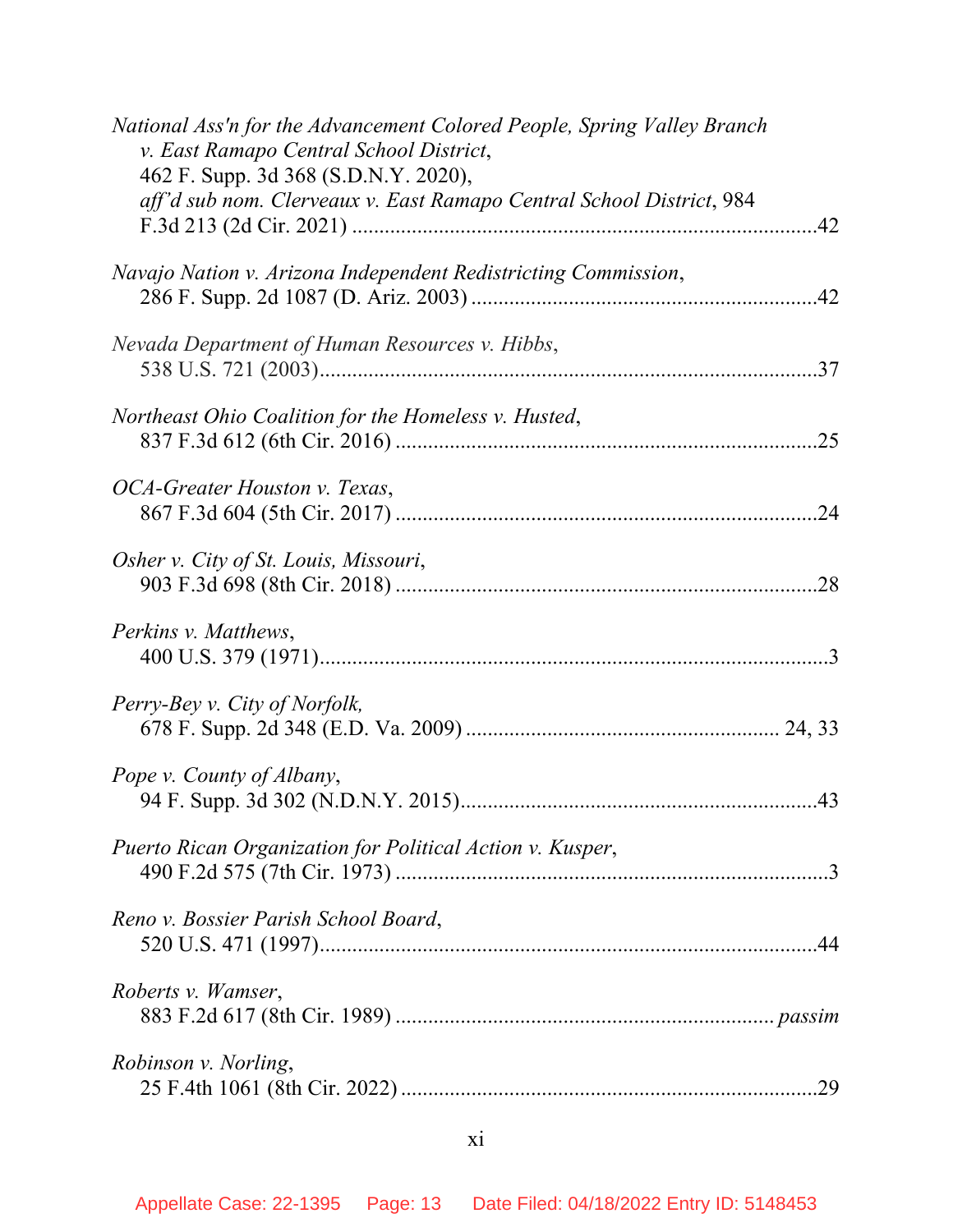*National Ass'n for the Advancement Colored People, Spring Valley Branch v. East Ramapo Central School District*, 462 F. Supp. 3d 368 (S.D.N.Y. 2020), *aff'd sub nom. Clerveaux v. East Ramapo Central School District*, 984 F.3d 213 (2d Cir. 2021) ......................................................................................42

*Navajo Nation v. Arizona Independent Redistricting Commission*, 286 F. Supp. 2d 1087 (D. Ariz. 2003) ................................................................42

*Nevada Department of Human Resources v. Hibbs*, 538 U.S. 721 (2003)............................................................................................37

*Northeast Ohio Coalition for the Homeless v. Husted*, 837 F.3d 612 (6th Cir. 2016) ..............................................................................25

*OCA-Greater Houston v. Texas*, 867 F.3d 604 (5th Cir. 2017) ..............................................................................24

*Osher v. City of St. Louis, Missouri*, 903 F.3d 698 (8th Cir. 2018) ..............................................................................28

*Perkins v. Matthews*, 400 U.S. 379 (1971)..............................................................................................3

*Perry-Bey v. City of Norfolk,* 678 F. Supp. 2d 348 (E.D. Va. 2009) .......................................................... 24, 33

*Pope v. County of Albany*, 94 F. Supp. 3d 302 (N.D.N.Y. 2015)..................................................................43

*Puerto Rican Organization for Political Action v. Kusper*, 490 F.2d 575 (7th Cir. 1973) ................................................................................3

*Reno v. Bossier Parish School Board*, 520 U.S. 471 (1997)............................................................................................44

*Roberts v. Wamser*, 883 F.2d 617 (8th Cir. 1989) ..................................................................... *passim*

*Robinson v. Norling*, 25 F.4th 1061 (8th Cir. 2022) .............................................................................29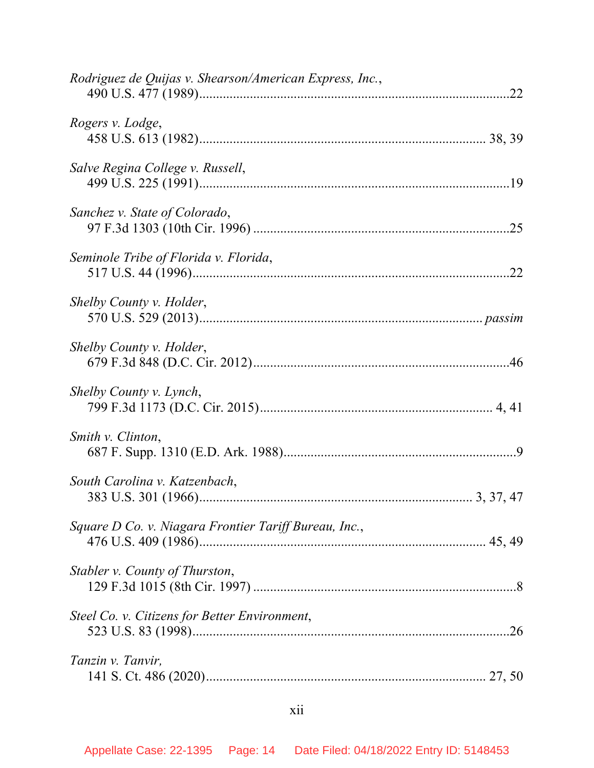*Rodriguez de Quijas v. Shearson/American Express, Inc.*,
490 U.S. 477 (1989)..........................................................................................22

*Rogers v. Lodge*,
458 U.S. 613 (1982)................................................................................... 38, 39

*Salve Regina College v. Russell*,
499 U.S. 225 (1991)..........................................................................................19

*Sanchez v. State of Colorado*,
97 F.3d 1303 (10th Cir. 1996) ...........................................................................25

*Seminole Tribe of Florida v. Florida*,
517 U.S. 44 (1996)............................................................................................22

*Shelby County v. Holder*,
570 U.S. 529 (2013)................................................................................... *passim*

*Shelby County v. Holder*,
679 F.3d 848 (D.C. Cir. 2012)...........................................................................46

*Shelby County v. Lynch*,
799 F.3d 1173 (D.C. Cir. 2015)..................................................................... 4, 41

*Smith v. Clinton*,
687 F. Supp. 1310 (E.D. Ark. 1988)....................................................................9

*South Carolina v. Katzenbach*,
383 U.S. 301 (1966)............................................................................... 3, 37, 47

*Square D Co. v. Niagara Frontier Tariff Bureau, Inc.*,
476 U.S. 409 (1986)................................................................................... 45, 49

*Stabler v. County of Thurston*,
129 F.3d 1015 (8th Cir. 1997) ............................................................................8

*Steel Co. v. Citizens for Better Environment*,
523 U.S. 83 (1998)............................................................................................26

*Tanzin v. Tanvir,*
141 S. Ct. 486 (2020).................................................................................. 27, 50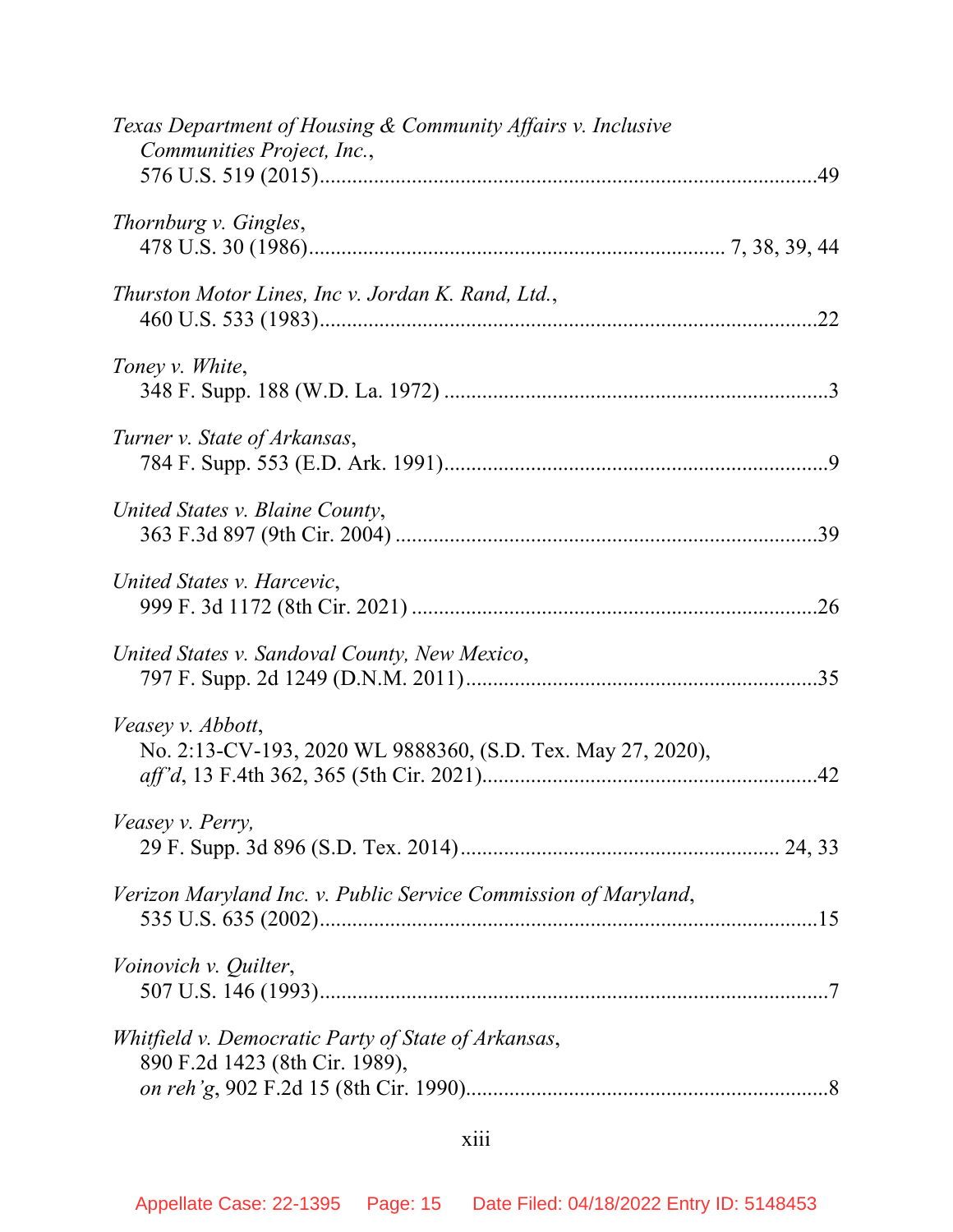*Texas Department of Housing & Community Affairs v. Inclusive Communities Project, Inc.*,
576 U.S. 519 (2015)...........................................................................................49

*Thornburg v. Gingles*,
478 U.S. 30 (1986)............................................................................ 7, 38, 39, 44

*Thurston Motor Lines, Inc v. Jordan K. Rand, Ltd.*,
460 U.S. 533 (1983)...........................................................................................22

*Toney v. White*,
348 F. Supp. 188 (W.D. La. 1972) ......................................................................3

*Turner v. State of Arkansas*,
784 F. Supp. 553 (E.D. Ark. 1991)......................................................................9

*United States v. Blaine County*,
363 F.3d 897 (9th Cir. 2004) .............................................................................39

*United States v. Harcevic*,
999 F. 3d 1172 (8th Cir. 2021) ..........................................................................26

*United States v. Sandoval County, New Mexico*,
797 F. Supp. 2d 1249 (D.N.M. 2011)................................................................35

*Veasey v. Abbott*,
No. 2:13-CV-193, 2020 WL 9888360, (S.D. Tex. May 27, 2020),
*aff'd*, 13 F.4th 362, 365 (5th Cir. 2021).............................................................42

*Veasey v. Perry,*
29 F. Supp. 3d 896 (S.D. Tex. 2014).......................................................... 24, 33

*Verizon Maryland Inc. v. Public Service Commission of Maryland*,
535 U.S. 635 (2002)...........................................................................................15

*Voinovich v. Quilter*,
507 U.S. 146 (1993).............................................................................................7

*Whitfield v. Democratic Party of State of Arkansas*,
890 F.2d 1423 (8th Cir. 1989),
*on reh'g*, 902 F.2d 15 (8th Cir. 1990)..................................................................8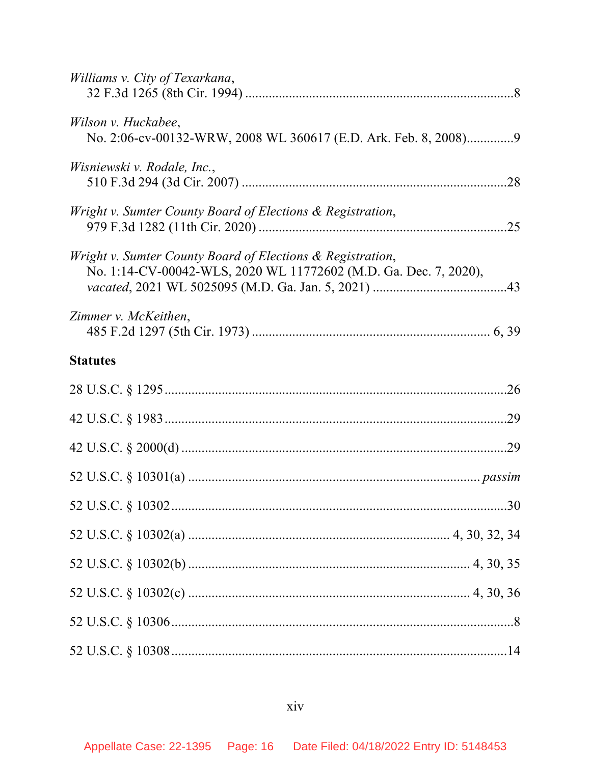*Williams v. City of Texarkana*,
32 F.3d 1265 (8th Cir. 1994) ....................................................................................8

*Wilson v. Huckabee*,
No. 2:06-cv-00132-WRW, 2008 WL 360617 (E.D. Ark. Feb. 8, 2008)..............9

*Wisniewski v. Rodale, Inc.*,
510 F.3d 294 (3d Cir. 2007) ....................................................................................28

*Wright v. Sumter County Board of Elections & Registration*,
979 F.3d 1282 (11th Cir. 2020) ...............................................................................25

*Wright v. Sumter County Board of Elections & Registration*,
No. 1:14-CV-00042-WLS, 2020 WL 11772602 (M.D. Ga. Dec. 7, 2020),
*vacated*, 2021 WL 5025095 (M.D. Ga. Jan. 5, 2021) ........................................43

*Zimmer v. McKeithen*,
485 F.2d 1297 (5th Cir. 1973) ........................................................................ 6, 39

**Statutes**

28 U.S.C. § 1295.......................................................................................................26

42 U.S.C. § 1983.......................................................................................................29

42 U.S.C. § 2000(d) ..................................................................................................29

52 U.S.C. § 10301(a) ........................................................................................ *passim*

52 U.S.C. § 10302.....................................................................................................30

52 U.S.C. § 10302(a) ............................................................................ 4, 30, 32, 34

52 U.S.C. § 10302(b) ................................................................................ 4, 30, 35

52 U.S.C. § 10302(c) ................................................................................ 4, 30, 36

52 U.S.C. § 10306.......................................................................................................8

52 U.S.C. § 10308.....................................................................................................14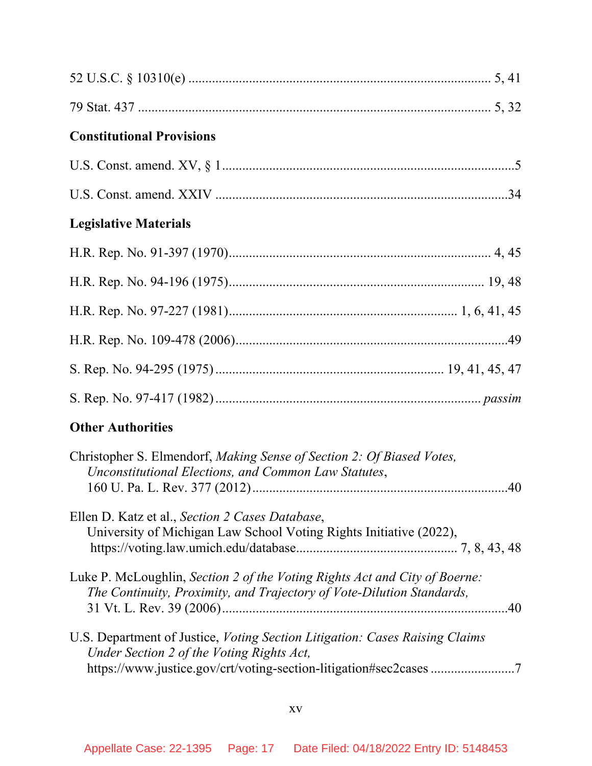52 U.S.C. § 10310(e) ........................................................................................ 5, 41

79 Stat. 437 ........................................................................................................ 5, 32

**Constitutional Provisions**

U.S. Const. amend. XV, § 1 ....................................................................................5

U.S. Const. amend. XXIV ......................................................................................34

**Legislative Materials**

H.R. Rep. No. 91-397 (1970)............................................................................. 4, 45

H.R. Rep. No. 94-196 (1975)........................................................................... 19, 48

H.R. Rep. No. 97-227 (1981)................................................................... 1, 6, 41, 45

H.R. Rep. No. 109-478 (2006)..................................................................................49

S. Rep. No. 94-295 (1975) .................................................................... 19, 41, 45, 47

S. Rep. No. 97-417 (1982) .............................................................................. *passim*

**Other Authorities**

Christopher S. Elmendorf, *Making Sense of Section 2: Of Biased Votes, Unconstitutional Elections, and Common Law Statutes*, 160 U. Pa. L. Rev. 377 (2012)............................................................................40

Ellen D. Katz et al., *Section 2 Cases Database*, University of Michigan Law School Voting Rights Initiative (2022), https://voting.law.umich.edu/database............................................... 7, 8, 43, 48

Luke P. McLoughlin, *Section 2 of the Voting Rights Act and City of Boerne: The Continuity, Proximity, and Trajectory of Vote-Dilution Standards,* 31 Vt. L. Rev. 39 (2006)....................................................................................40

U.S. Department of Justice, *Voting Section Litigation: Cases Raising Claims Under Section 2 of the Voting Rights Act,* https://www.justice.gov/crt/voting-section-litigation#sec2cases .........................7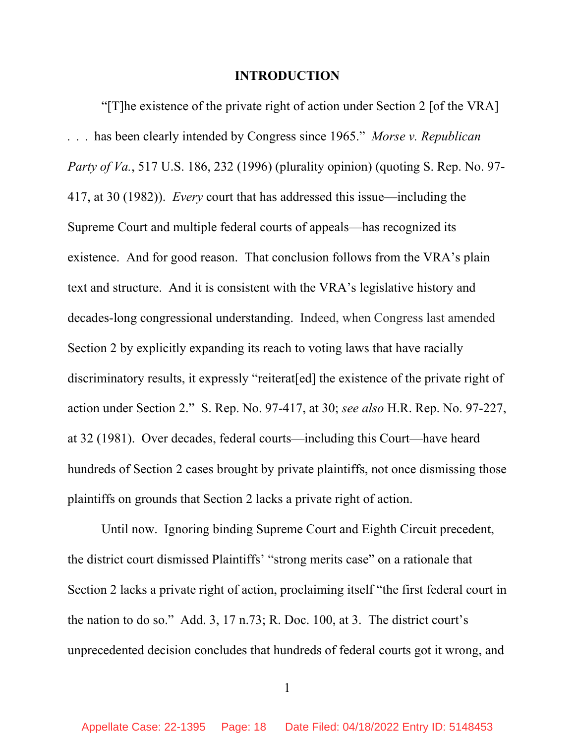## INTRODUCTION

"[T]he existence of the private right of action under Section 2 [of the VRA] . . . has been clearly intended by Congress since 1965." *Morse v. Republican Party of Va.*, 517 U.S. 186, 232 (1996) (plurality opinion) (quoting S. Rep. No. 97-417, at 30 (1982)). *Every* court that has addressed this issue—including the Supreme Court and multiple federal courts of appeals—has recognized its existence. And for good reason. That conclusion follows from the VRA's plain text and structure. And it is consistent with the VRA's legislative history and decades-long congressional understanding. Indeed, when Congress last amended Section 2 by explicitly expanding its reach to voting laws that have racially discriminatory results, it expressly "reiterat[ed] the existence of the private right of action under Section 2." S. Rep. No. 97-417, at 30; *see also* H.R. Rep. No. 97-227, at 32 (1981). Over decades, federal courts—including this Court—have heard hundreds of Section 2 cases brought by private plaintiffs, not once dismissing those plaintiffs on grounds that Section 2 lacks a private right of action.

Until now. Ignoring binding Supreme Court and Eighth Circuit precedent, the district court dismissed Plaintiffs' "strong merits case" on a rationale that Section 2 lacks a private right of action, proclaiming itself "the first federal court in the nation to do so." Add. 3, 17 n.73; R. Doc. 100, at 3. The district court's unprecedented decision concludes that hundreds of federal courts got it wrong, and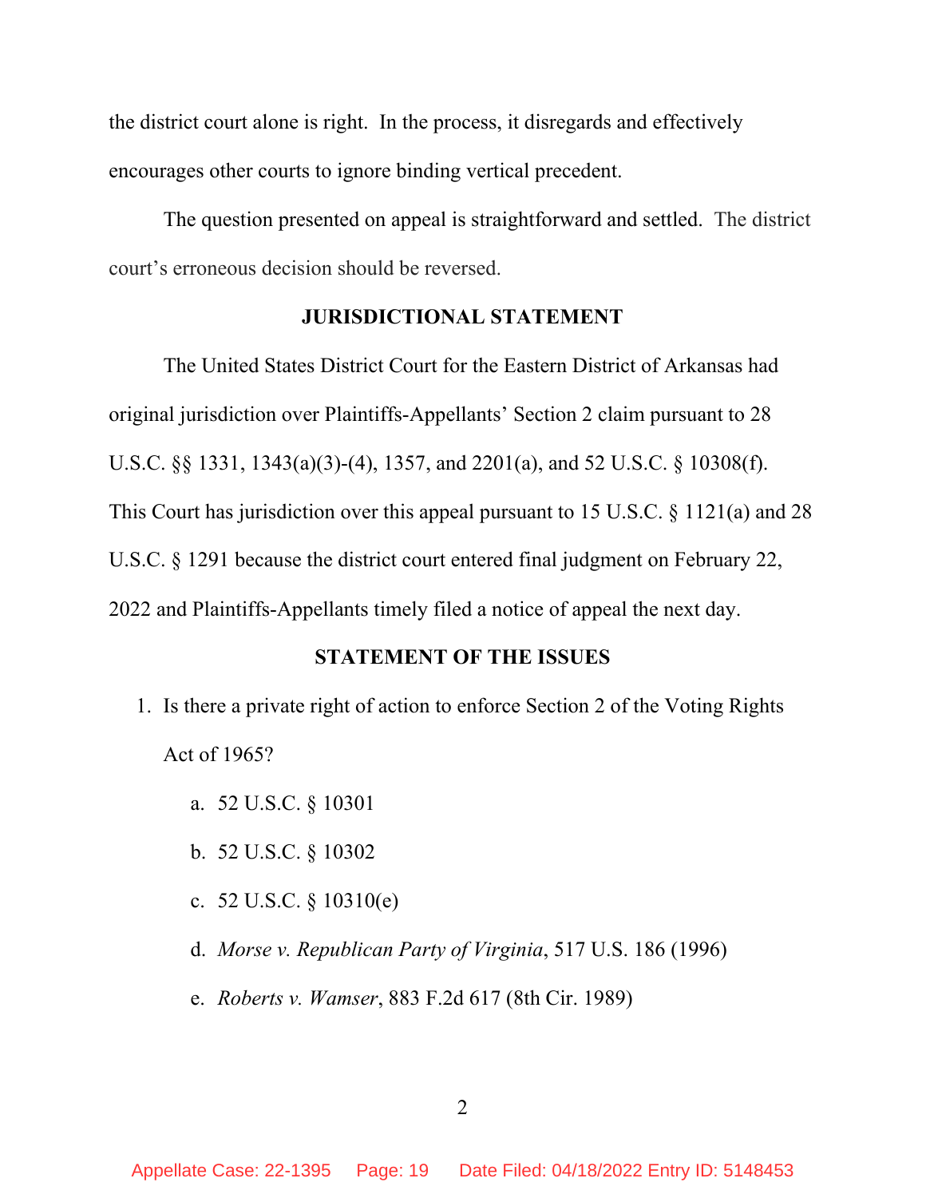the district court alone is right. In the process, it disregards and effectively encourages other courts to ignore binding vertical precedent.

The question presented on appeal is straightforward and settled. The district court's erroneous decision should be reversed.

## JURISDICTIONAL STATEMENT

The United States District Court for the Eastern District of Arkansas had original jurisdiction over Plaintiffs-Appellants' Section 2 claim pursuant to 28 U.S.C. §§ 1331, 1343(a)(3)-(4), 1357, and 2201(a), and 52 U.S.C. § 10308(f). This Court has jurisdiction over this appeal pursuant to 15 U.S.C. § 1121(a) and 28 U.S.C. § 1291 because the district court entered final judgment on February 22, 2022 and Plaintiffs-Appellants timely filed a notice of appeal the next day.

## STATEMENT OF THE ISSUES

1. Is there a private right of action to enforce Section 2 of the Voting Rights Act of 1965?
   a. 52 U.S.C. § 10301
   b. 52 U.S.C. § 10302
   c. 52 U.S.C. § 10310(e)
   d. *Morse v. Republican Party of Virginia*, 517 U.S. 186 (1996)
   e. *Roberts v. Wamser*, 883 F.2d 617 (8th Cir. 1989)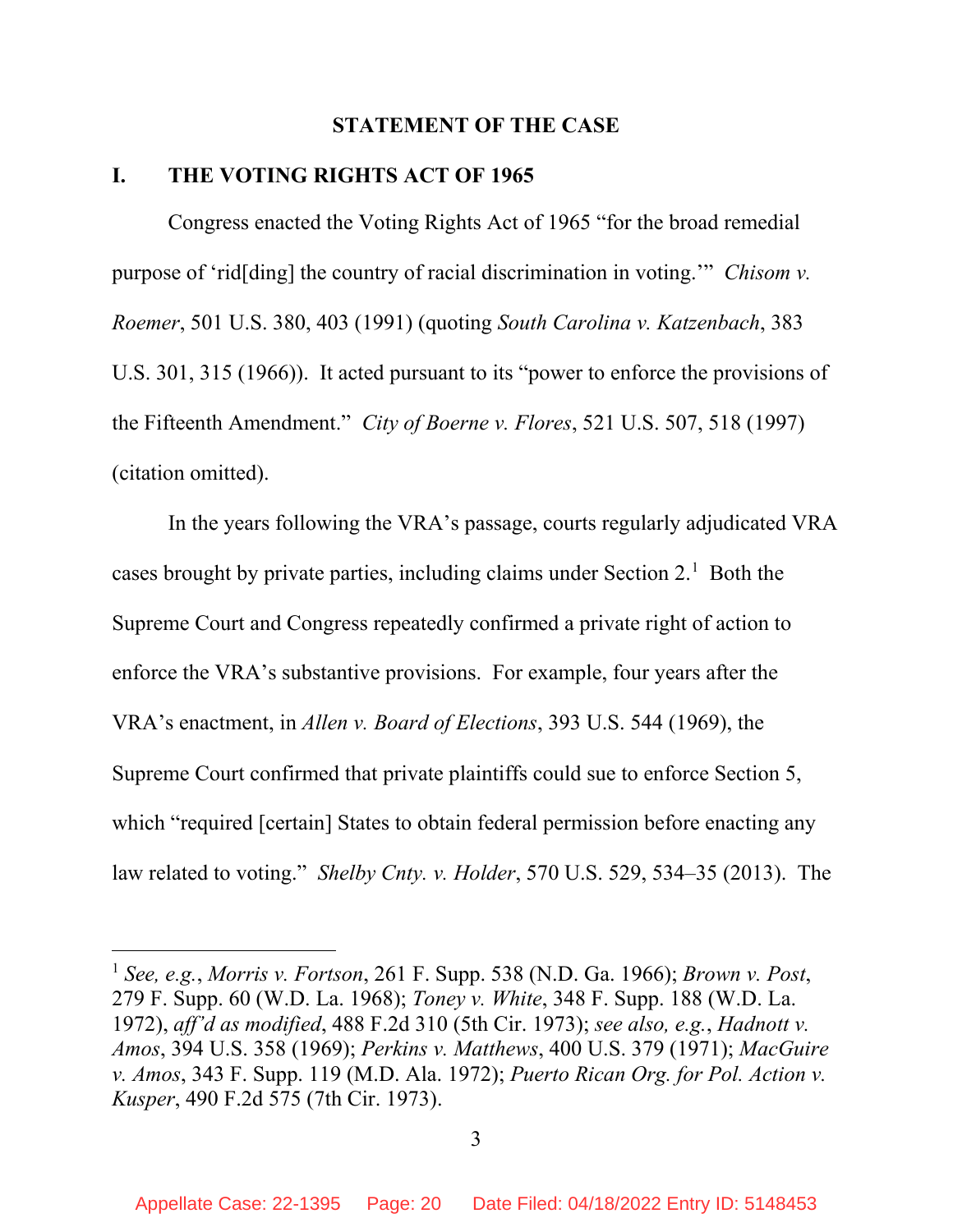## STATEMENT OF THE CASE

### I. THE VOTING RIGHTS ACT OF 1965

Congress enacted the Voting Rights Act of 1965 "for the broad remedial purpose of 'rid[ding] the country of racial discrimination in voting.'" *Chisom v. Roemer*, 501 U.S. 380, 403 (1991) (quoting *South Carolina v. Katzenbach*, 383 U.S. 301, 315 (1966)). It acted pursuant to its "power to enforce the provisions of the Fifteenth Amendment." *City of Boerne v. Flores*, 521 U.S. 507, 518 (1997) (citation omitted).

In the years following the VRA's passage, courts regularly adjudicated VRA cases brought by private parties, including claims under Section 2.[1] Both the Supreme Court and Congress repeatedly confirmed a private right of action to enforce the VRA's substantive provisions. For example, four years after the VRA's enactment, in *Allen v. Board of Elections*, 393 U.S. 544 (1969), the Supreme Court confirmed that private plaintiffs could sue to enforce Section 5, which "required [certain] States to obtain federal permission before enacting any law related to voting." *Shelby Cnty. v. Holder*, 570 U.S. 529, 534–35 (2013). The

[1] *See, e.g.*, *Morris v. Fortson*, 261 F. Supp. 538 (N.D. Ga. 1966); *Brown v. Post*, 279 F. Supp. 60 (W.D. La. 1968); *Toney v. White*, 348 F. Supp. 188 (W.D. La. 1972), *aff'd as modified*, 488 F.2d 310 (5th Cir. 1973); *see also, e.g.*, *Hadnott v. Amos*, 394 U.S. 358 (1969); *Perkins v. Matthews*, 400 U.S. 379 (1971); *MacGuire v. Amos*, 343 F. Supp. 119 (M.D. Ala. 1972); *Puerto Rican Org. for Pol. Action v. Kusper*, 490 F.2d 575 (7th Cir. 1973).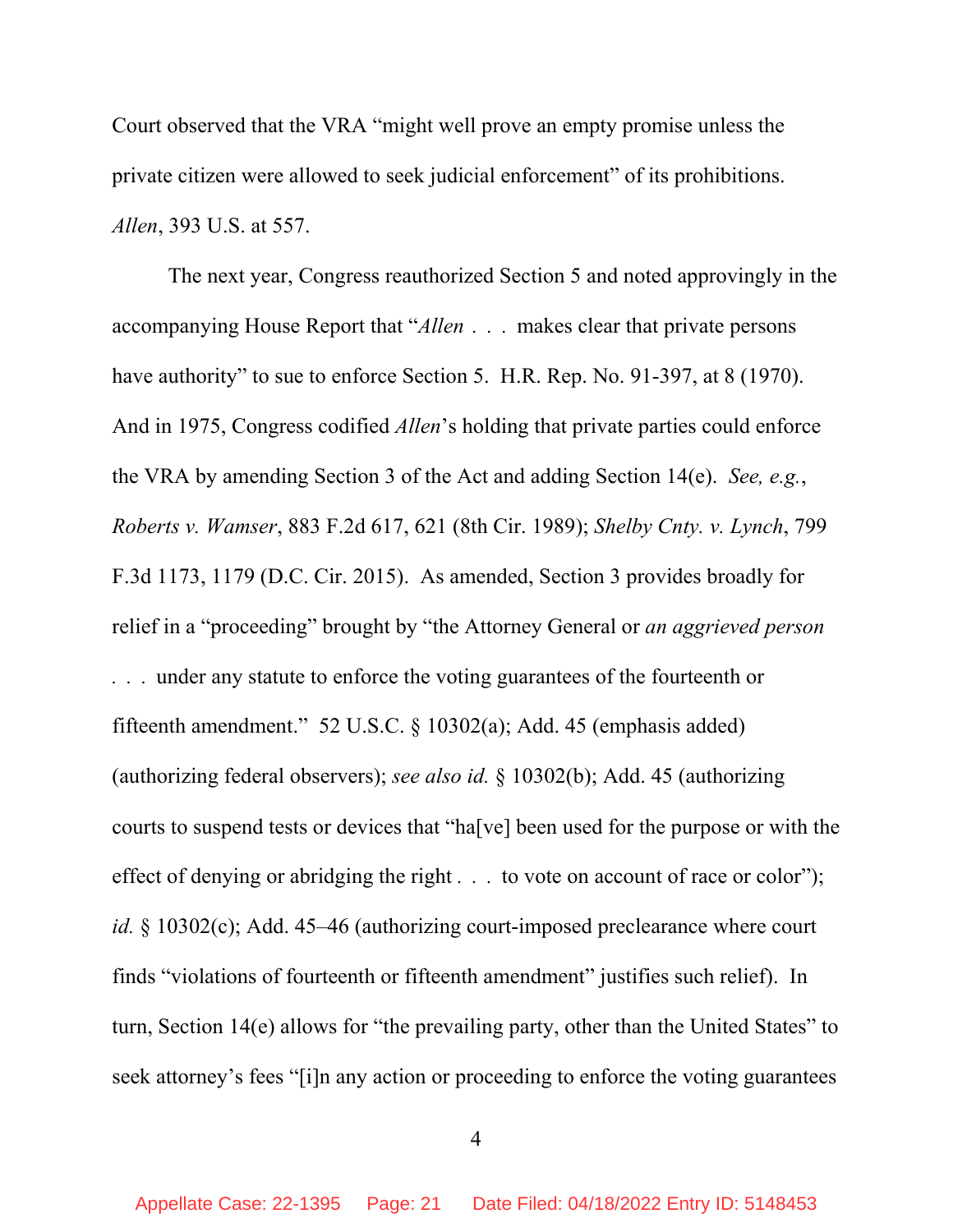Court observed that the VRA "might well prove an empty promise unless the private citizen were allowed to seek judicial enforcement" of its prohibitions. *Allen*, 393 U.S. at 557.

The next year, Congress reauthorized Section 5 and noted approvingly in the accompanying House Report that "*Allen* . . . makes clear that private persons have authority" to sue to enforce Section 5. H.R. Rep. No. 91-397, at 8 (1970). And in 1975, Congress codified *Allen*'s holding that private parties could enforce the VRA by amending Section 3 of the Act and adding Section 14(e). *See, e.g.*, *Roberts v. Wamser*, 883 F.2d 617, 621 (8th Cir. 1989); *Shelby Cnty. v. Lynch*, 799 F.3d 1173, 1179 (D.C. Cir. 2015). As amended, Section 3 provides broadly for relief in a "proceeding" brought by "the Attorney General or *an aggrieved person* . . . under any statute to enforce the voting guarantees of the fourteenth or fifteenth amendment." 52 U.S.C. § 10302(a); Add. 45 (emphasis added) (authorizing federal observers); *see also id.* § 10302(b); Add. 45 (authorizing courts to suspend tests or devices that "ha[ve] been used for the purpose or with the effect of denying or abridging the right . . . to vote on account of race or color"); *id.* § 10302(c); Add. 45–46 (authorizing court-imposed preclearance where court finds "violations of fourteenth or fifteenth amendment" justifies such relief). In turn, Section 14(e) allows for "the prevailing party, other than the United States" to seek attorney's fees "[i]n any action or proceeding to enforce the voting guarantees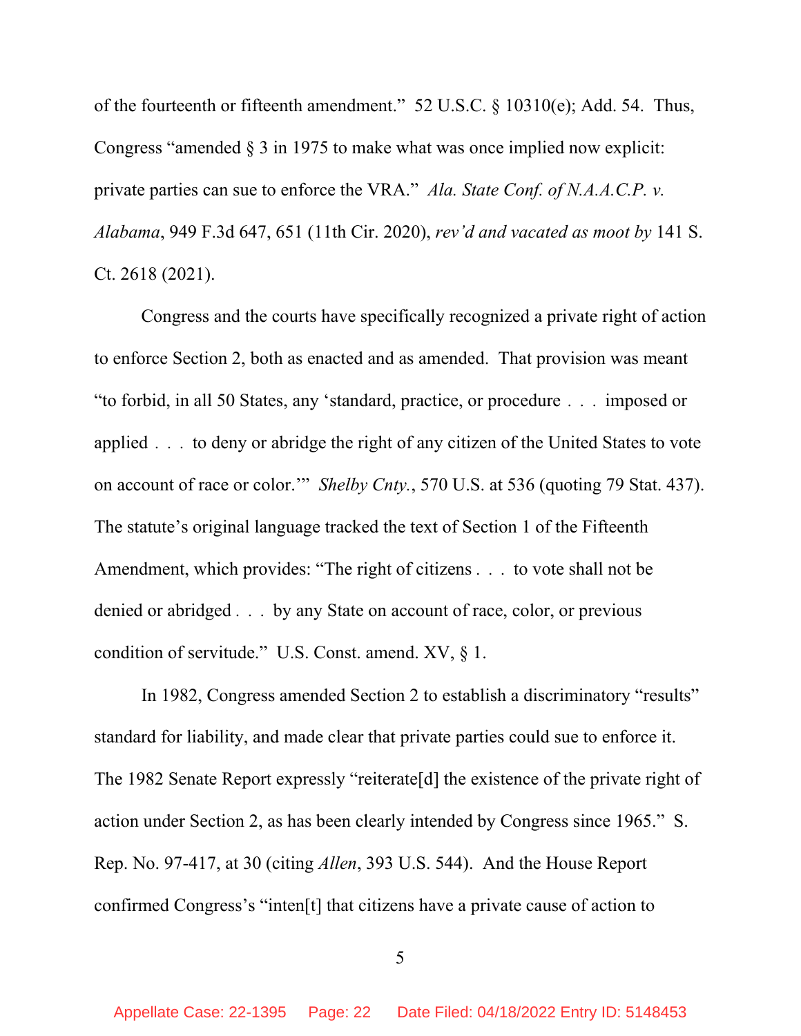of the fourteenth or fifteenth amendment." 52 U.S.C. § 10310(e); Add. 54. Thus, Congress "amended § 3 in 1975 to make what was once implied now explicit: private parties can sue to enforce the VRA." *Ala. State Conf. of N.A.A.C.P. v. Alabama*, 949 F.3d 647, 651 (11th Cir. 2020), *rev'd and vacated as moot by* 141 S. Ct. 2618 (2021).

Congress and the courts have specifically recognized a private right of action to enforce Section 2, both as enacted and as amended. That provision was meant "to forbid, in all 50 States, any 'standard, practice, or procedure . . . imposed or applied . . . to deny or abridge the right of any citizen of the United States to vote on account of race or color.'" *Shelby Cnty.*, 570 U.S. at 536 (quoting 79 Stat. 437). The statute's original language tracked the text of Section 1 of the Fifteenth Amendment, which provides: "The right of citizens . . . to vote shall not be denied or abridged . . . by any State on account of race, color, or previous condition of servitude." U.S. Const. amend. XV, § 1.

In 1982, Congress amended Section 2 to establish a discriminatory "results" standard for liability, and made clear that private parties could sue to enforce it. The 1982 Senate Report expressly "reiterate[d] the existence of the private right of action under Section 2, as has been clearly intended by Congress since 1965." S. Rep. No. 97-417, at 30 (citing *Allen*, 393 U.S. 544). And the House Report confirmed Congress's "inten[t] that citizens have a private cause of action to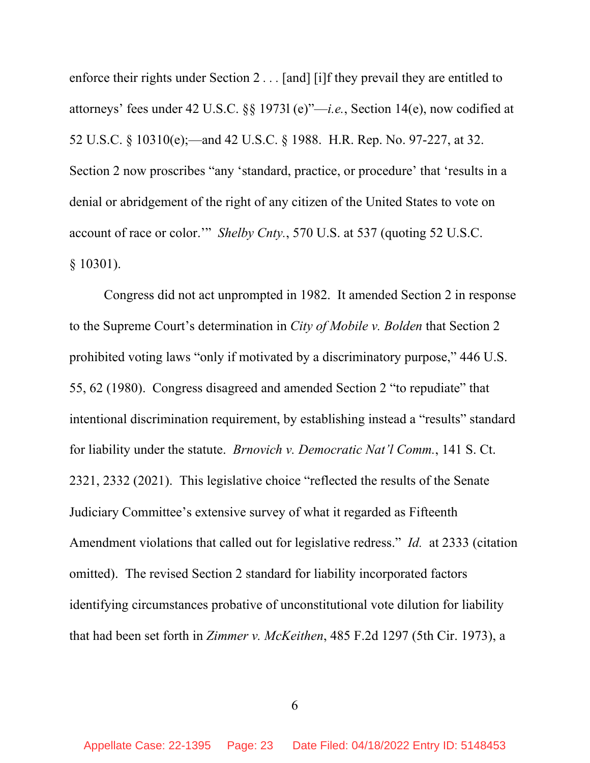enforce their rights under Section 2 . . . [and] [i]f they prevail they are entitled to attorneys' fees under 42 U.S.C. §§ 1973l (e)"—*i.e.*, Section 14(e), now codified at 52 U.S.C. § 10310(e);—and 42 U.S.C. § 1988. H.R. Rep. No. 97-227, at 32. Section 2 now proscribes "any 'standard, practice, or procedure' that 'results in a denial or abridgement of the right of any citizen of the United States to vote on account of race or color.'" *Shelby Cnty.*, 570 U.S. at 537 (quoting 52 U.S.C. § 10301).

Congress did not act unprompted in 1982. It amended Section 2 in response to the Supreme Court's determination in *City of Mobile v. Bolden* that Section 2 prohibited voting laws "only if motivated by a discriminatory purpose," 446 U.S. 55, 62 (1980). Congress disagreed and amended Section 2 "to repudiate" that intentional discrimination requirement, by establishing instead a "results" standard for liability under the statute. *Brnovich v. Democratic Nat'l Comm.*, 141 S. Ct. 2321, 2332 (2021). This legislative choice "reflected the results of the Senate Judiciary Committee's extensive survey of what it regarded as Fifteenth Amendment violations that called out for legislative redress." *Id.* at 2333 (citation omitted). The revised Section 2 standard for liability incorporated factors identifying circumstances probative of unconstitutional vote dilution for liability that had been set forth in *Zimmer v. McKeithen*, 485 F.2d 1297 (5th Cir. 1973), a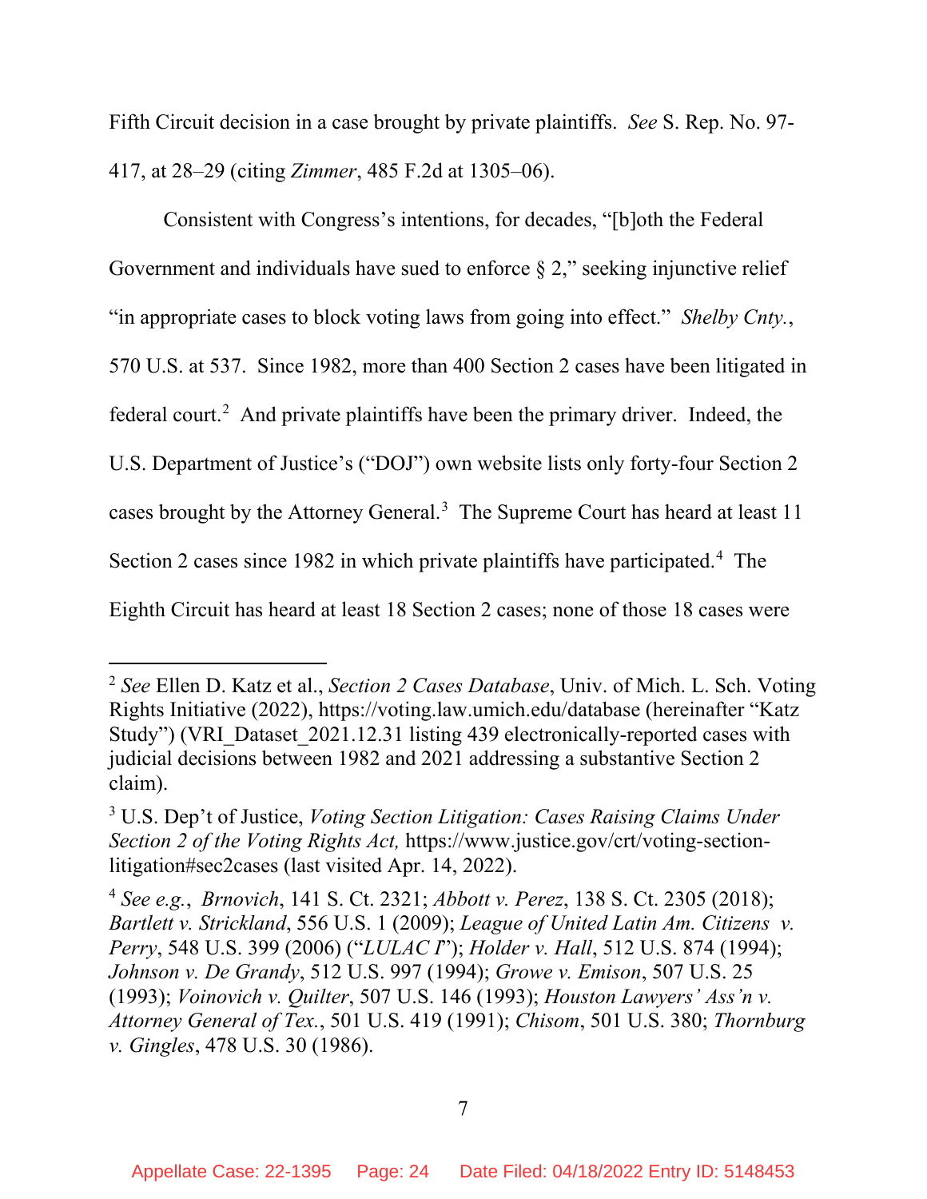Fifth Circuit decision in a case brought by private plaintiffs. *See* S. Rep. No. 97-417, at 28–29 (citing *Zimmer*, 485 F.2d at 1305–06).

Consistent with Congress's intentions, for decades, "[b]oth the Federal Government and individuals have sued to enforce § 2," seeking injunctive relief "in appropriate cases to block voting laws from going into effect." *Shelby Cnty.*, 570 U.S. at 537. Since 1982, more than 400 Section 2 cases have been litigated in federal court.[2] And private plaintiffs have been the primary driver. Indeed, the U.S. Department of Justice's ("DOJ") own website lists only forty-four Section 2 cases brought by the Attorney General.[3] The Supreme Court has heard at least 11 Section 2 cases since 1982 in which private plaintiffs have participated.[4] The Eighth Circuit has heard at least 18 Section 2 cases; none of those 18 cases were

---

[2] *See* Ellen D. Katz et al., *Section 2 Cases Database*, Univ. of Mich. L. Sch. Voting Rights Initiative (2022), https://voting.law.umich.edu/database (hereinafter "Katz Study") (VRI_Dataset_2021.12.31 listing 439 electronically-reported cases with judicial decisions between 1982 and 2021 addressing a substantive Section 2 claim).

[3] U.S. Dep't of Justice, *Voting Section Litigation: Cases Raising Claims Under Section 2 of the Voting Rights Act,* https://www.justice.gov/crt/voting-section-litigation#sec2cases (last visited Apr. 14, 2022).

[4] *See e.g.*, *Brnovich*, 141 S. Ct. 2321; *Abbott v. Perez*, 138 S. Ct. 2305 (2018); *Bartlett v. Strickland*, 556 U.S. 1 (2009); *League of United Latin Am. Citizens v. Perry*, 548 U.S. 399 (2006) ("*LULAC I*"); *Holder v. Hall*, 512 U.S. 874 (1994); *Johnson v. De Grandy*, 512 U.S. 997 (1994); *Growe v. Emison*, 507 U.S. 25 (1993); *Voinovich v. Quilter*, 507 U.S. 146 (1993); *Houston Lawyers' Ass'n v. Attorney General of Tex.*, 501 U.S. 419 (1991); *Chisom*, 501 U.S. 380; *Thornburg v. Gingles*, 478 U.S. 30 (1986).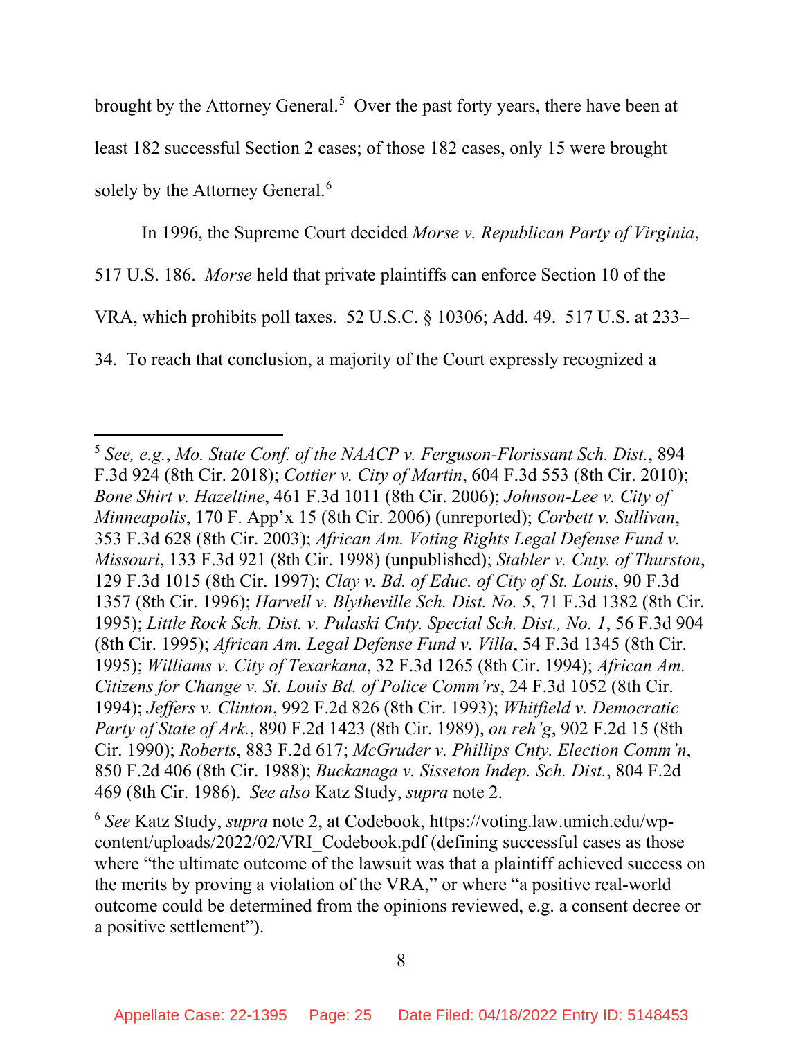brought by the Attorney General.[5] Over the past forty years, there have been at least 182 successful Section 2 cases; of those 182 cases, only 15 were brought solely by the Attorney General.[6]

In 1996, the Supreme Court decided *Morse v. Republican Party of Virginia*, 517 U.S. 186. *Morse* held that private plaintiffs can enforce Section 10 of the VRA, which prohibits poll taxes. 52 U.S.C. § 10306; Add. 49. 517 U.S. at 233–34. To reach that conclusion, a majority of the Court expressly recognized a

---

[5] *See, e.g.*, *Mo. State Conf. of the NAACP v. Ferguson-Florissant Sch. Dist.*, 894 F.3d 924 (8th Cir. 2018); *Cottier v. City of Martin*, 604 F.3d 553 (8th Cir. 2010); *Bone Shirt v. Hazeltine*, 461 F.3d 1011 (8th Cir. 2006); *Johnson-Lee v. City of Minneapolis*, 170 F. App'x 15 (8th Cir. 2006) (unreported); *Corbett v. Sullivan*, 353 F.3d 628 (8th Cir. 2003); *African Am. Voting Rights Legal Defense Fund v. Missouri*, 133 F.3d 921 (8th Cir. 1998) (unpublished); *Stabler v. Cnty. of Thurston*, 129 F.3d 1015 (8th Cir. 1997); *Clay v. Bd. of Educ. of City of St. Louis*, 90 F.3d 1357 (8th Cir. 1996); *Harvell v. Blytheville Sch. Dist. No. 5*, 71 F.3d 1382 (8th Cir. 1995); *Little Rock Sch. Dist. v. Pulaski Cnty. Special Sch. Dist., No. 1*, 56 F.3d 904 (8th Cir. 1995); *African Am. Legal Defense Fund v. Villa*, 54 F.3d 1345 (8th Cir. 1995); *Williams v. City of Texarkana*, 32 F.3d 1265 (8th Cir. 1994); *African Am. Citizens for Change v. St. Louis Bd. of Police Comm'rs*, 24 F.3d 1052 (8th Cir. 1994); *Jeffers v. Clinton*, 992 F.2d 826 (8th Cir. 1993); *Whitfield v. Democratic Party of State of Ark.*, 890 F.2d 1423 (8th Cir. 1989), *on reh'g*, 902 F.2d 15 (8th Cir. 1990); *Roberts*, 883 F.2d 617; *McGruder v. Phillips Cnty. Election Comm'n*, 850 F.2d 406 (8th Cir. 1988); *Buckanaga v. Sisseton Indep. Sch. Dist.*, 804 F.2d 469 (8th Cir. 1986). *See also* Katz Study, *supra* note 2.

[6] *See* Katz Study, *supra* note 2, at Codebook, https://voting.law.umich.edu/wp-content/uploads/2022/02/VRI_Codebook.pdf (defining successful cases as those where "the ultimate outcome of the lawsuit was that a plaintiff achieved success on the merits by proving a violation of the VRA," or where "a positive real-world outcome could be determined from the opinions reviewed, e.g. a consent decree or a positive settlement").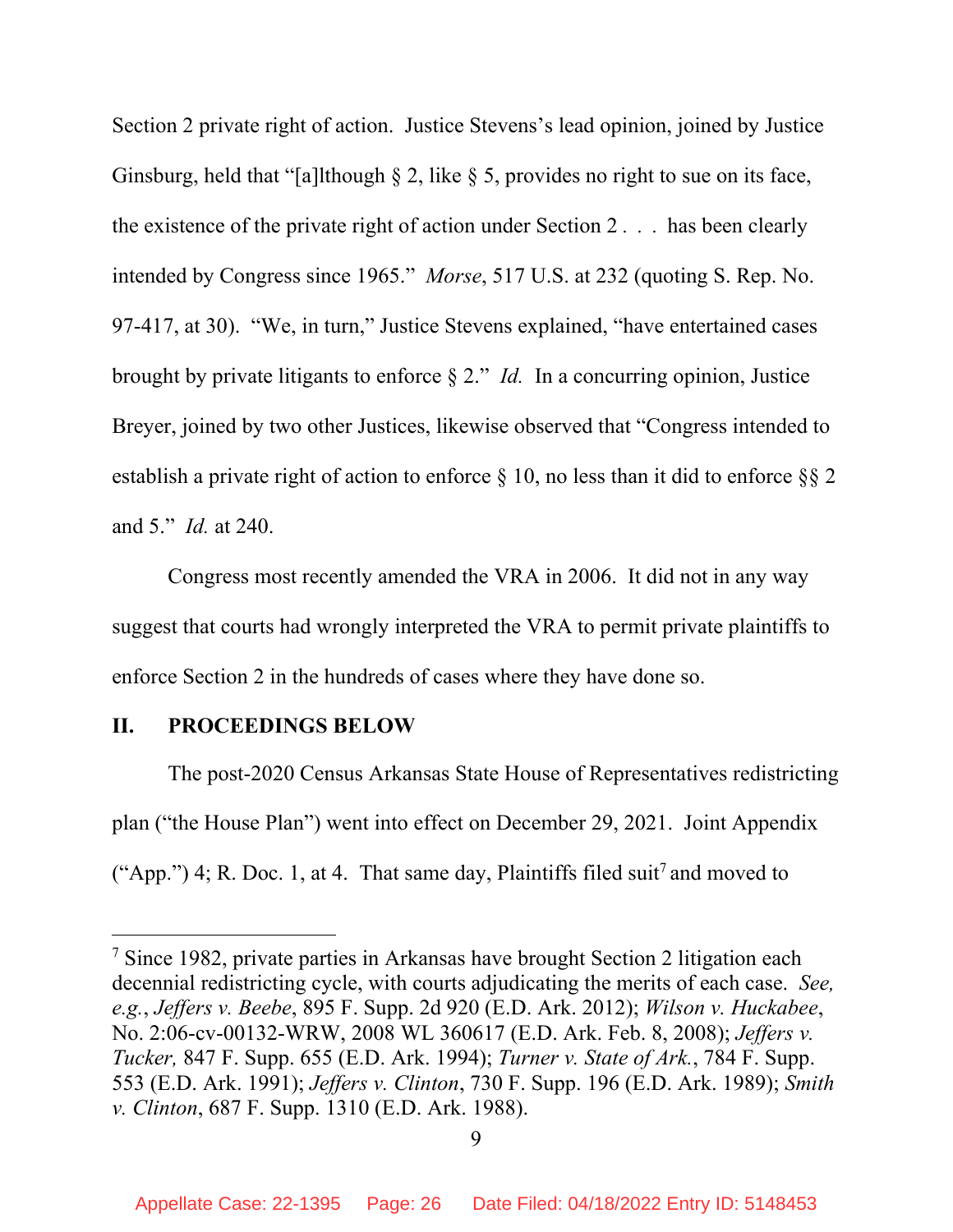Section 2 private right of action. Justice Stevens's lead opinion, joined by Justice Ginsburg, held that "[a]lthough § 2, like § 5, provides no right to sue on its face, the existence of the private right of action under Section 2 . . . has been clearly intended by Congress since 1965." *Morse*, 517 U.S. at 232 (quoting S. Rep. No. 97-417, at 30). "We, in turn," Justice Stevens explained, "have entertained cases brought by private litigants to enforce § 2." *Id.* In a concurring opinion, Justice Breyer, joined by two other Justices, likewise observed that "Congress intended to establish a private right of action to enforce § 10, no less than it did to enforce §§ 2 and 5." *Id.* at 240.

Congress most recently amended the VRA in 2006. It did not in any way suggest that courts had wrongly interpreted the VRA to permit private plaintiffs to enforce Section 2 in the hundreds of cases where they have done so.

## II. PROCEEDINGS BELOW

The post-2020 Census Arkansas State House of Representatives redistricting plan ("the House Plan") went into effect on December 29, 2021. Joint Appendix ("App.") 4; R. Doc. 1, at 4. That same day, Plaintiffs filed suit[7] and moved to

---

[7] Since 1982, private parties in Arkansas have brought Section 2 litigation each decennial redistricting cycle, with courts adjudicating the merits of each case. *See, e.g.*, *Jeffers v. Beebe*, 895 F. Supp. 2d 920 (E.D. Ark. 2012); *Wilson v. Huckabee*, No. 2:06-cv-00132-WRW, 2008 WL 360617 (E.D. Ark. Feb. 8, 2008); *Jeffers v. Tucker,* 847 F. Supp. 655 (E.D. Ark. 1994); *Turner v. State of Ark.*, 784 F. Supp. 553 (E.D. Ark. 1991); *Jeffers v. Clinton*, 730 F. Supp. 196 (E.D. Ark. 1989); *Smith v. Clinton*, 687 F. Supp. 1310 (E.D. Ark. 1988).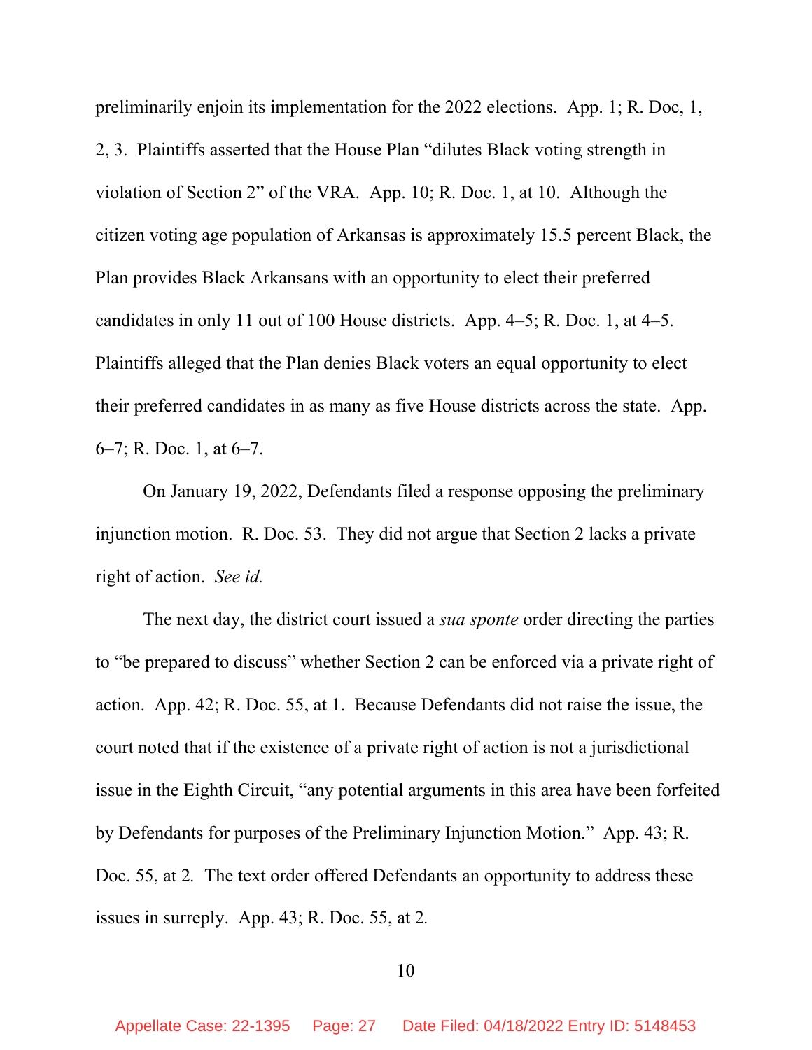preliminarily enjoin its implementation for the 2022 elections. App. 1; R. Doc, 1, 2, 3. Plaintiffs asserted that the House Plan "dilutes Black voting strength in violation of Section 2" of the VRA. App. 10; R. Doc. 1, at 10. Although the citizen voting age population of Arkansas is approximately 15.5 percent Black, the Plan provides Black Arkansans with an opportunity to elect their preferred candidates in only 11 out of 100 House districts. App. 4–5; R. Doc. 1, at 4–5. Plaintiffs alleged that the Plan denies Black voters an equal opportunity to elect their preferred candidates in as many as five House districts across the state. App. 6–7; R. Doc. 1, at 6–7.

On January 19, 2022, Defendants filed a response opposing the preliminary injunction motion. R. Doc. 53. They did not argue that Section 2 lacks a private right of action. *See id.*

The next day, the district court issued a *sua sponte* order directing the parties to "be prepared to discuss" whether Section 2 can be enforced via a private right of action. App. 42; R. Doc. 55, at 1. Because Defendants did not raise the issue, the court noted that if the existence of a private right of action is not a jurisdictional issue in the Eighth Circuit, "any potential arguments in this area have been forfeited by Defendants for purposes of the Preliminary Injunction Motion." App. 43; R. Doc. 55, at 2. The text order offered Defendants an opportunity to address these issues in surreply. App. 43; R. Doc. 55, at 2.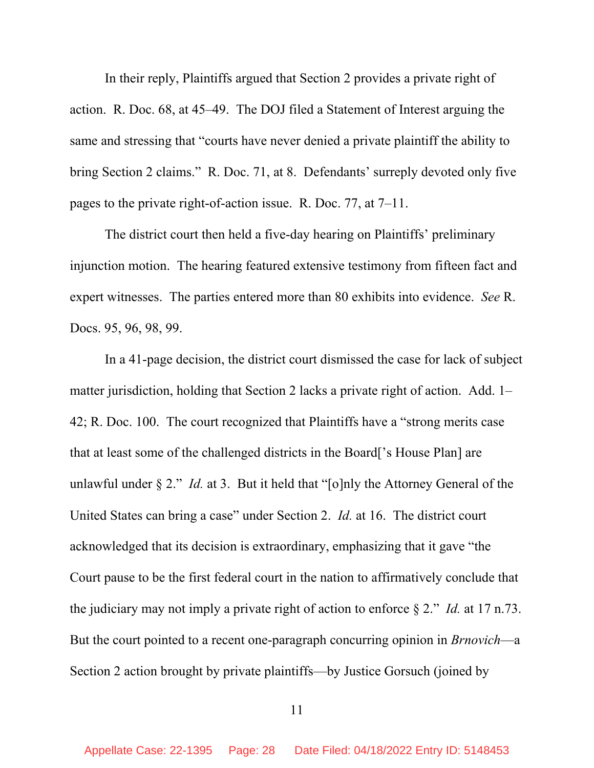In their reply, Plaintiffs argued that Section 2 provides a private right of action. R. Doc. 68, at 45–49. The DOJ filed a Statement of Interest arguing the same and stressing that "courts have never denied a private plaintiff the ability to bring Section 2 claims." R. Doc. 71, at 8. Defendants' surreply devoted only five pages to the private right-of-action issue. R. Doc. 77, at 7–11.

The district court then held a five-day hearing on Plaintiffs' preliminary injunction motion. The hearing featured extensive testimony from fifteen fact and expert witnesses. The parties entered more than 80 exhibits into evidence. *See* R. Docs. 95, 96, 98, 99.

In a 41-page decision, the district court dismissed the case for lack of subject matter jurisdiction, holding that Section 2 lacks a private right of action. Add. 1–42; R. Doc. 100. The court recognized that Plaintiffs have a "strong merits case that at least some of the challenged districts in the Board['s House Plan] are unlawful under § 2." *Id.* at 3. But it held that "[o]nly the Attorney General of the United States can bring a case" under Section 2. *Id.* at 16. The district court acknowledged that its decision is extraordinary, emphasizing that it gave "the Court pause to be the first federal court in the nation to affirmatively conclude that the judiciary may not imply a private right of action to enforce § 2." *Id.* at 17 n.73. But the court pointed to a recent one-paragraph concurring opinion in *Brnovich*—a Section 2 action brought by private plaintiffs—by Justice Gorsuch (joined by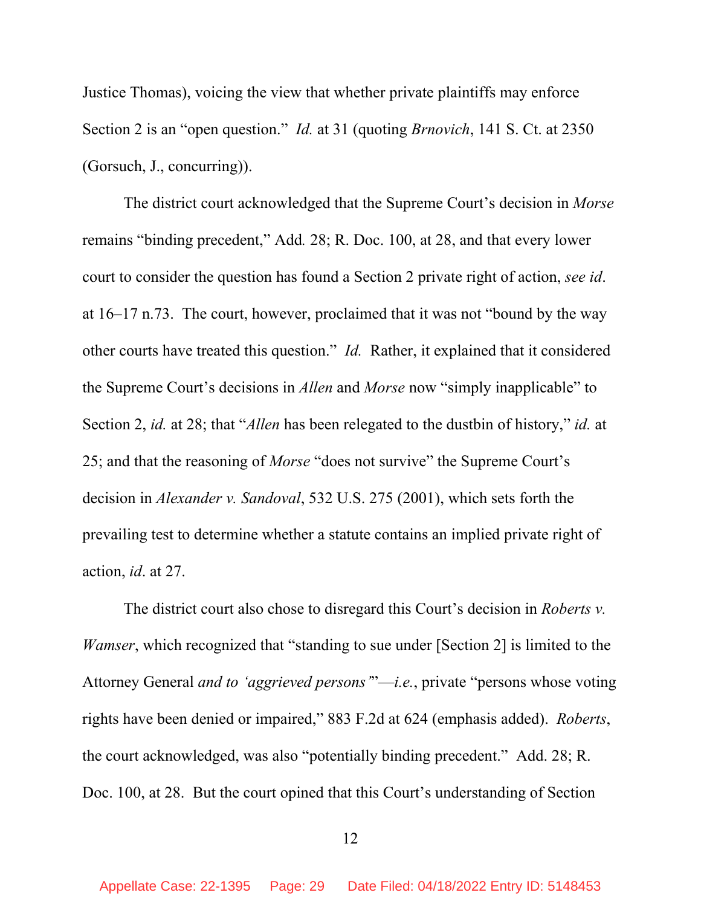Justice Thomas), voicing the view that whether private plaintiffs may enforce Section 2 is an "open question." *Id.* at 31 (quoting *Brnovich*, 141 S. Ct. at 2350 (Gorsuch, J., concurring)).

The district court acknowledged that the Supreme Court's decision in *Morse* remains "binding precedent," Add*.* 28; R. Doc. 100, at 28, and that every lower court to consider the question has found a Section 2 private right of action, *see id*. at 16–17 n.73. The court, however, proclaimed that it was not "bound by the way other courts have treated this question." *Id.* Rather, it explained that it considered the Supreme Court's decisions in *Allen* and *Morse* now "simply inapplicable" to Section 2, *id.* at 28; that "*Allen* has been relegated to the dustbin of history," *id.* at 25; and that the reasoning of *Morse* "does not survive" the Supreme Court's decision in *Alexander v. Sandoval*, 532 U.S. 275 (2001), which sets forth the prevailing test to determine whether a statute contains an implied private right of action, *id*. at 27.

The district court also chose to disregard this Court's decision in *Roberts v. Wamser*, which recognized that "standing to sue under [Section 2] is limited to the Attorney General *and to 'aggrieved persons'*"—*i.e.*, private "persons whose voting rights have been denied or impaired," 883 F.2d at 624 (emphasis added). *Roberts*, the court acknowledged, was also "potentially binding precedent." Add. 28; R. Doc. 100, at 28. But the court opined that this Court's understanding of Section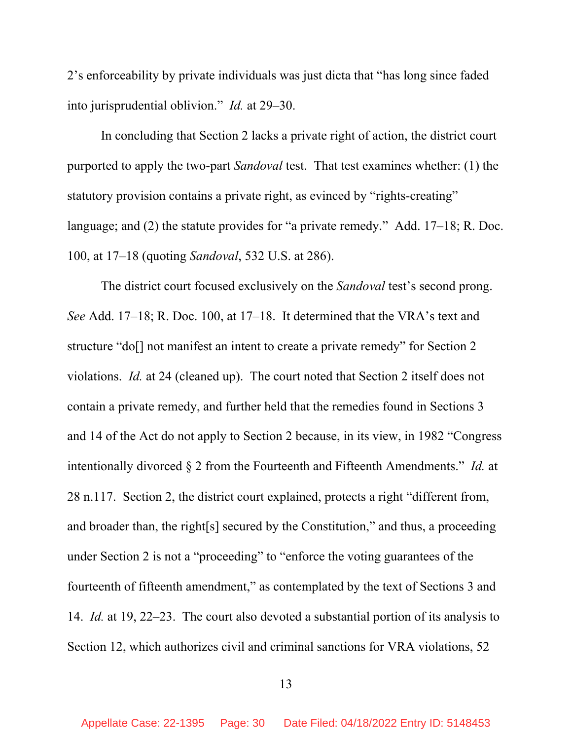2's enforceability by private individuals was just dicta that "has long since faded into jurisprudential oblivion." *Id.* at 29–30.

In concluding that Section 2 lacks a private right of action, the district court purported to apply the two-part *Sandoval* test. That test examines whether: (1) the statutory provision contains a private right, as evinced by "rights-creating" language; and (2) the statute provides for "a private remedy." Add. 17–18; R. Doc. 100, at 17–18 (quoting *Sandoval*, 532 U.S. at 286).

The district court focused exclusively on the *Sandoval* test's second prong. *See* Add. 17–18; R. Doc. 100, at 17–18. It determined that the VRA's text and structure "do[] not manifest an intent to create a private remedy" for Section 2 violations. *Id.* at 24 (cleaned up). The court noted that Section 2 itself does not contain a private remedy, and further held that the remedies found in Sections 3 and 14 of the Act do not apply to Section 2 because, in its view, in 1982 "Congress intentionally divorced § 2 from the Fourteenth and Fifteenth Amendments." *Id.* at 28 n.117. Section 2, the district court explained, protects a right "different from, and broader than, the right[s] secured by the Constitution," and thus, a proceeding under Section 2 is not a "proceeding" to "enforce the voting guarantees of the fourteenth of fifteenth amendment," as contemplated by the text of Sections 3 and 14. *Id.* at 19, 22–23. The court also devoted a substantial portion of its analysis to Section 12, which authorizes civil and criminal sanctions for VRA violations, 52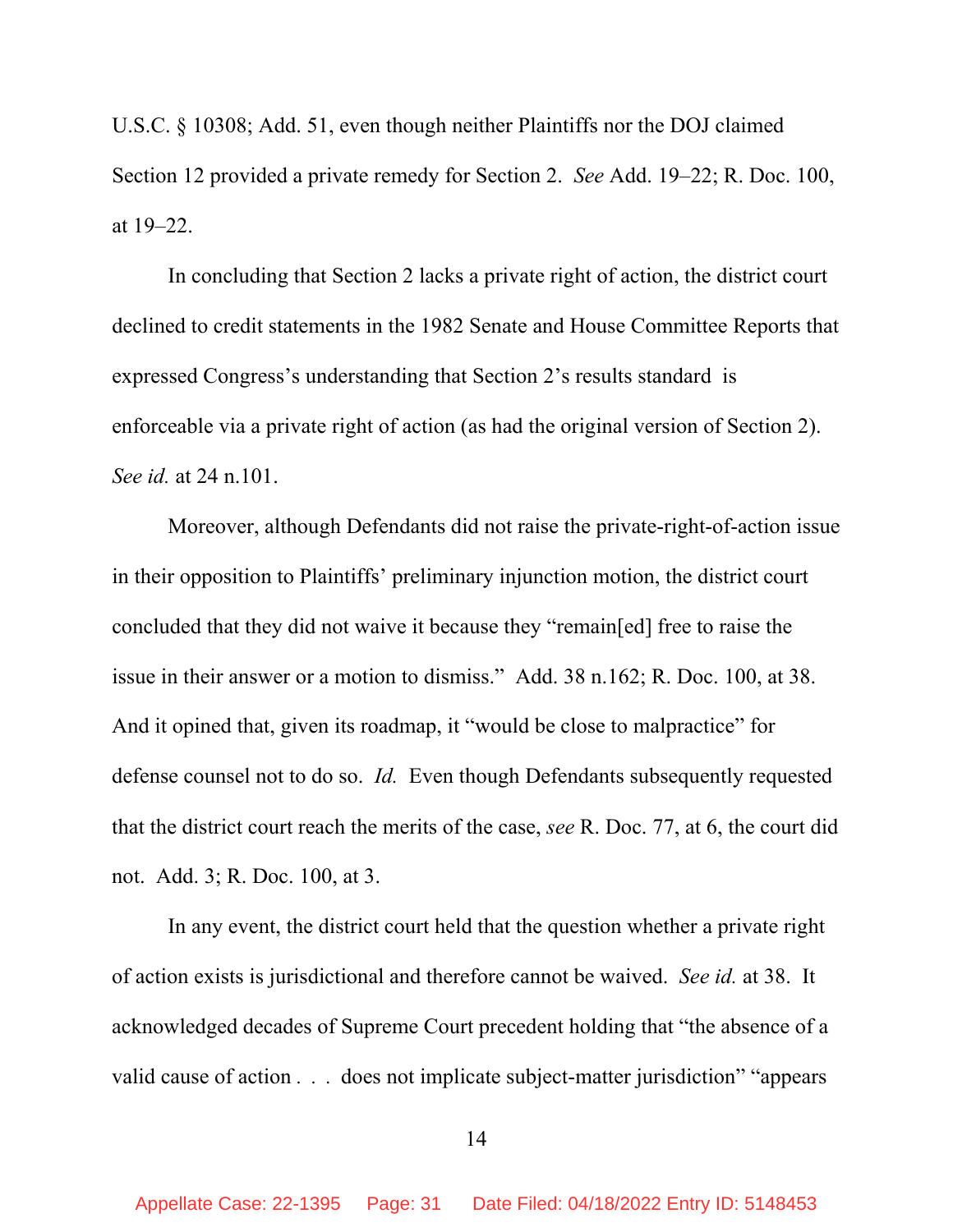U.S.C. § 10308; Add. 51, even though neither Plaintiffs nor the DOJ claimed Section 12 provided a private remedy for Section 2. *See* Add. 19–22; R. Doc. 100, at 19–22.

In concluding that Section 2 lacks a private right of action, the district court declined to credit statements in the 1982 Senate and House Committee Reports that expressed Congress's understanding that Section 2's results standard is enforceable via a private right of action (as had the original version of Section 2). *See id.* at 24 n.101.

Moreover, although Defendants did not raise the private-right-of-action issue in their opposition to Plaintiffs' preliminary injunction motion, the district court concluded that they did not waive it because they "remain[ed] free to raise the issue in their answer or a motion to dismiss." Add. 38 n.162; R. Doc. 100, at 38. And it opined that, given its roadmap, it "would be close to malpractice" for defense counsel not to do so. *Id.* Even though Defendants subsequently requested that the district court reach the merits of the case, *see* R. Doc. 77, at 6, the court did not. Add. 3; R. Doc. 100, at 3.

In any event, the district court held that the question whether a private right of action exists is jurisdictional and therefore cannot be waived. *See id.* at 38. It acknowledged decades of Supreme Court precedent holding that "the absence of a valid cause of action . . . does not implicate subject-matter jurisdiction" "appears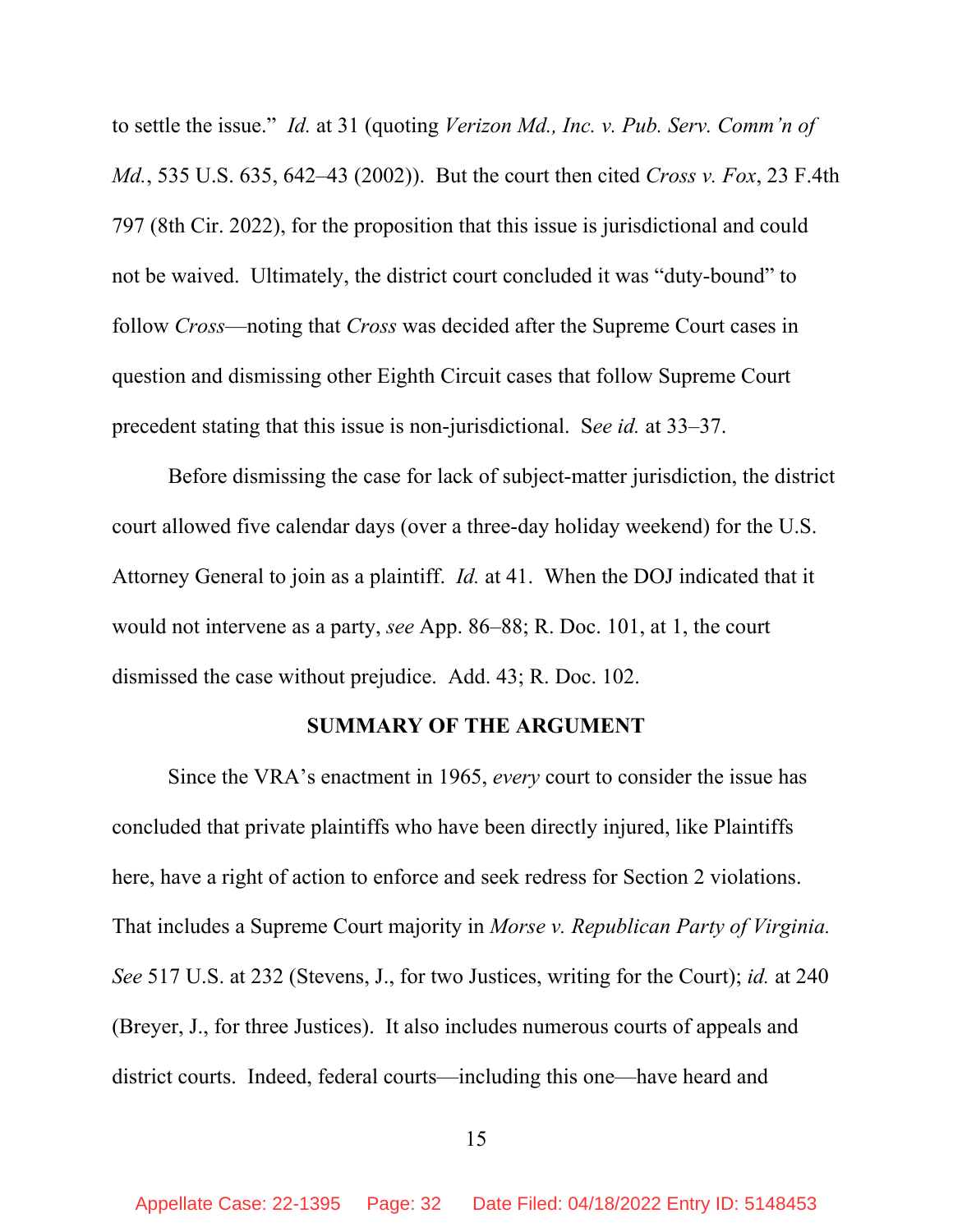to settle the issue." *Id.* at 31 (quoting *Verizon Md., Inc. v. Pub. Serv. Comm'n of Md.*, 535 U.S. 635, 642–43 (2002)). But the court then cited *Cross v. Fox*, 23 F.4th 797 (8th Cir. 2022), for the proposition that this issue is jurisdictional and could not be waived. Ultimately, the district court concluded it was "duty-bound" to follow *Cross*—noting that *Cross* was decided after the Supreme Court cases in question and dismissing other Eighth Circuit cases that follow Supreme Court precedent stating that this issue is non-jurisdictional. S*ee id.* at 33–37.

Before dismissing the case for lack of subject-matter jurisdiction, the district court allowed five calendar days (over a three-day holiday weekend) for the U.S. Attorney General to join as a plaintiff. *Id.* at 41. When the DOJ indicated that it would not intervene as a party, *see* App. 86–88; R. Doc. 101, at 1, the court dismissed the case without prejudice. Add. 43; R. Doc. 102.

**SUMMARY OF THE ARGUMENT**

Since the VRA's enactment in 1965, *every* court to consider the issue has concluded that private plaintiffs who have been directly injured, like Plaintiffs here, have a right of action to enforce and seek redress for Section 2 violations. That includes a Supreme Court majority in *Morse v. Republican Party of Virginia. See* 517 U.S. at 232 (Stevens, J., for two Justices, writing for the Court); *id.* at 240 (Breyer, J., for three Justices). It also includes numerous courts of appeals and district courts. Indeed, federal courts—including this one—have heard and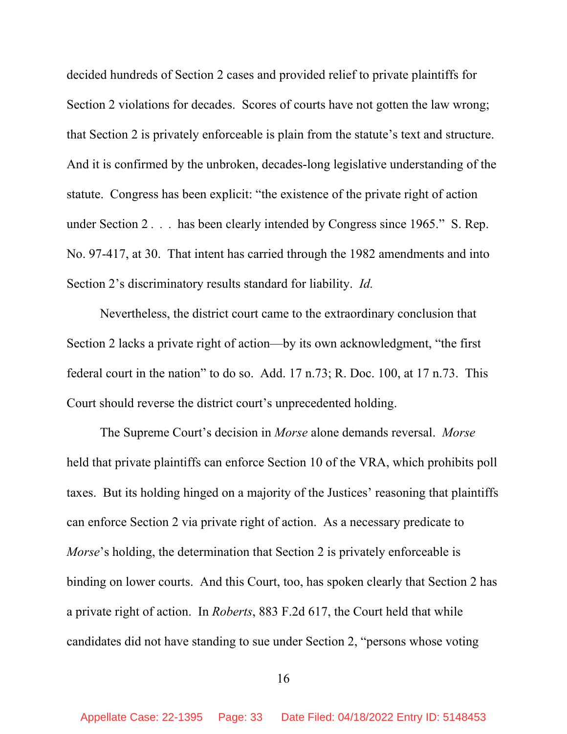decided hundreds of Section 2 cases and provided relief to private plaintiffs for Section 2 violations for decades. Scores of courts have not gotten the law wrong; that Section 2 is privately enforceable is plain from the statute's text and structure. And it is confirmed by the unbroken, decades-long legislative understanding of the statute. Congress has been explicit: "the existence of the private right of action under Section 2 . . . has been clearly intended by Congress since 1965." S. Rep. No. 97-417, at 30. That intent has carried through the 1982 amendments and into Section 2's discriminatory results standard for liability. *Id.*

Nevertheless, the district court came to the extraordinary conclusion that Section 2 lacks a private right of action—by its own acknowledgment, "the first federal court in the nation" to do so. Add. 17 n.73; R. Doc. 100, at 17 n.73. This Court should reverse the district court's unprecedented holding.

The Supreme Court's decision in *Morse* alone demands reversal. *Morse* held that private plaintiffs can enforce Section 10 of the VRA, which prohibits poll taxes. But its holding hinged on a majority of the Justices' reasoning that plaintiffs can enforce Section 2 via private right of action. As a necessary predicate to *Morse*'s holding, the determination that Section 2 is privately enforceable is binding on lower courts. And this Court, too, has spoken clearly that Section 2 has a private right of action. In *Roberts*, 883 F.2d 617, the Court held that while candidates did not have standing to sue under Section 2, "persons whose voting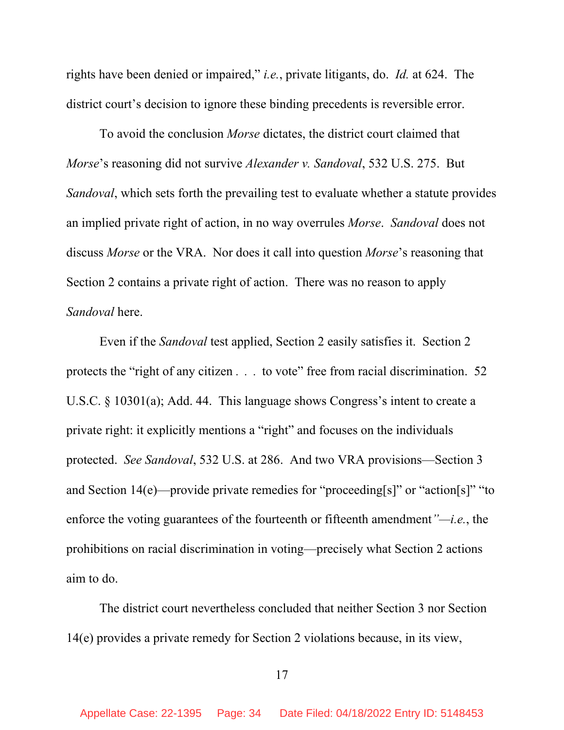rights have been denied or impaired," *i.e.*, private litigants, do. *Id.* at 624. The district court's decision to ignore these binding precedents is reversible error.

To avoid the conclusion *Morse* dictates, the district court claimed that *Morse*'s reasoning did not survive *Alexander v. Sandoval*, 532 U.S. 275. But *Sandoval*, which sets forth the prevailing test to evaluate whether a statute provides an implied private right of action, in no way overrules *Morse*. *Sandoval* does not discuss *Morse* or the VRA. Nor does it call into question *Morse*'s reasoning that Section 2 contains a private right of action. There was no reason to apply *Sandoval* here.

Even if the *Sandoval* test applied, Section 2 easily satisfies it. Section 2 protects the "right of any citizen . . . to vote" free from racial discrimination. 52 U.S.C. § 10301(a); Add. 44. This language shows Congress's intent to create a private right: it explicitly mentions a "right" and focuses on the individuals protected. *See Sandoval*, 532 U.S. at 286. And two VRA provisions—Section 3 and Section 14(e)—provide private remedies for "proceeding[s]" or "action[s]" "to enforce the voting guarantees of the fourteenth or fifteenth amendment"—*i.e.*, the prohibitions on racial discrimination in voting—precisely what Section 2 actions aim to do.

The district court nevertheless concluded that neither Section 3 nor Section 14(e) provides a private remedy for Section 2 violations because, in its view,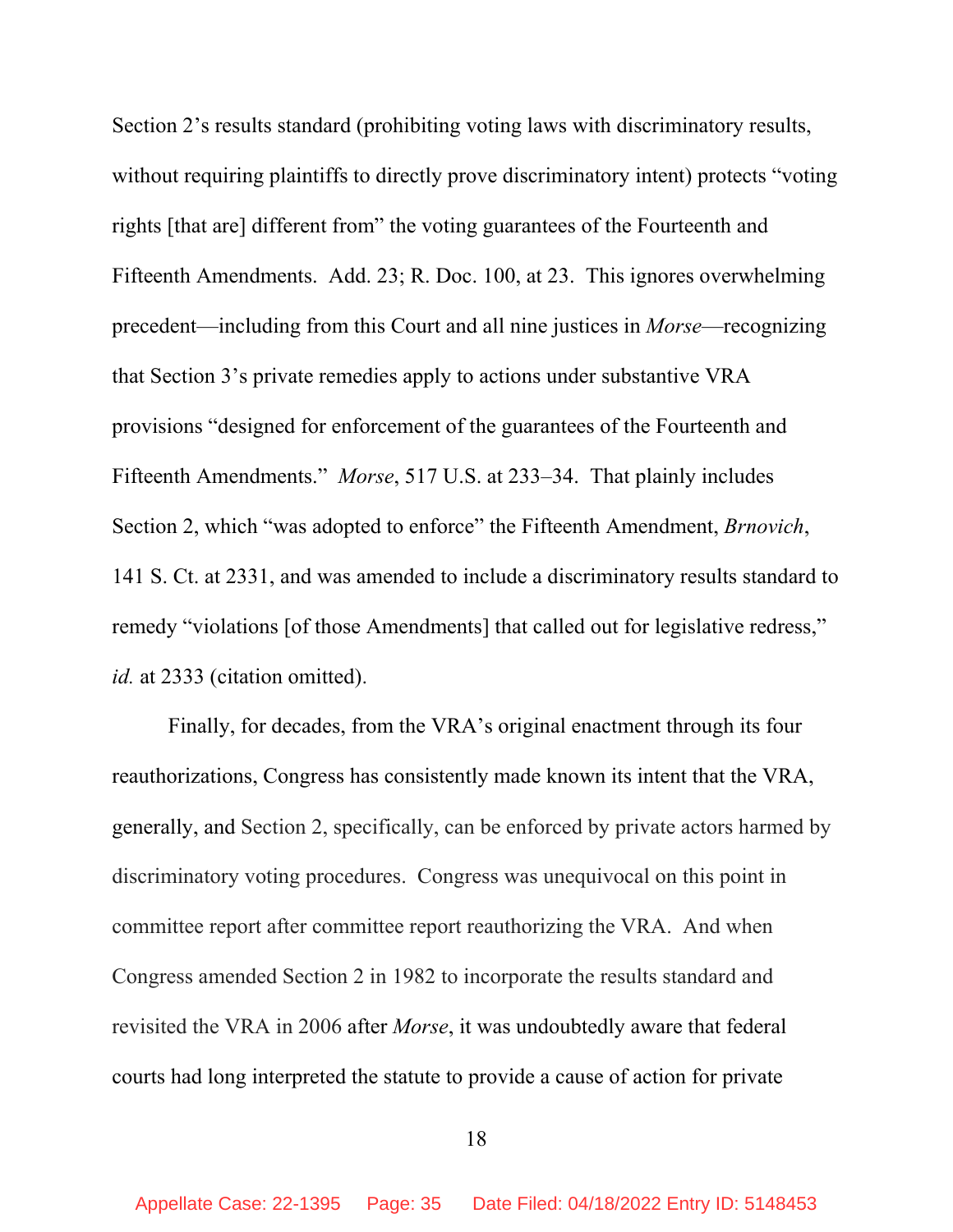Section 2's results standard (prohibiting voting laws with discriminatory results, without requiring plaintiffs to directly prove discriminatory intent) protects "voting rights [that are] different from" the voting guarantees of the Fourteenth and Fifteenth Amendments. Add. 23; R. Doc. 100, at 23. This ignores overwhelming precedent—including from this Court and all nine justices in *Morse*—recognizing that Section 3's private remedies apply to actions under substantive VRA provisions "designed for enforcement of the guarantees of the Fourteenth and Fifteenth Amendments." *Morse*, 517 U.S. at 233–34. That plainly includes Section 2, which "was adopted to enforce" the Fifteenth Amendment, *Brnovich*, 141 S. Ct. at 2331, and was amended to include a discriminatory results standard to remedy "violations [of those Amendments] that called out for legislative redress," *id.* at 2333 (citation omitted).

Finally, for decades, from the VRA's original enactment through its four reauthorizations, Congress has consistently made known its intent that the VRA, generally, and Section 2, specifically, can be enforced by private actors harmed by discriminatory voting procedures. Congress was unequivocal on this point in committee report after committee report reauthorizing the VRA. And when Congress amended Section 2 in 1982 to incorporate the results standard and revisited the VRA in 2006 after *Morse*, it was undoubtedly aware that federal courts had long interpreted the statute to provide a cause of action for private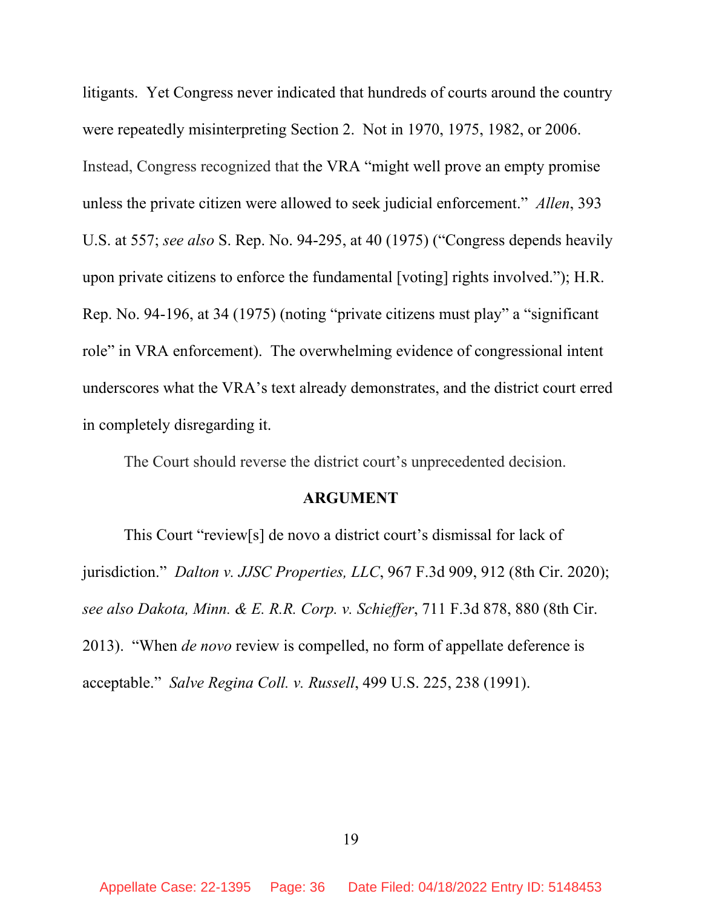litigants. Yet Congress never indicated that hundreds of courts around the country were repeatedly misinterpreting Section 2. Not in 1970, 1975, 1982, or 2006. Instead, Congress recognized that the VRA "might well prove an empty promise unless the private citizen were allowed to seek judicial enforcement." *Allen*, 393 U.S. at 557; *see also* S. Rep. No. 94-295, at 40 (1975) ("Congress depends heavily upon private citizens to enforce the fundamental [voting] rights involved."); H.R. Rep. No. 94-196, at 34 (1975) (noting "private citizens must play" a "significant role" in VRA enforcement). The overwhelming evidence of congressional intent underscores what the VRA's text already demonstrates, and the district court erred in completely disregarding it.

The Court should reverse the district court's unprecedented decision.

## ARGUMENT

This Court "review[s] de novo a district court's dismissal for lack of jurisdiction." *Dalton v. JJSC Properties, LLC*, 967 F.3d 909, 912 (8th Cir. 2020); *see also Dakota, Minn. & E. R.R. Corp. v. Schieffer*, 711 F.3d 878, 880 (8th Cir. 2013). "When *de novo* review is compelled, no form of appellate deference is acceptable." *Salve Regina Coll. v. Russell*, 499 U.S. 225, 238 (1991).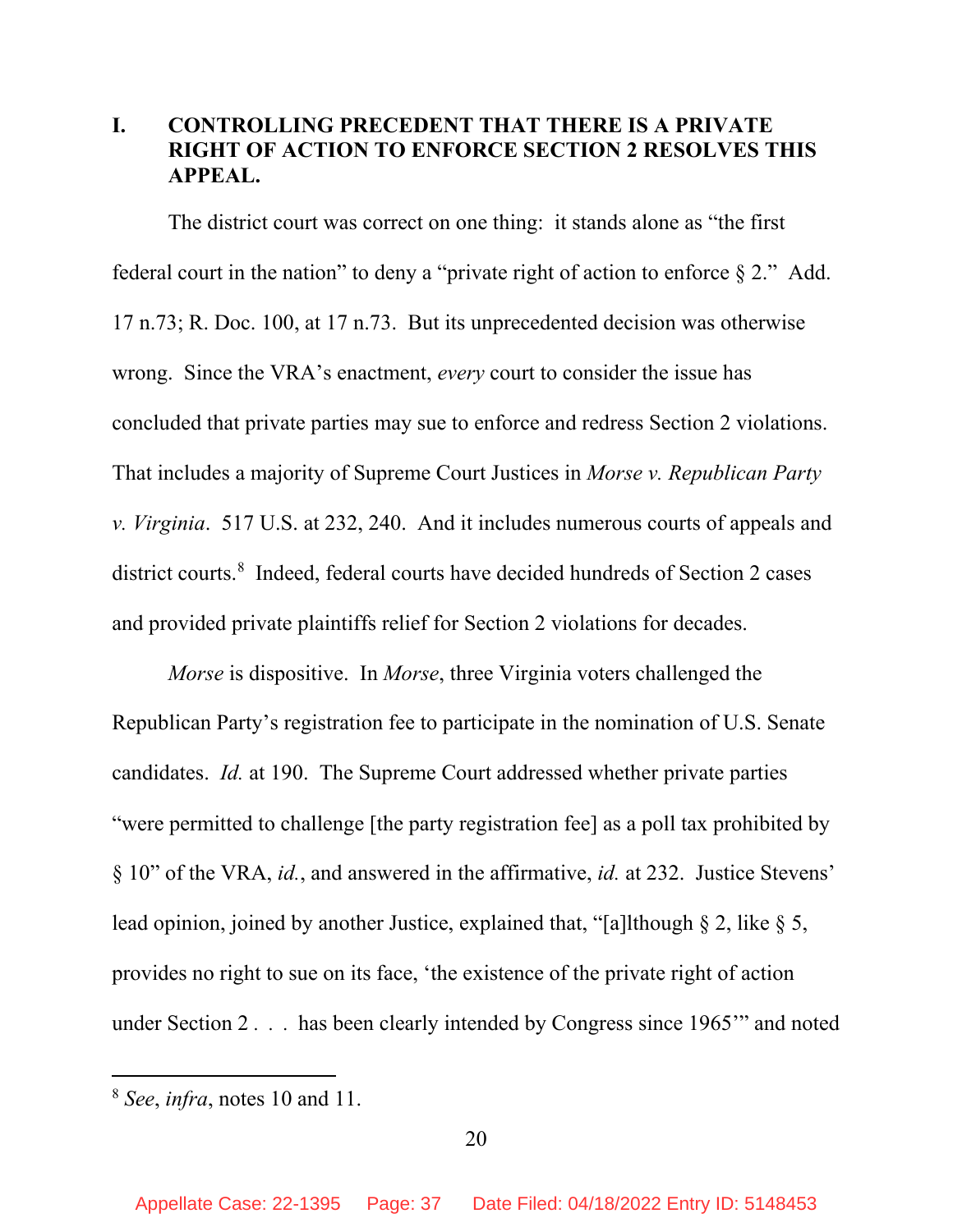## I. CONTROLLING PRECEDENT THAT THERE IS A PRIVATE RIGHT OF ACTION TO ENFORCE SECTION 2 RESOLVES THIS APPEAL.

The district court was correct on one thing: it stands alone as "the first federal court in the nation" to deny a "private right of action to enforce § 2." Add. 17 n.73; R. Doc. 100, at 17 n.73. But its unprecedented decision was otherwise wrong. Since the VRA's enactment, *every* court to consider the issue has concluded that private parties may sue to enforce and redress Section 2 violations. That includes a majority of Supreme Court Justices in *Morse v. Republican Party v. Virginia*. 517 U.S. at 232, 240. And it includes numerous courts of appeals and district courts.[8] Indeed, federal courts have decided hundreds of Section 2 cases and provided private plaintiffs relief for Section 2 violations for decades.

*Morse* is dispositive. In *Morse*, three Virginia voters challenged the Republican Party's registration fee to participate in the nomination of U.S. Senate candidates. *Id.* at 190. The Supreme Court addressed whether private parties "were permitted to challenge [the party registration fee] as a poll tax prohibited by § 10" of the VRA, *id.*, and answered in the affirmative, *id.* at 232. Justice Stevens' lead opinion, joined by another Justice, explained that, "[a]lthough § 2, like § 5, provides no right to sue on its face, 'the existence of the private right of action under Section 2 . . . has been clearly intended by Congress since 1965'" and noted

---

[8] *See*, *infra*, notes 10 and 11.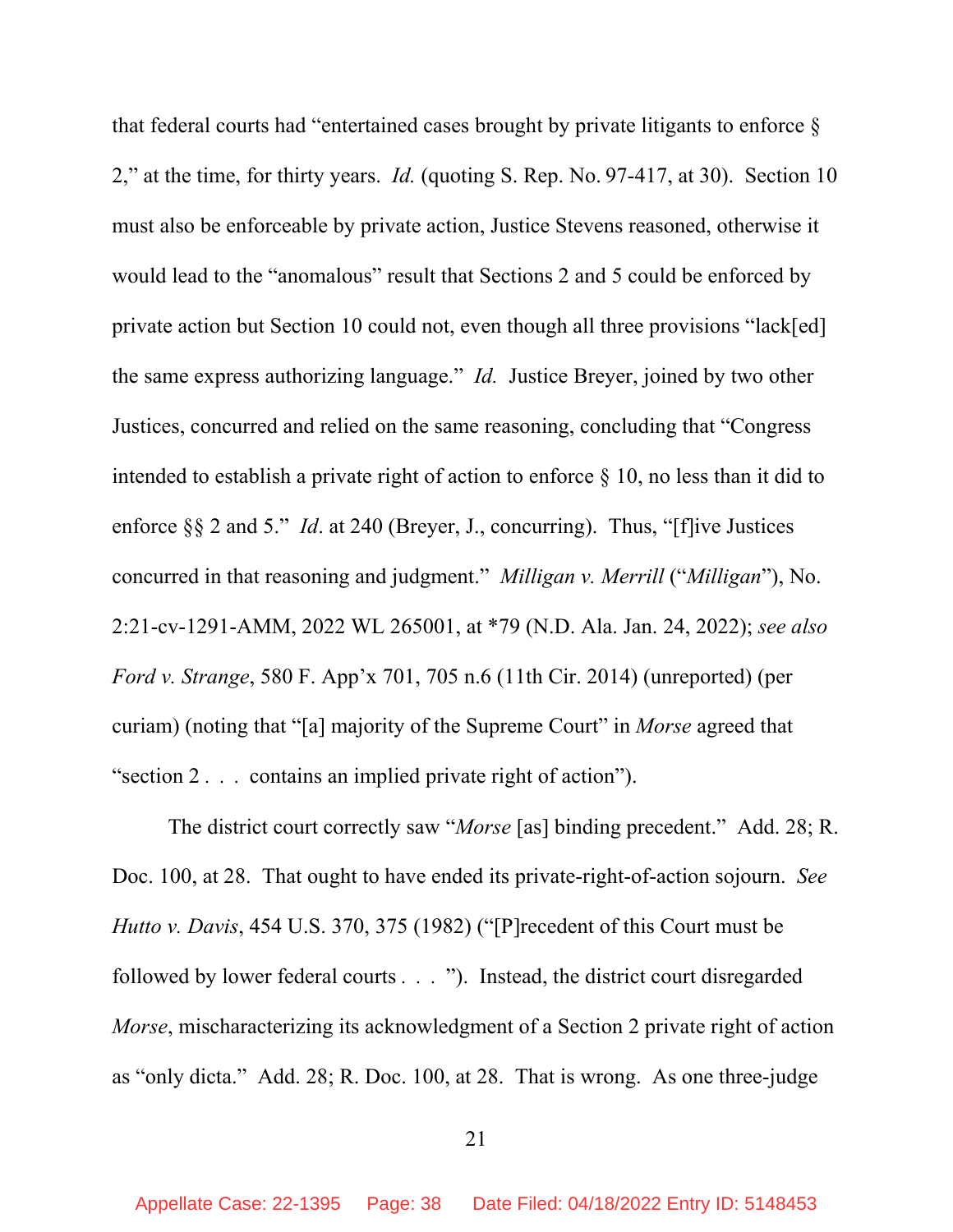that federal courts had "entertained cases brought by private litigants to enforce § 2," at the time, for thirty years. *Id.* (quoting S. Rep. No. 97-417, at 30). Section 10 must also be enforceable by private action, Justice Stevens reasoned, otherwise it would lead to the "anomalous" result that Sections 2 and 5 could be enforced by private action but Section 10 could not, even though all three provisions "lack[ed] the same express authorizing language." *Id.* Justice Breyer, joined by two other Justices, concurred and relied on the same reasoning, concluding that "Congress intended to establish a private right of action to enforce § 10, no less than it did to enforce §§ 2 and 5." *Id*. at 240 (Breyer, J., concurring). Thus, "[f]ive Justices concurred in that reasoning and judgment." *Milligan v. Merrill* ("*Milligan*"), No. 2:21-cv-1291-AMM, 2022 WL 265001, at *79 (N.D. Ala. Jan. 24, 2022); *see also Ford v. Strange*, 580 F. App'x 701, 705 n.6 (11th Cir. 2014) (unreported) (per curiam) (noting that "[a] majority of the Supreme Court" in *Morse* agreed that "section 2 . . . contains an implied private right of action").

The district court correctly saw "*Morse* [as] binding precedent." Add. 28; R. Doc. 100, at 28. That ought to have ended its private-right-of-action sojourn. *See Hutto v. Davis*, 454 U.S. 370, 375 (1982) ("[P]recedent of this Court must be followed by lower federal courts . . . "). Instead, the district court disregarded *Morse*, mischaracterizing its acknowledgment of a Section 2 private right of action as "only dicta." Add. 28; R. Doc. 100, at 28. That is wrong. As one three-judge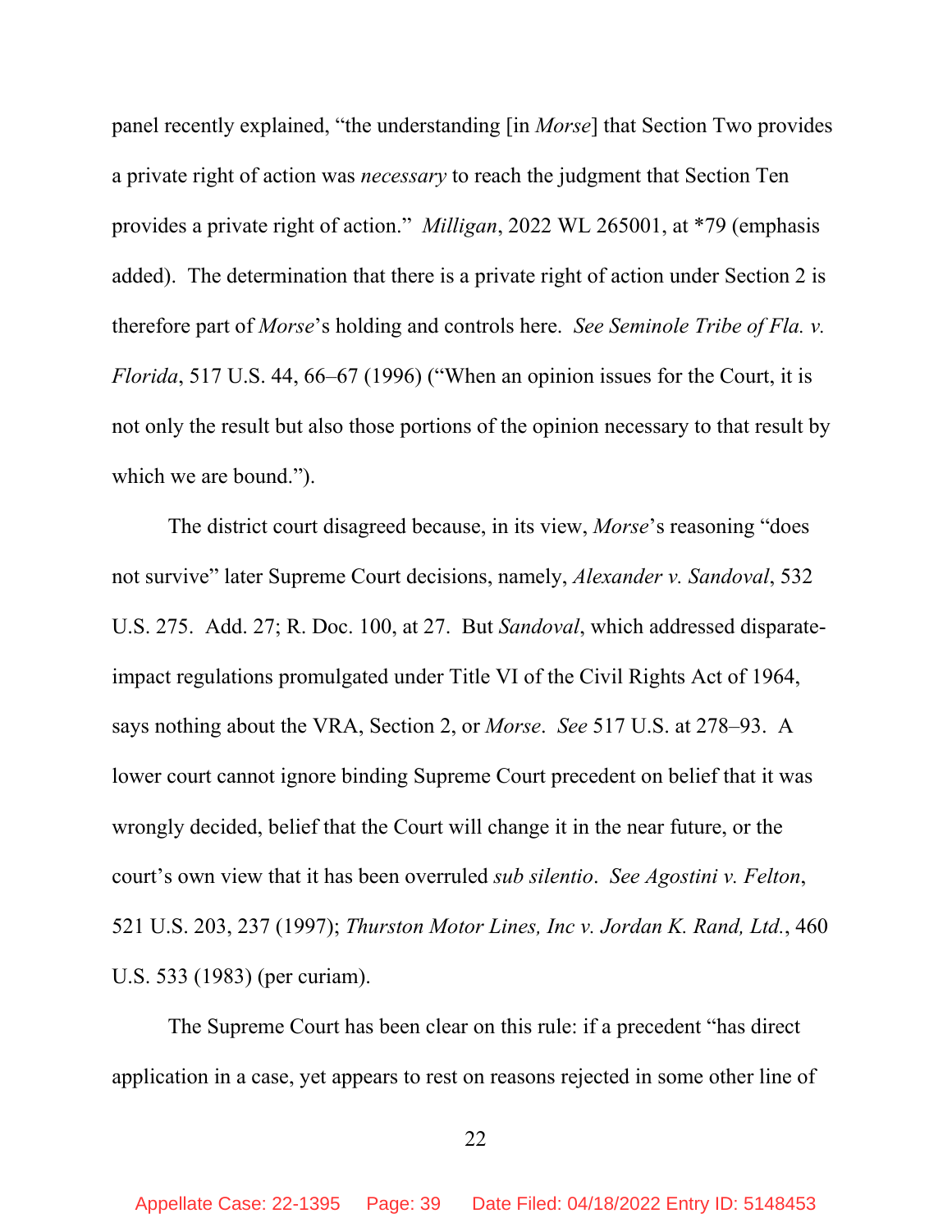panel recently explained, "the understanding [in *Morse*] that Section Two provides a private right of action was *necessary* to reach the judgment that Section Ten provides a private right of action." *Milligan*, 2022 WL 265001, at *79 (emphasis added). The determination that there is a private right of action under Section 2 is therefore part of *Morse*'s holding and controls here. *See Seminole Tribe of Fla. v. Florida*, 517 U.S. 44, 66–67 (1996) ("When an opinion issues for the Court, it is not only the result but also those portions of the opinion necessary to that result by which we are bound.").

The district court disagreed because, in its view, *Morse*'s reasoning "does not survive" later Supreme Court decisions, namely, *Alexander v. Sandoval*, 532 U.S. 275. Add. 27; R. Doc. 100, at 27. But *Sandoval*, which addressed disparate-impact regulations promulgated under Title VI of the Civil Rights Act of 1964, says nothing about the VRA, Section 2, or *Morse*. *See* 517 U.S. at 278–93. A lower court cannot ignore binding Supreme Court precedent on belief that it was wrongly decided, belief that the Court will change it in the near future, or the court's own view that it has been overruled *sub silentio*. *See Agostini v. Felton*, 521 U.S. 203, 237 (1997); *Thurston Motor Lines, Inc v. Jordan K. Rand, Ltd.*, 460 U.S. 533 (1983) (per curiam).

The Supreme Court has been clear on this rule: if a precedent "has direct application in a case, yet appears to rest on reasons rejected in some other line of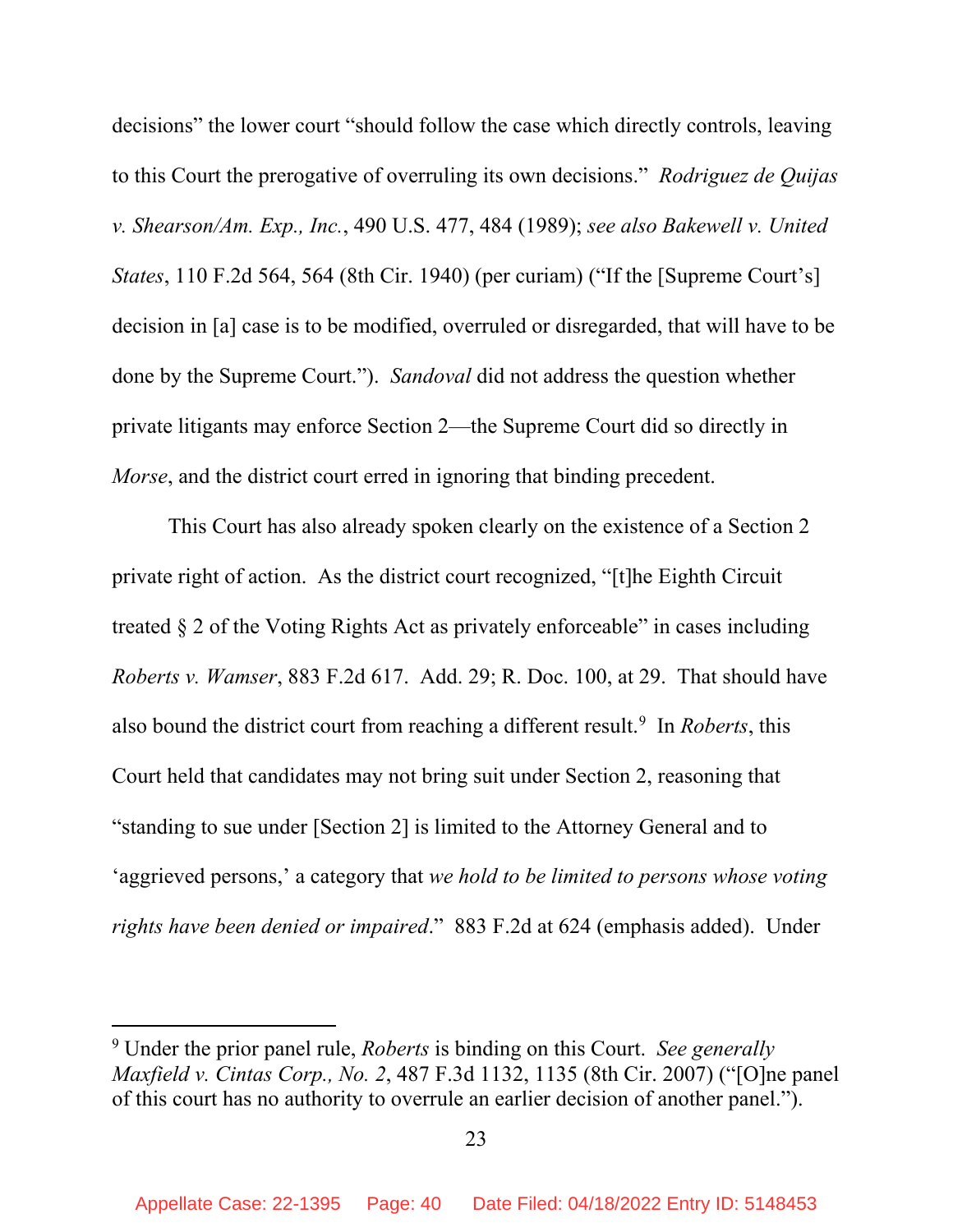decisions" the lower court "should follow the case which directly controls, leaving to this Court the prerogative of overruling its own decisions." *Rodriguez de Quijas v. Shearson/Am. Exp., Inc.*, 490 U.S. 477, 484 (1989); *see also Bakewell v. United States*, 110 F.2d 564, 564 (8th Cir. 1940) (per curiam) ("If the [Supreme Court's] decision in [a] case is to be modified, overruled or disregarded, that will have to be done by the Supreme Court."). *Sandoval* did not address the question whether private litigants may enforce Section 2—the Supreme Court did so directly in *Morse*, and the district court erred in ignoring that binding precedent.

This Court has also already spoken clearly on the existence of a Section 2 private right of action. As the district court recognized, "[t]he Eighth Circuit treated § 2 of the Voting Rights Act as privately enforceable" in cases including *Roberts v. Wamser*, 883 F.2d 617. Add. 29; R. Doc. 100, at 29. That should have also bound the district court from reaching a different result.[9] In *Roberts*, this Court held that candidates may not bring suit under Section 2, reasoning that "standing to sue under [Section 2] is limited to the Attorney General and to 'aggrieved persons,' a category that *we hold to be limited to persons whose voting rights have been denied or impaired*." 883 F.2d at 624 (emphasis added). Under

---

[9] Under the prior panel rule, *Roberts* is binding on this Court. *See generally Maxfield v. Cintas Corp., No. 2*, 487 F.3d 1132, 1135 (8th Cir. 2007) ("[O]ne panel of this court has no authority to overrule an earlier decision of another panel.").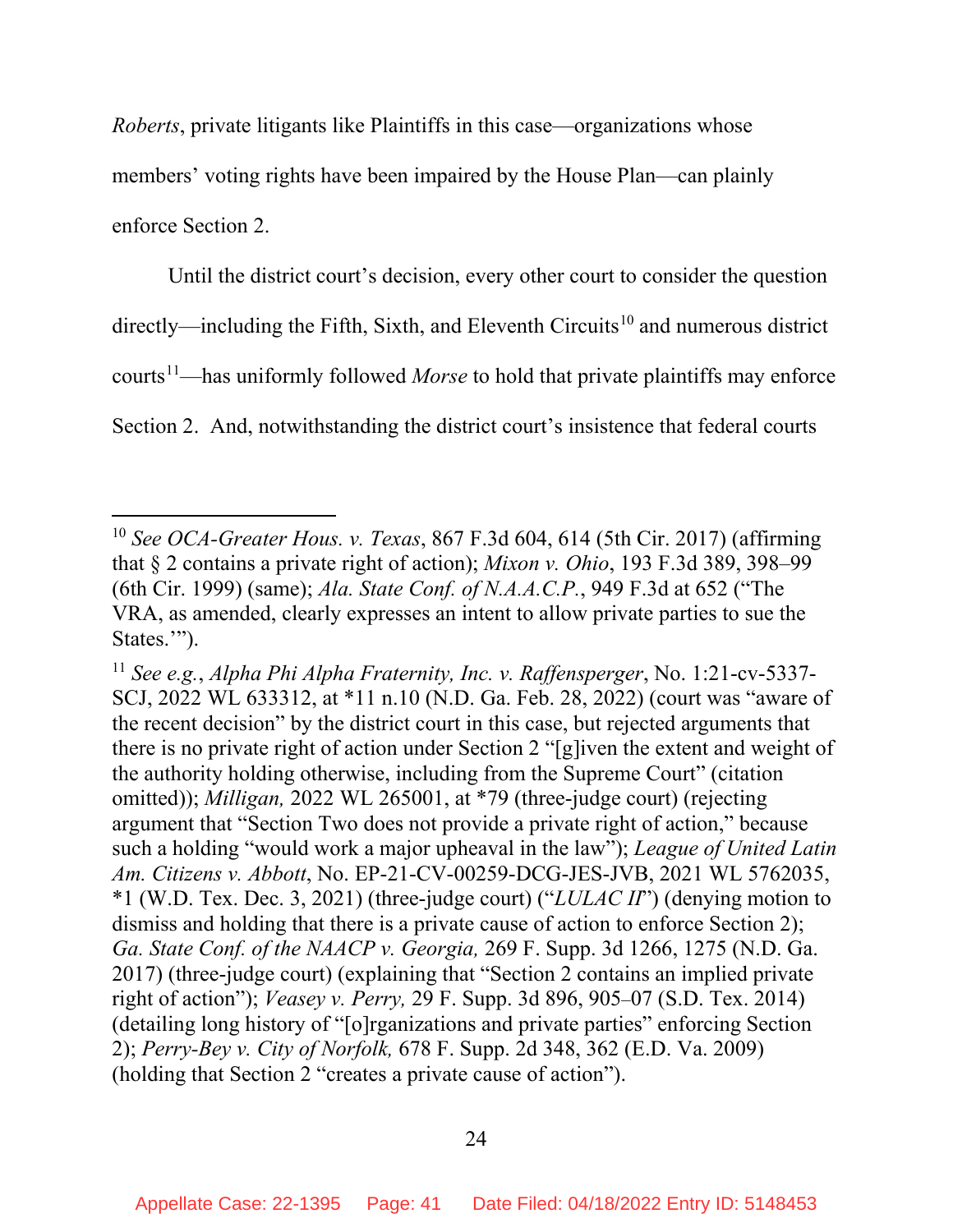*Roberts*, private litigants like Plaintiffs in this case—organizations whose members' voting rights have been impaired by the House Plan—can plainly enforce Section 2.

Until the district court's decision, every other court to consider the question directly—including the Fifth, Sixth, and Eleventh Circuits[10] and numerous district courts[11]—has uniformly followed *Morse* to hold that private plaintiffs may enforce Section 2. And, notwithstanding the district court's insistence that federal courts

---

[10] *See OCA-Greater Hous. v. Texas*, 867 F.3d 604, 614 (5th Cir. 2017) (affirming that § 2 contains a private right of action); *Mixon v. Ohio*, 193 F.3d 389, 398–99 (6th Cir. 1999) (same); *Ala. State Conf. of N.A.A.C.P.*, 949 F.3d at 652 ("The VRA, as amended, clearly expresses an intent to allow private parties to sue the States.'").

[11] *See e.g.*, *Alpha Phi Alpha Fraternity, Inc. v. Raffensperger*, No. 1:21-cv-5337-SCJ, 2022 WL 633312, at *11 n.10 (N.D. Ga. Feb. 28, 2022) (court was "aware of the recent decision" by the district court in this case, but rejected arguments that there is no private right of action under Section 2 "[g]iven the extent and weight of the authority holding otherwise, including from the Supreme Court" (citation omitted)); *Milligan,* 2022 WL 265001, at *79 (three-judge court) (rejecting argument that "Section Two does not provide a private right of action," because such a holding "would work a major upheaval in the law"); *League of United Latin Am. Citizens v. Abbott*, No. EP-21-CV-00259-DCG-JES-JVB, 2021 WL 5762035, *1 (W.D. Tex. Dec. 3, 2021) (three-judge court) ("*LULAC II*") (denying motion to dismiss and holding that there is a private cause of action to enforce Section 2); *Ga. State Conf. of the NAACP v. Georgia,* 269 F. Supp. 3d 1266, 1275 (N.D. Ga. 2017) (three-judge court) (explaining that "Section 2 contains an implied private right of action"); *Veasey v. Perry,* 29 F. Supp. 3d 896, 905–07 (S.D. Tex. 2014) (detailing long history of "[o]rganizations and private parties" enforcing Section 2); *Perry-Bey v. City of Norfolk,* 678 F. Supp. 2d 348, 362 (E.D. Va. 2009) (holding that Section 2 "creates a private cause of action").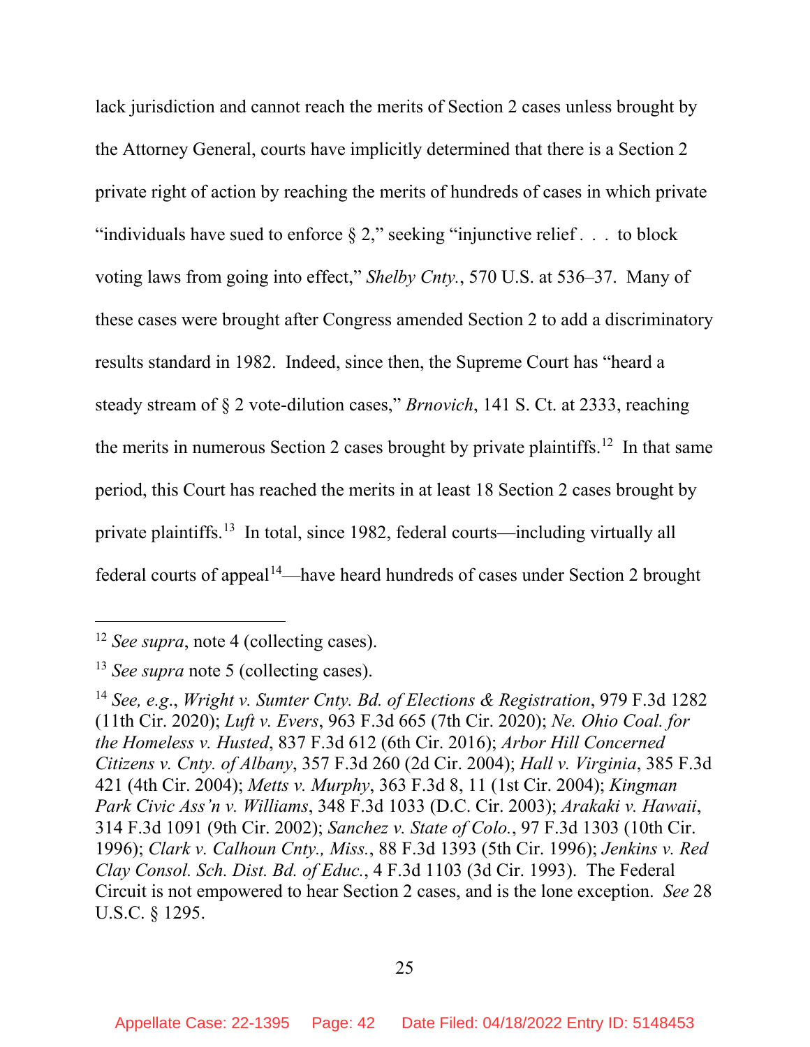lack jurisdiction and cannot reach the merits of Section 2 cases unless brought by the Attorney General, courts have implicitly determined that there is a Section 2 private right of action by reaching the merits of hundreds of cases in which private "individuals have sued to enforce § 2," seeking "injunctive relief . . . to block voting laws from going into effect," *Shelby Cnty.*, 570 U.S. at 536–37. Many of these cases were brought after Congress amended Section 2 to add a discriminatory results standard in 1982. Indeed, since then, the Supreme Court has "heard a steady stream of § 2 vote-dilution cases," *Brnovich*, 141 S. Ct. at 2333, reaching the merits in numerous Section 2 cases brought by private plaintiffs.[12] In that same period, this Court has reached the merits in at least 18 Section 2 cases brought by private plaintiffs.[13] In total, since 1982, federal courts—including virtually all federal courts of appeal[14]—have heard hundreds of cases under Section 2 brought

---

[12] *See supra*, note 4 (collecting cases).

[13] *See supra* note 5 (collecting cases).

[14] *See, e.g.*, *Wright v. Sumter Cnty. Bd. of Elections & Registration*, 979 F.3d 1282 (11th Cir. 2020); *Luft v. Evers*, 963 F.3d 665 (7th Cir. 2020); *Ne. Ohio Coal. for the Homeless v. Husted*, 837 F.3d 612 (6th Cir. 2016); *Arbor Hill Concerned Citizens v. Cnty. of Albany*, 357 F.3d 260 (2d Cir. 2004); *Hall v. Virginia*, 385 F.3d 421 (4th Cir. 2004); *Metts v. Murphy*, 363 F.3d 8, 11 (1st Cir. 2004); *Kingman Park Civic Ass'n v. Williams*, 348 F.3d 1033 (D.C. Cir. 2003); *Arakaki v. Hawaii*, 314 F.3d 1091 (9th Cir. 2002); *Sanchez v. State of Colo.*, 97 F.3d 1303 (10th Cir. 1996); *Clark v. Calhoun Cnty., Miss.*, 88 F.3d 1393 (5th Cir. 1996); *Jenkins v. Red Clay Consol. Sch. Dist. Bd. of Educ.*, 4 F.3d 1103 (3d Cir. 1993). The Federal Circuit is not empowered to hear Section 2 cases, and is the lone exception. *See* 28 U.S.C. § 1295.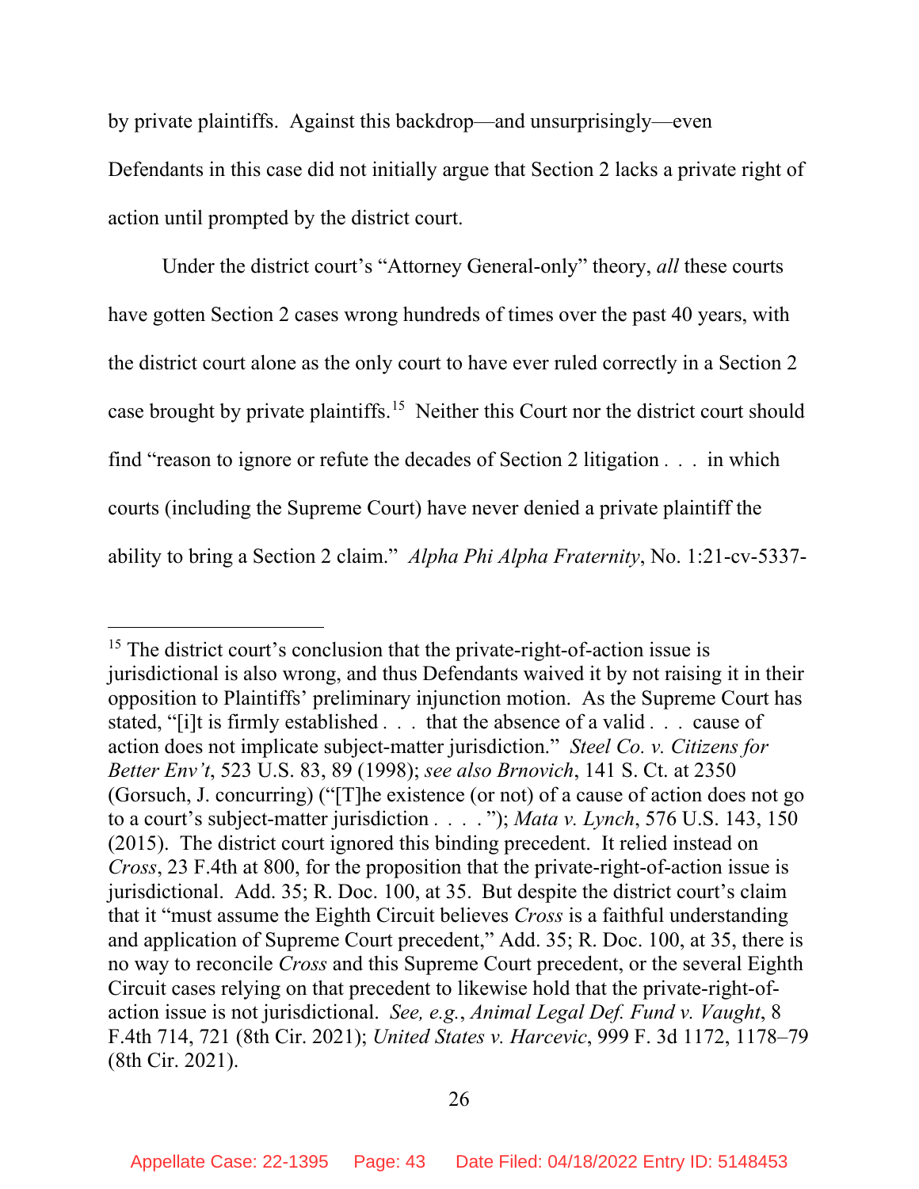by private plaintiffs. Against this backdrop—and unsurprisingly—even Defendants in this case did not initially argue that Section 2 lacks a private right of action until prompted by the district court.

Under the district court's "Attorney General-only" theory, *all* these courts have gotten Section 2 cases wrong hundreds of times over the past 40 years, with the district court alone as the only court to have ever ruled correctly in a Section 2 case brought by private plaintiffs.[15] Neither this Court nor the district court should find "reason to ignore or refute the decades of Section 2 litigation . . . in which courts (including the Supreme Court) have never denied a private plaintiff the ability to bring a Section 2 claim." *Alpha Phi Alpha Fraternity*, No. 1:21-cv-5337-

---

[15] The district court's conclusion that the private-right-of-action issue is jurisdictional is also wrong, and thus Defendants waived it by not raising it in their opposition to Plaintiffs' preliminary injunction motion. As the Supreme Court has stated, "[i]t is firmly established . . . that the absence of a valid . . . cause of action does not implicate subject-matter jurisdiction." *Steel Co. v. Citizens for Better Env't*, 523 U.S. 83, 89 (1998); *see also Brnovich*, 141 S. Ct. at 2350 (Gorsuch, J. concurring) ("[T]he existence (or not) of a cause of action does not go to a court's subject-matter jurisdiction . . . ."); *Mata v. Lynch*, 576 U.S. 143, 150 (2015). The district court ignored this binding precedent. It relied instead on *Cross*, 23 F.4th at 800, for the proposition that the private-right-of-action issue is jurisdictional. Add. 35; R. Doc. 100, at 35. But despite the district court's claim that it "must assume the Eighth Circuit believes *Cross* is a faithful understanding and application of Supreme Court precedent," Add. 35; R. Doc. 100, at 35, there is no way to reconcile *Cross* and this Supreme Court precedent, or the several Eighth Circuit cases relying on that precedent to likewise hold that the private-right-of-action issue is not jurisdictional. *See, e.g.*, *Animal Legal Def. Fund v. Vaught*, 8 F.4th 714, 721 (8th Cir. 2021); *United States v. Harcevic*, 999 F. 3d 1172, 1178–79 (8th Cir. 2021).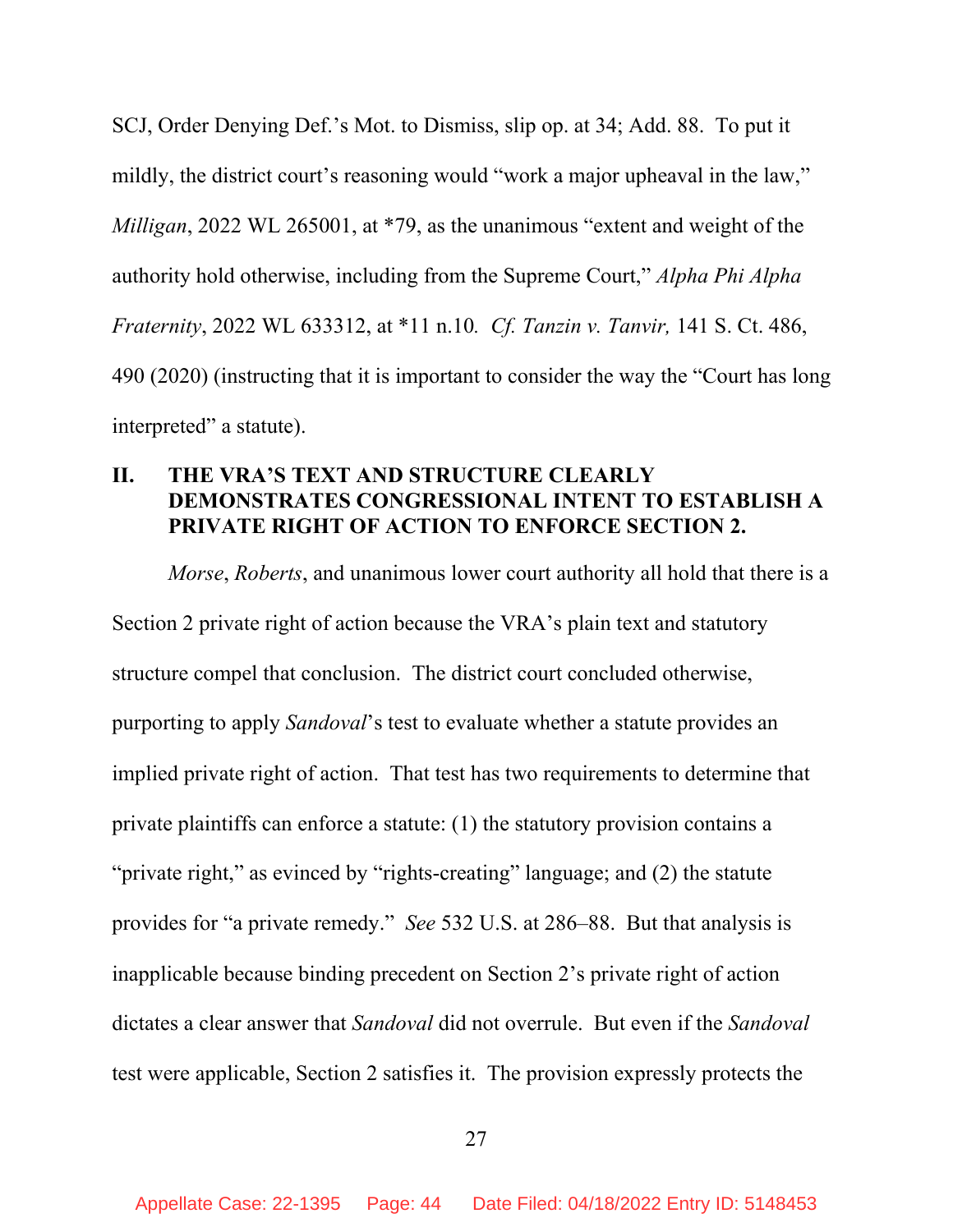SCJ, Order Denying Def.'s Mot. to Dismiss, slip op. at 34; Add. 88. To put it mildly, the district court's reasoning would "work a major upheaval in the law," *Milligan*, 2022 WL 265001, at *79, as the unanimous "extent and weight of the authority hold otherwise, including from the Supreme Court," *Alpha Phi Alpha Fraternity*, 2022 WL 633312, at *11 n.10. *Cf. Tanzin v. Tanvir,* 141 S. Ct. 486, 490 (2020) (instructing that it is important to consider the way the "Court has long interpreted" a statute).

## II. THE VRA'S TEXT AND STRUCTURE CLEARLY DEMONSTRATES CONGRESSIONAL INTENT TO ESTABLISH A PRIVATE RIGHT OF ACTION TO ENFORCE SECTION 2.

*Morse*, *Roberts*, and unanimous lower court authority all hold that there is a Section 2 private right of action because the VRA's plain text and statutory structure compel that conclusion. The district court concluded otherwise, purporting to apply *Sandoval*'s test to evaluate whether a statute provides an implied private right of action. That test has two requirements to determine that private plaintiffs can enforce a statute: (1) the statutory provision contains a "private right," as evinced by "rights-creating" language; and (2) the statute provides for "a private remedy." *See* 532 U.S. at 286–88. But that analysis is inapplicable because binding precedent on Section 2's private right of action dictates a clear answer that *Sandoval* did not overrule. But even if the *Sandoval* test were applicable, Section 2 satisfies it. The provision expressly protects the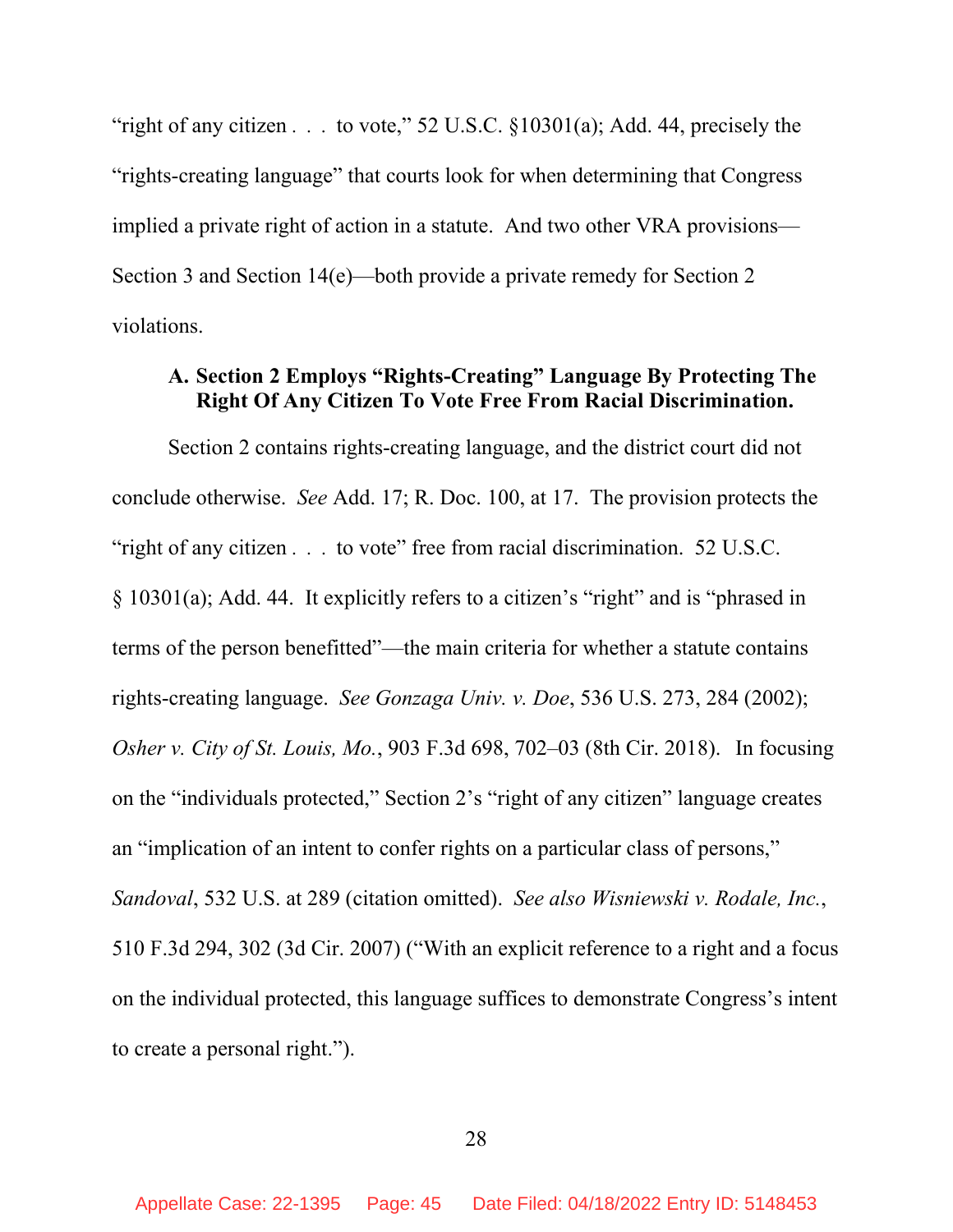"right of any citizen . . . to vote," 52 U.S.C. §10301(a); Add. 44, precisely the "rights-creating language" that courts look for when determining that Congress implied a private right of action in a statute. And two other VRA provisions—Section 3 and Section 14(e)—both provide a private remedy for Section 2 violations.

### A. Section 2 Employs "Rights-Creating" Language By Protecting The Right Of Any Citizen To Vote Free From Racial Discrimination.

Section 2 contains rights-creating language, and the district court did not conclude otherwise. *See* Add. 17; R. Doc. 100, at 17. The provision protects the "right of any citizen . . . to vote" free from racial discrimination. 52 U.S.C. § 10301(a); Add. 44. It explicitly refers to a citizen's "right" and is "phrased in terms of the person benefitted"—the main criteria for whether a statute contains rights-creating language. *See Gonzaga Univ. v. Doe*, 536 U.S. 273, 284 (2002); *Osher v. City of St. Louis, Mo.*, 903 F.3d 698, 702–03 (8th Cir. 2018). In focusing on the "individuals protected," Section 2's "right of any citizen" language creates an "implication of an intent to confer rights on a particular class of persons," *Sandoval*, 532 U.S. at 289 (citation omitted). *See also Wisniewski v. Rodale, Inc.*, 510 F.3d 294, 302 (3d Cir. 2007) ("With an explicit reference to a right and a focus on the individual protected, this language suffices to demonstrate Congress's intent to create a personal right.").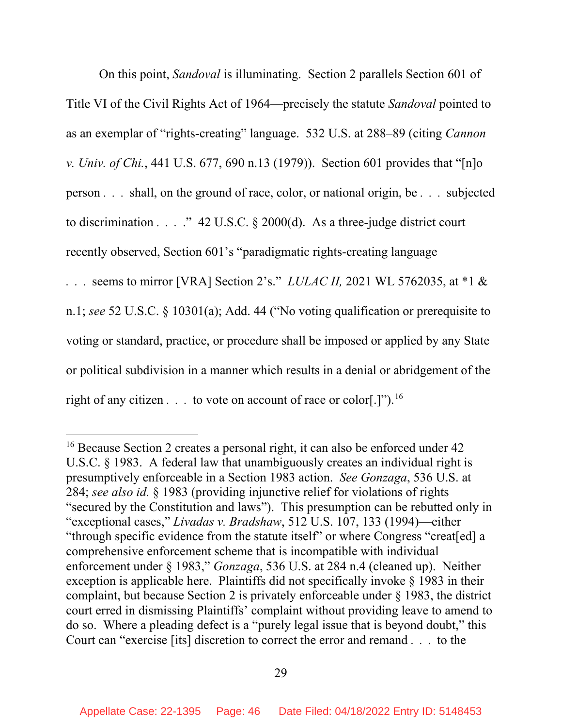On this point, *Sandoval* is illuminating. Section 2 parallels Section 601 of Title VI of the Civil Rights Act of 1964—precisely the statute *Sandoval* pointed to as an exemplar of "rights-creating" language. 532 U.S. at 288–89 (citing *Cannon v. Univ. of Chi.*, 441 U.S. 677, 690 n.13 (1979)). Section 601 provides that "[n]o person . . . shall, on the ground of race, color, or national origin, be . . . subjected to discrimination . . . ." 42 U.S.C. § 2000(d). As a three-judge district court recently observed, Section 601's "paradigmatic rights-creating language . . . seems to mirror [VRA] Section 2's." *LULAC II,* 2021 WL 5762035, at *1 & n.1; *see* 52 U.S.C. § 10301(a); Add. 44 ("No voting qualification or prerequisite to voting or standard, practice, or procedure shall be imposed or applied by any State or political subdivision in a manner which results in a denial or abridgement of the right of any citizen . . . to vote on account of race or color[.]").[16]

---

[16] Because Section 2 creates a personal right, it can also be enforced under 42 U.S.C. § 1983. A federal law that unambiguously creates an individual right is presumptively enforceable in a Section 1983 action. *See Gonzaga*, 536 U.S. at 284; *see also id.* § 1983 (providing injunctive relief for violations of rights "secured by the Constitution and laws"). This presumption can be rebutted only in "exceptional cases," *Livadas v. Bradshaw*, 512 U.S. 107, 133 (1994)—either "through specific evidence from the statute itself" or where Congress "creat[ed] a comprehensive enforcement scheme that is incompatible with individual enforcement under § 1983," *Gonzaga*, 536 U.S. at 284 n.4 (cleaned up). Neither exception is applicable here. Plaintiffs did not specifically invoke § 1983 in their complaint, but because Section 2 is privately enforceable under § 1983, the district court erred in dismissing Plaintiffs' complaint without providing leave to amend to do so. Where a pleading defect is a "purely legal issue that is beyond doubt," this Court can "exercise [its] discretion to correct the error and remand . . . to the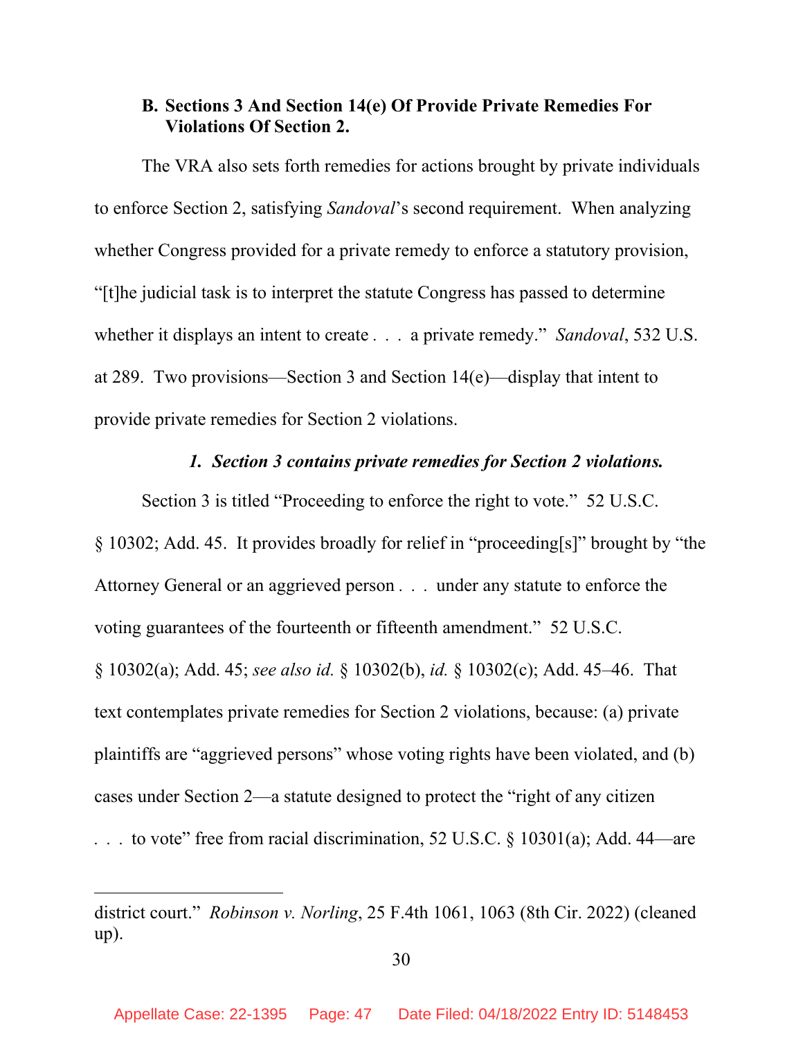### B. Sections 3 And Section 14(e) Of Provide Private Remedies For Violations Of Section 2.

The VRA also sets forth remedies for actions brought by private individuals to enforce Section 2, satisfying *Sandoval*'s second requirement. When analyzing whether Congress provided for a private remedy to enforce a statutory provision, "[t]he judicial task is to interpret the statute Congress has passed to determine whether it displays an intent to create . . . a private remedy." *Sandoval*, 532 U.S. at 289. Two provisions—Section 3 and Section 14(e)—display that intent to provide private remedies for Section 2 violations.

#### *1. Section 3 contains private remedies for Section 2 violations.*

Section 3 is titled "Proceeding to enforce the right to vote." 52 U.S.C. § 10302; Add. 45. It provides broadly for relief in "proceeding[s]" brought by "the Attorney General or an aggrieved person . . . under any statute to enforce the voting guarantees of the fourteenth or fifteenth amendment." 52 U.S.C. § 10302(a); Add. 45; *see also id.* § 10302(b), *id.* § 10302(c); Add. 45–46. That text contemplates private remedies for Section 2 violations, because: (a) private plaintiffs are "aggrieved persons" whose voting rights have been violated, and (b) cases under Section 2—a statute designed to protect the "right of any citizen . . . to vote" free from racial discrimination, 52 U.S.C. § 10301(a); Add. 44—are

---

district court." *Robinson v. Norling*, 25 F.4th 1061, 1063 (8th Cir. 2022) (cleaned up).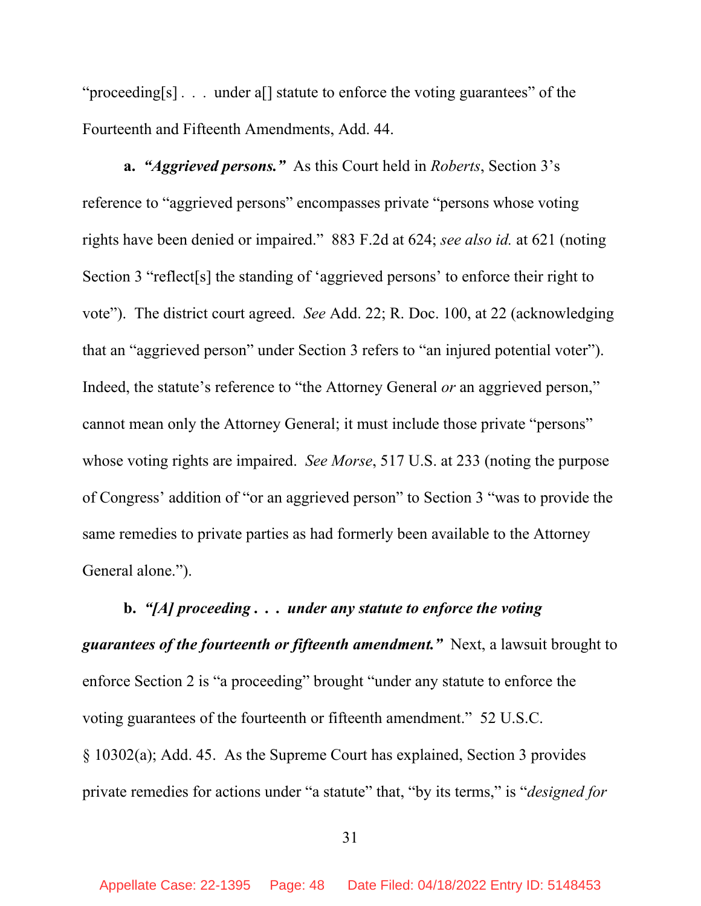"proceeding[s] . . . under a[] statute to enforce the voting guarantees" of the Fourteenth and Fifteenth Amendments, Add. 44.

**a.** ***"Aggrieved persons."*** As this Court held in *Roberts*, Section 3's reference to "aggrieved persons" encompasses private "persons whose voting rights have been denied or impaired." 883 F.2d at 624; *see also id.* at 621 (noting Section 3 "reflect[s] the standing of 'aggrieved persons' to enforce their right to vote"). The district court agreed. *See* Add. 22; R. Doc. 100, at 22 (acknowledging that an "aggrieved person" under Section 3 refers to "an injured potential voter"). Indeed, the statute's reference to "the Attorney General *or* an aggrieved person," cannot mean only the Attorney General; it must include those private "persons" whose voting rights are impaired. *See Morse*, 517 U.S. at 233 (noting the purpose of Congress' addition of "or an aggrieved person" to Section 3 "was to provide the same remedies to private parties as had formerly been available to the Attorney General alone.").

**b.** ***"[A] proceeding . . . under any statute to enforce the voting guarantees of the fourteenth or fifteenth amendment."*** Next, a lawsuit brought to enforce Section 2 is "a proceeding" brought "under any statute to enforce the voting guarantees of the fourteenth or fifteenth amendment." 52 U.S.C. § 10302(a); Add. 45. As the Supreme Court has explained, Section 3 provides private remedies for actions under "a statute" that, "by its terms," is "*designed for*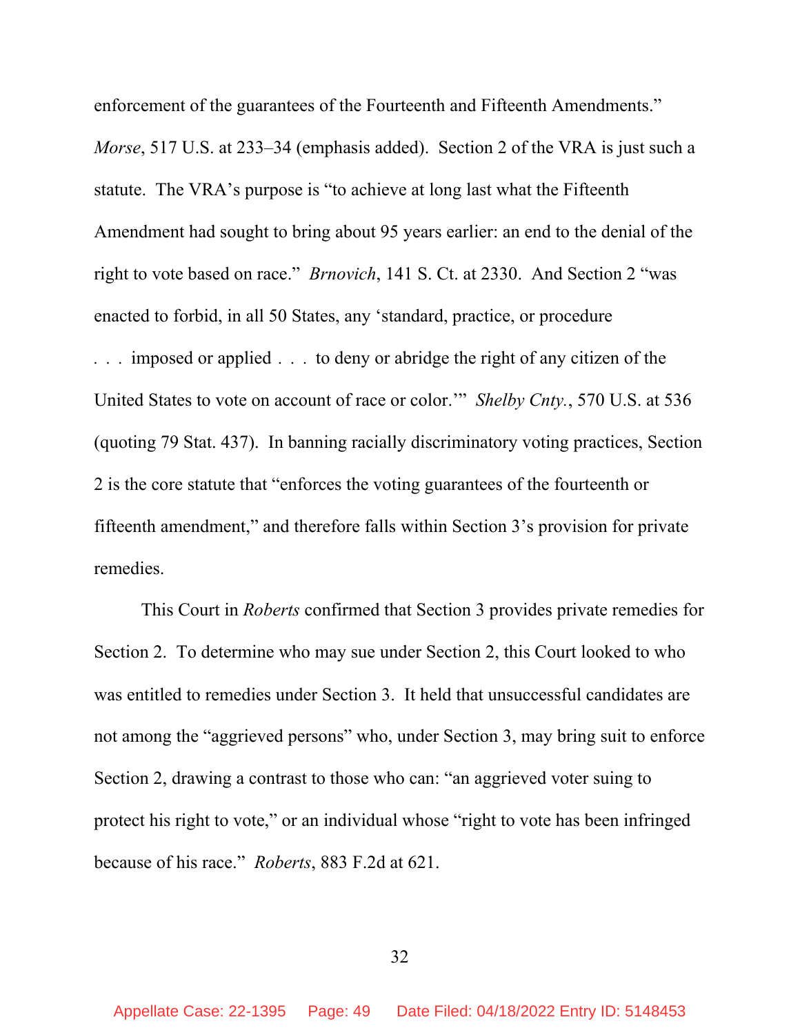enforcement of the guarantees of the Fourteenth and Fifteenth Amendments." *Morse*, 517 U.S. at 233–34 (emphasis added). Section 2 of the VRA is just such a statute. The VRA's purpose is "to achieve at long last what the Fifteenth Amendment had sought to bring about 95 years earlier: an end to the denial of the right to vote based on race." *Brnovich*, 141 S. Ct. at 2330. And Section 2 "was enacted to forbid, in all 50 States, any 'standard, practice, or procedure . . . imposed or applied . . . to deny or abridge the right of any citizen of the United States to vote on account of race or color.'" *Shelby Cnty.*, 570 U.S. at 536 (quoting 79 Stat. 437). In banning racially discriminatory voting practices, Section 2 is the core statute that "enforces the voting guarantees of the fourteenth or fifteenth amendment," and therefore falls within Section 3's provision for private remedies.

This Court in *Roberts* confirmed that Section 3 provides private remedies for Section 2. To determine who may sue under Section 2, this Court looked to who was entitled to remedies under Section 3. It held that unsuccessful candidates are not among the "aggrieved persons" who, under Section 3, may bring suit to enforce Section 2, drawing a contrast to those who can: "an aggrieved voter suing to protect his right to vote," or an individual whose "right to vote has been infringed because of his race." *Roberts*, 883 F.2d at 621.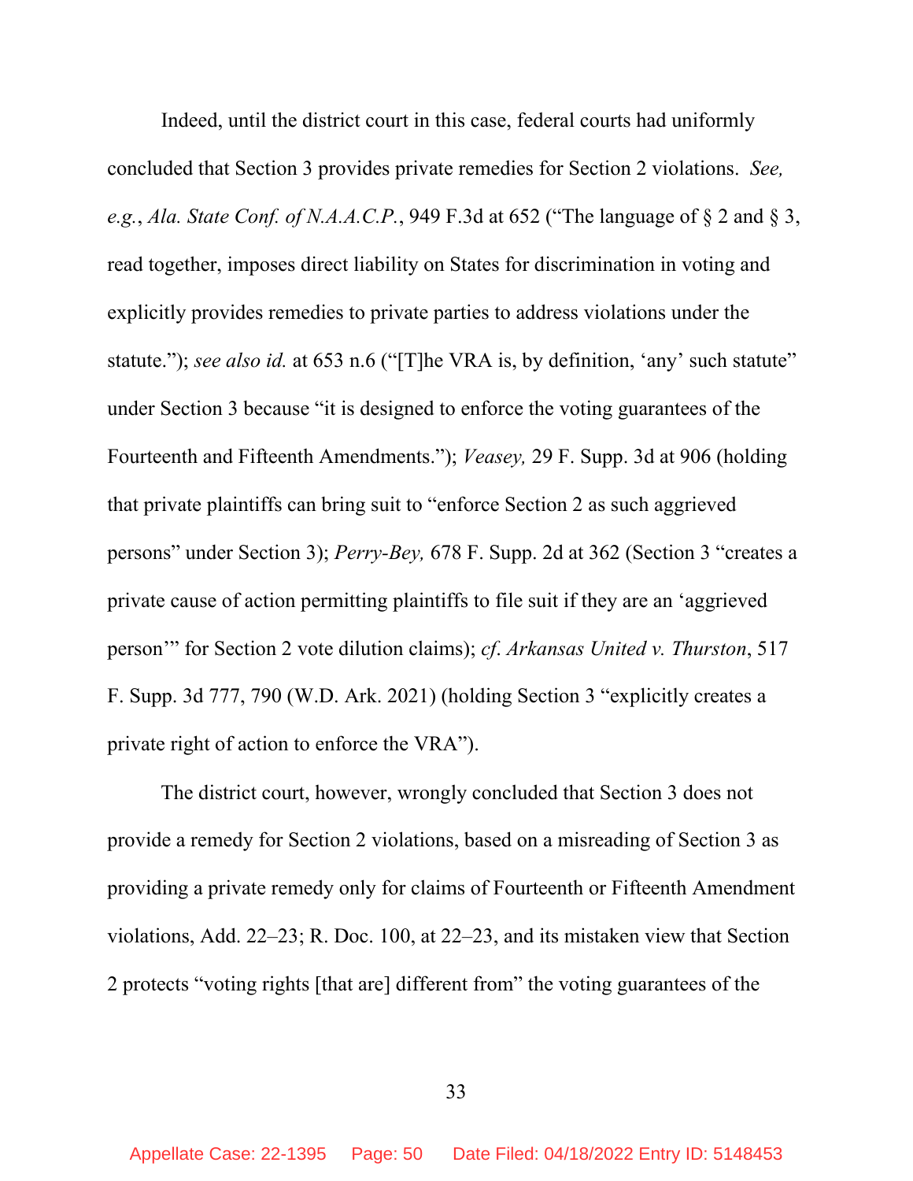Indeed, until the district court in this case, federal courts had uniformly concluded that Section 3 provides private remedies for Section 2 violations. *See, e.g.*, *Ala. State Conf. of N.A.A.C.P.*, 949 F.3d at 652 ("The language of § 2 and § 3, read together, imposes direct liability on States for discrimination in voting and explicitly provides remedies to private parties to address violations under the statute."); *see also id.* at 653 n.6 ("[T]he VRA is, by definition, 'any' such statute" under Section 3 because "it is designed to enforce the voting guarantees of the Fourteenth and Fifteenth Amendments."); *Veasey,* 29 F. Supp. 3d at 906 (holding that private plaintiffs can bring suit to "enforce Section 2 as such aggrieved persons" under Section 3); *Perry-Bey,* 678 F. Supp. 2d at 362 (Section 3 "creates a private cause of action permitting plaintiffs to file suit if they are an 'aggrieved person'" for Section 2 vote dilution claims); *cf. Arkansas United v. Thurston*, 517 F. Supp. 3d 777, 790 (W.D. Ark. 2021) (holding Section 3 "explicitly creates a private right of action to enforce the VRA").

The district court, however, wrongly concluded that Section 3 does not provide a remedy for Section 2 violations, based on a misreading of Section 3 as providing a private remedy only for claims of Fourteenth or Fifteenth Amendment violations, Add. 22–23; R. Doc. 100, at 22–23, and its mistaken view that Section 2 protects "voting rights [that are] different from" the voting guarantees of the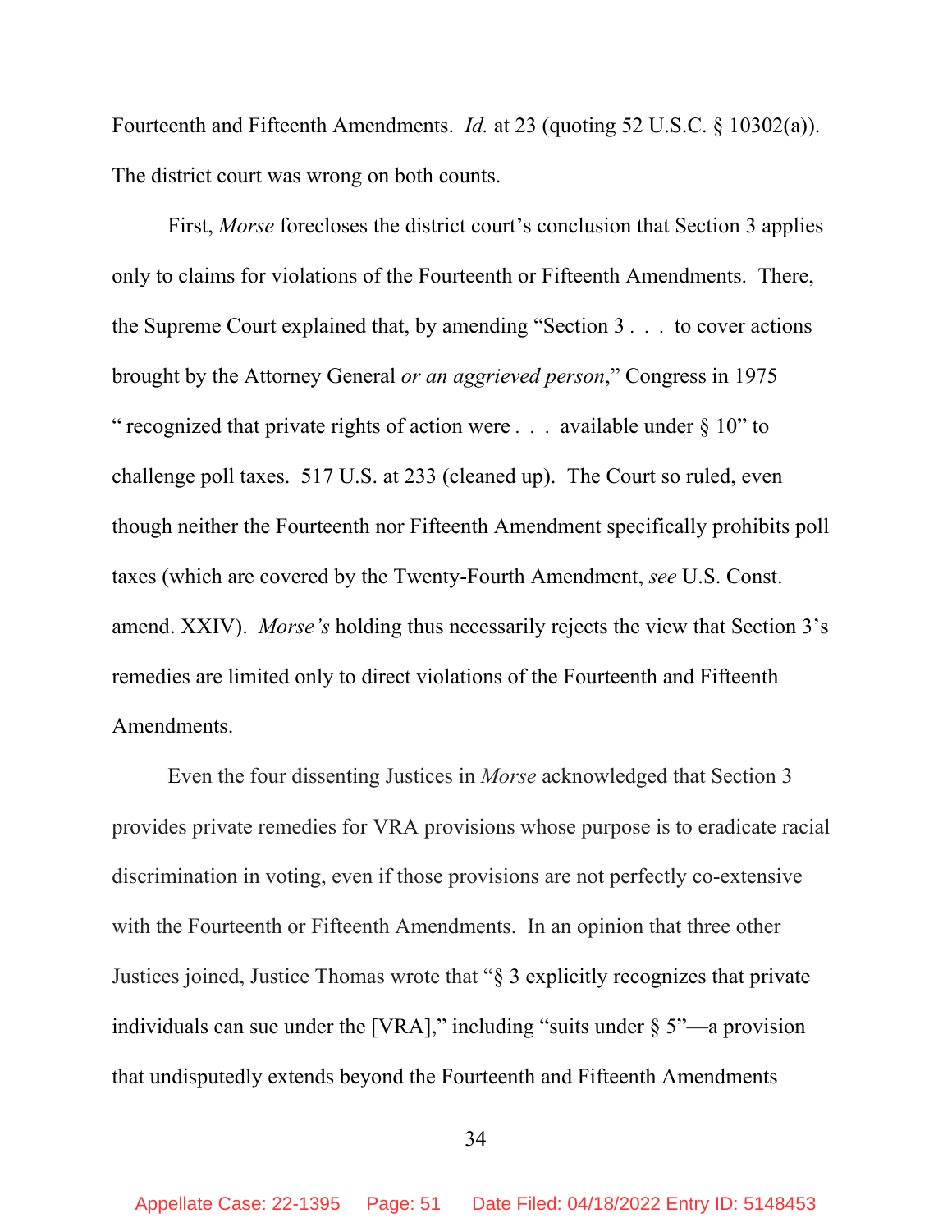Fourteenth and Fifteenth Amendments. *Id.* at 23 (quoting 52 U.S.C. § 10302(a)). The district court was wrong on both counts.

First, *Morse* forecloses the district court's conclusion that Section 3 applies only to claims for violations of the Fourteenth or Fifteenth Amendments. There, the Supreme Court explained that, by amending "Section 3 . . . to cover actions brought by the Attorney General *or an aggrieved person*," Congress in 1975 " recognized that private rights of action were . . . available under § 10" to challenge poll taxes. 517 U.S. at 233 (cleaned up). The Court so ruled, even though neither the Fourteenth nor Fifteenth Amendment specifically prohibits poll taxes (which are covered by the Twenty-Fourth Amendment, *see* U.S. Const. amend. XXIV). *Morse's* holding thus necessarily rejects the view that Section 3's remedies are limited only to direct violations of the Fourteenth and Fifteenth Amendments.

Even the four dissenting Justices in *Morse* acknowledged that Section 3 provides private remedies for VRA provisions whose purpose is to eradicate racial discrimination in voting, even if those provisions are not perfectly co-extensive with the Fourteenth or Fifteenth Amendments. In an opinion that three other Justices joined, Justice Thomas wrote that "§ 3 explicitly recognizes that private individuals can sue under the [VRA]," including "suits under § 5"—a provision that undisputedly extends beyond the Fourteenth and Fifteenth Amendments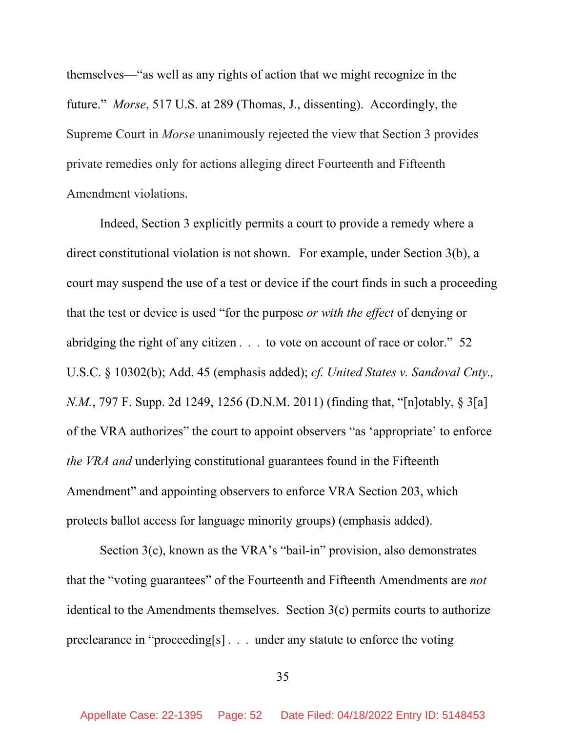themselves—"as well as any rights of action that we might recognize in the future." *Morse*, 517 U.S. at 289 (Thomas, J., dissenting). Accordingly, the Supreme Court in *Morse* unanimously rejected the view that Section 3 provides private remedies only for actions alleging direct Fourteenth and Fifteenth Amendment violations.

Indeed, Section 3 explicitly permits a court to provide a remedy where a direct constitutional violation is not shown. For example, under Section 3(b), a court may suspend the use of a test or device if the court finds in such a proceeding that the test or device is used "for the purpose *or with the effect* of denying or abridging the right of any citizen . . . to vote on account of race or color." 52 U.S.C. § 10302(b); Add. 45 (emphasis added); *cf. United States v. Sandoval Cnty., N.M.*, 797 F. Supp. 2d 1249, 1256 (D.N.M. 2011) (finding that, "[n]otably, § 3[a] of the VRA authorizes" the court to appoint observers "as 'appropriate' to enforce *the VRA and* underlying constitutional guarantees found in the Fifteenth Amendment" and appointing observers to enforce VRA Section 203, which protects ballot access for language minority groups) (emphasis added).

Section 3(c), known as the VRA's "bail-in" provision, also demonstrates that the "voting guarantees" of the Fourteenth and Fifteenth Amendments are *not* identical to the Amendments themselves. Section 3(c) permits courts to authorize preclearance in "proceeding[s] . . . under any statute to enforce the voting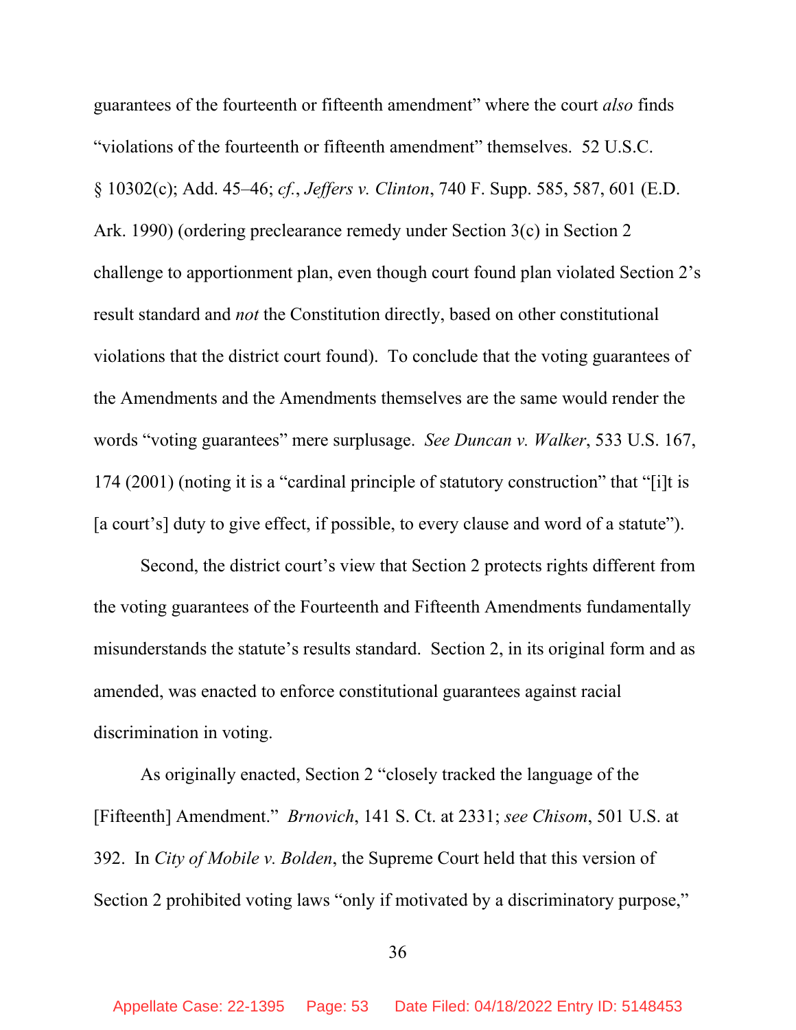guarantees of the fourteenth or fifteenth amendment" where the court *also* finds "violations of the fourteenth or fifteenth amendment" themselves. 52 U.S.C. § 10302(c); Add. 45–46; *cf.*, *Jeffers v. Clinton*, 740 F. Supp. 585, 587, 601 (E.D. Ark. 1990) (ordering preclearance remedy under Section 3(c) in Section 2 challenge to apportionment plan, even though court found plan violated Section 2's result standard and *not* the Constitution directly, based on other constitutional violations that the district court found). To conclude that the voting guarantees of the Amendments and the Amendments themselves are the same would render the words "voting guarantees" mere surplusage. *See Duncan v. Walker*, 533 U.S. 167, 174 (2001) (noting it is a "cardinal principle of statutory construction" that "[i]t is [a court's] duty to give effect, if possible, to every clause and word of a statute").

Second, the district court's view that Section 2 protects rights different from the voting guarantees of the Fourteenth and Fifteenth Amendments fundamentally misunderstands the statute's results standard. Section 2, in its original form and as amended, was enacted to enforce constitutional guarantees against racial discrimination in voting.

As originally enacted, Section 2 "closely tracked the language of the [Fifteenth] Amendment." *Brnovich*, 141 S. Ct. at 2331; *see Chisom*, 501 U.S. at 392. In *City of Mobile v. Bolden*, the Supreme Court held that this version of Section 2 prohibited voting laws "only if motivated by a discriminatory purpose,"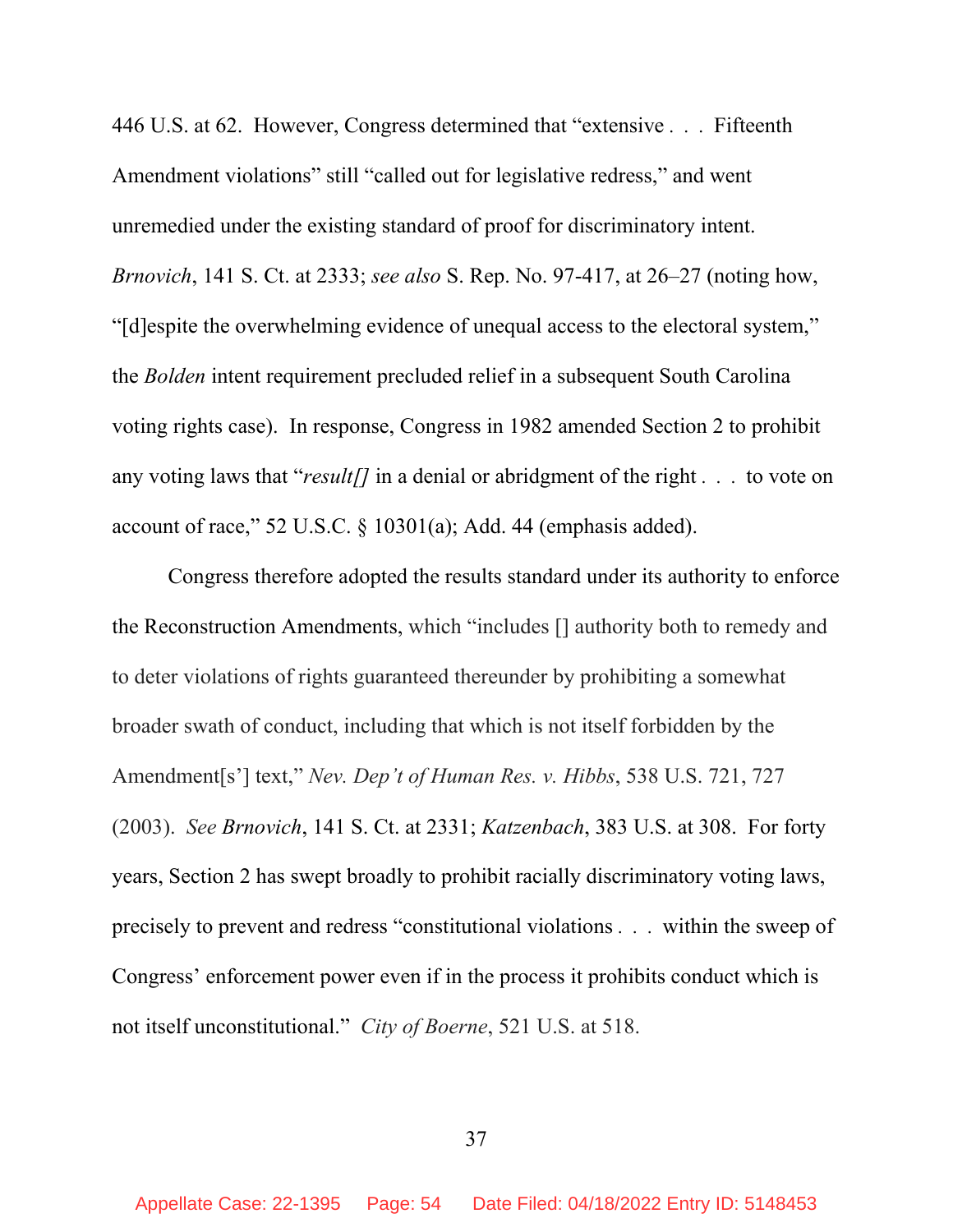446 U.S. at 62. However, Congress determined that "extensive . . . Fifteenth Amendment violations" still "called out for legislative redress," and went unremedied under the existing standard of proof for discriminatory intent. *Brnovich*, 141 S. Ct. at 2333; *see also* S. Rep. No. 97-417, at 26–27 (noting how, "[d]espite the overwhelming evidence of unequal access to the electoral system," the *Bolden* intent requirement precluded relief in a subsequent South Carolina voting rights case). In response, Congress in 1982 amended Section 2 to prohibit any voting laws that "*result[]* in a denial or abridgment of the right . . . to vote on account of race," 52 U.S.C. § 10301(a); Add. 44 (emphasis added).

Congress therefore adopted the results standard under its authority to enforce the Reconstruction Amendments, which "includes [] authority both to remedy and to deter violations of rights guaranteed thereunder by prohibiting a somewhat broader swath of conduct, including that which is not itself forbidden by the Amendment[s'] text," *Nev. Dep't of Human Res. v. Hibbs*, 538 U.S. 721, 727 (2003). *See Brnovich*, 141 S. Ct. at 2331; *Katzenbach*, 383 U.S. at 308. For forty years, Section 2 has swept broadly to prohibit racially discriminatory voting laws, precisely to prevent and redress "constitutional violations . . . within the sweep of Congress' enforcement power even if in the process it prohibits conduct which is not itself unconstitutional." *City of Boerne*, 521 U.S. at 518.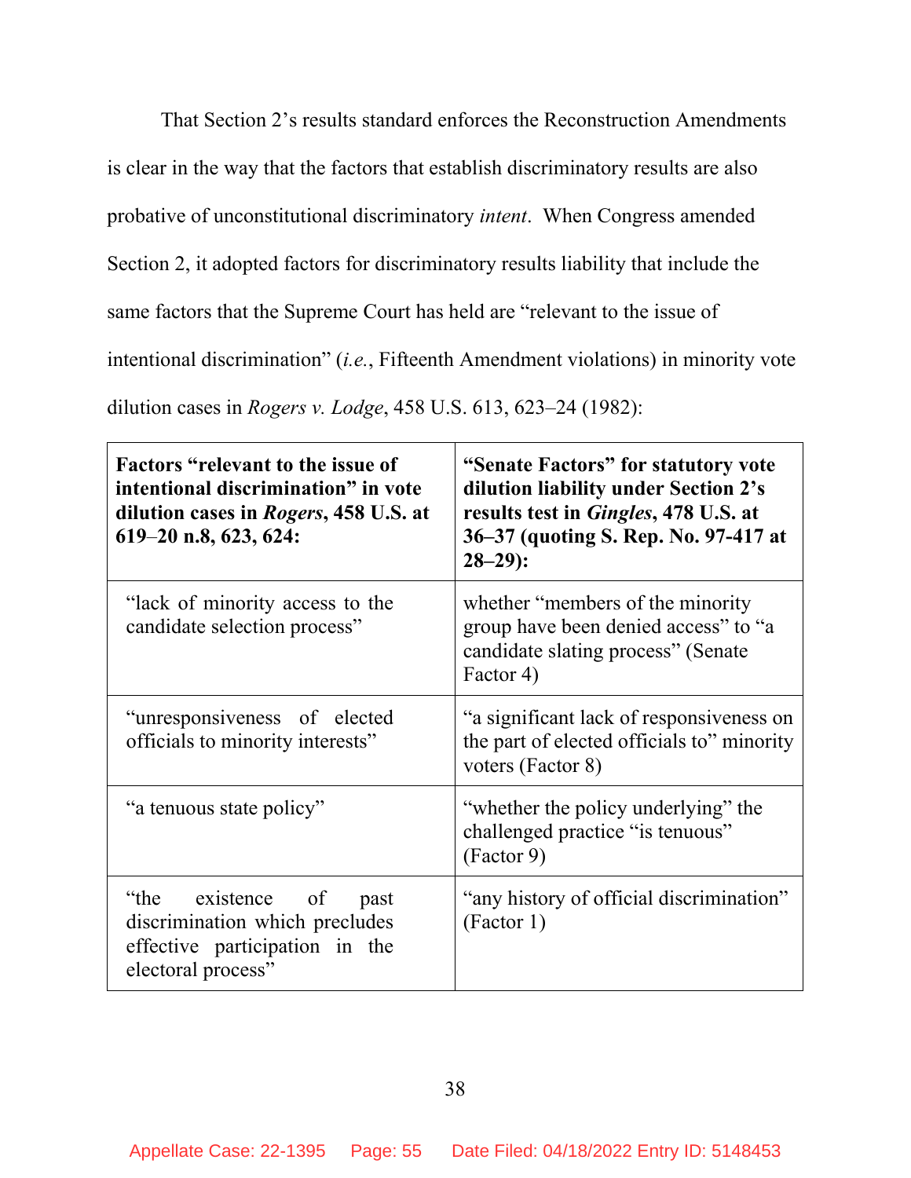That Section 2's results standard enforces the Reconstruction Amendments is clear in the way that the factors that establish discriminatory results are also probative of unconstitutional discriminatory *intent*. When Congress amended Section 2, it adopted factors for discriminatory results liability that include the same factors that the Supreme Court has held are "relevant to the issue of intentional discrimination" (*i.e.*, Fifteenth Amendment violations) in minority vote dilution cases in *Rogers v. Lodge*, 458 U.S. 613, 623–24 (1982):

| **Factors "relevant to the issue of intentional discrimination" in vote dilution cases in *Rogers*, 458 U.S. at 619–20 n.8, 623, 624:** | **"Senate Factors" for statutory vote dilution liability under Section 2's results test in *Gingles*, 478 U.S. at 36–37 (quoting S. Rep. No. 97-417 at 28–29):** |
|---|---|
| "lack of minority access to the candidate selection process" | whether "members of the minority group have been denied access" to "a candidate slating process" (Senate Factor 4) |
| "unresponsiveness of elected officials to minority interests" | "a significant lack of responsiveness on the part of elected officials to" minority voters (Factor 8) |
| "a tenuous state policy" | "whether the policy underlying" the challenged practice "is tenuous" (Factor 9) |
| "the existence of past discrimination which precludes effective participation in the electoral process" | "any history of official discrimination" (Factor 1) |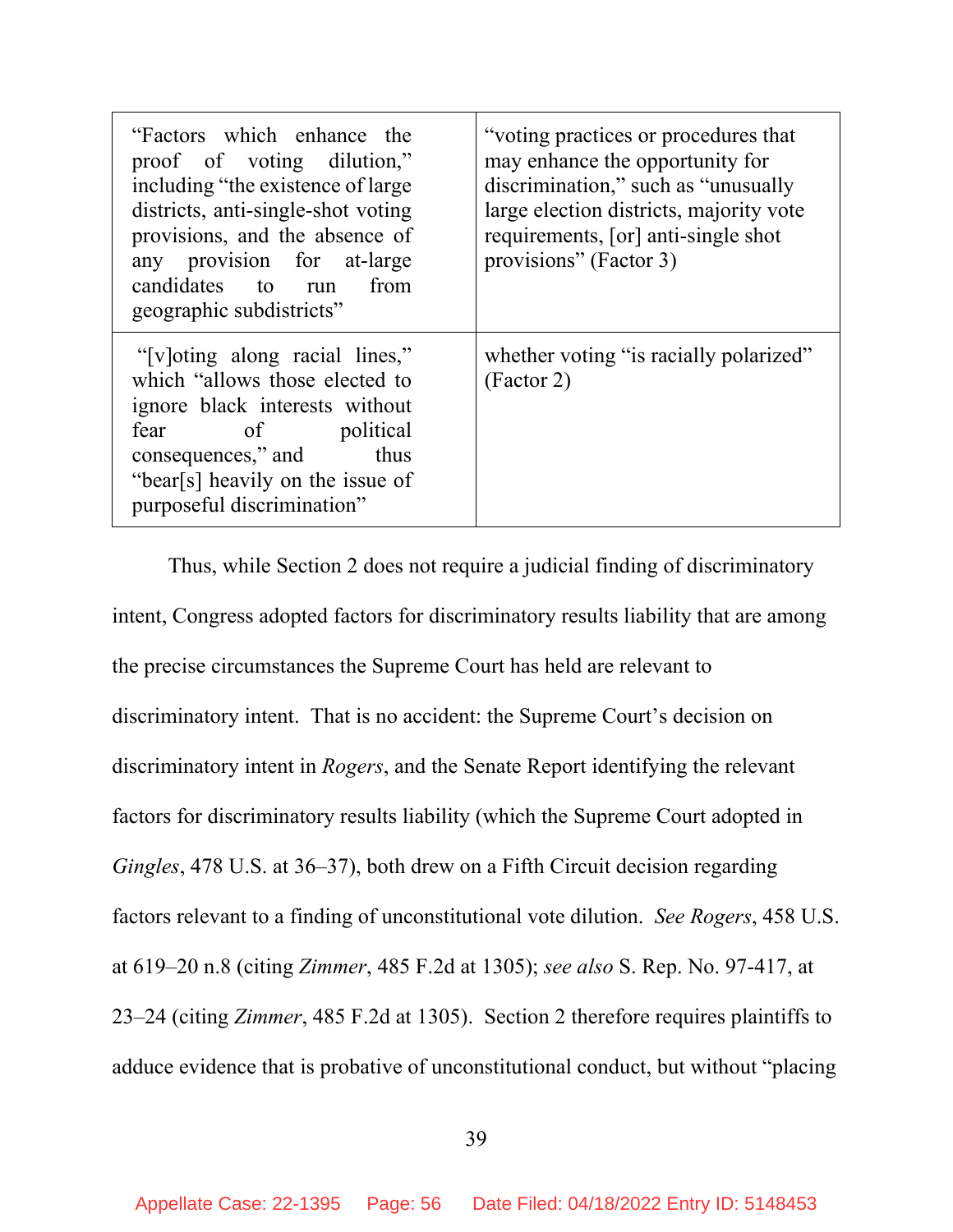| | |
|---|---|
| "Factors which enhance the proof of voting dilution," including "the existence of large districts, anti-single-shot voting provisions, and the absence of any provision for at-large candidates to run from geographic subdistricts" | "voting practices or procedures that may enhance the opportunity for discrimination," such as "unusually large election districts, majority vote requirements, [or] anti-single shot provisions" (Factor 3) |
| "[v]oting along racial lines," which "allows those elected to ignore black interests without fear of political consequences," and thus "bear[s] heavily on the issue of purposeful discrimination" | whether voting "is racially polarized" (Factor 2) |

Thus, while Section 2 does not require a judicial finding of discriminatory intent, Congress adopted factors for discriminatory results liability that are among the precise circumstances the Supreme Court has held are relevant to discriminatory intent. That is no accident: the Supreme Court's decision on discriminatory intent in *Rogers*, and the Senate Report identifying the relevant factors for discriminatory results liability (which the Supreme Court adopted in *Gingles*, 478 U.S. at 36–37), both drew on a Fifth Circuit decision regarding factors relevant to a finding of unconstitutional vote dilution. *See Rogers*, 458 U.S. at 619–20 n.8 (citing *Zimmer*, 485 F.2d at 1305); *see also* S. Rep. No. 97-417, at 23–24 (citing *Zimmer*, 485 F.2d at 1305). Section 2 therefore requires plaintiffs to adduce evidence that is probative of unconstitutional conduct, but without "placing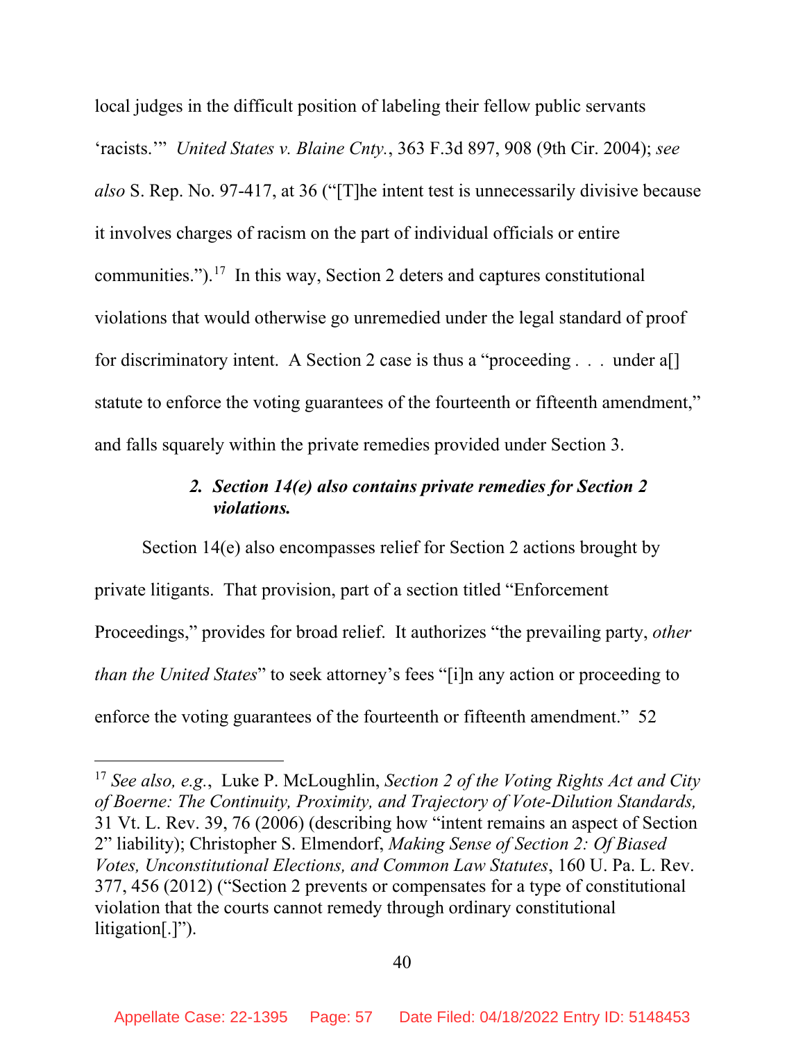local judges in the difficult position of labeling their fellow public servants 'racists.'" *United States v. Blaine Cnty.*, 363 F.3d 897, 908 (9th Cir. 2004); *see also* S. Rep. No. 97-417, at 36 ("[T]he intent test is unnecessarily divisive because it involves charges of racism on the part of individual officials or entire communities.").[17] In this way, Section 2 deters and captures constitutional violations that would otherwise go unremedied under the legal standard of proof for discriminatory intent. A Section 2 case is thus a "proceeding . . . under a[] statute to enforce the voting guarantees of the fourteenth or fifteenth amendment," and falls squarely within the private remedies provided under Section 3.

#### *2. Section 14(e) also contains private remedies for Section 2 violations.*

Section 14(e) also encompasses relief for Section 2 actions brought by private litigants. That provision, part of a section titled "Enforcement Proceedings," provides for broad relief. It authorizes "the prevailing party, *other than the United States*" to seek attorney's fees "[i]n any action or proceeding to enforce the voting guarantees of the fourteenth or fifteenth amendment." 52

[17] *See also, e.g.*, Luke P. McLoughlin, *Section 2 of the Voting Rights Act and City of Boerne: The Continuity, Proximity, and Trajectory of Vote-Dilution Standards,* 31 Vt. L. Rev. 39, 76 (2006) (describing how "intent remains an aspect of Section 2" liability); Christopher S. Elmendorf, *Making Sense of Section 2: Of Biased Votes, Unconstitutional Elections, and Common Law Statutes*, 160 U. Pa. L. Rev. 377, 456 (2012) ("Section 2 prevents or compensates for a type of constitutional violation that the courts cannot remedy through ordinary constitutional litigation[.]").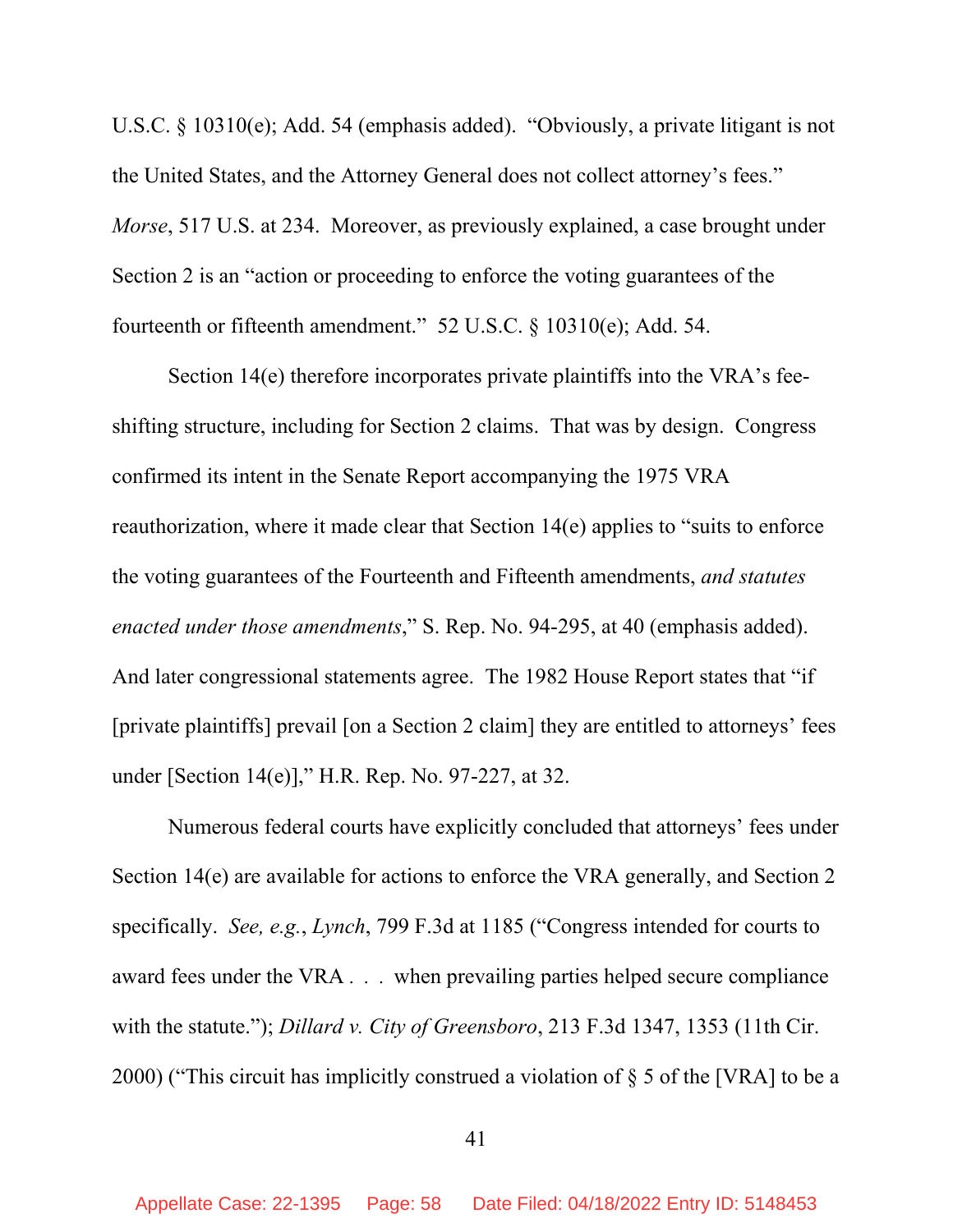U.S.C. § 10310(e); Add. 54 (emphasis added). "Obviously, a private litigant is not the United States, and the Attorney General does not collect attorney's fees." *Morse*, 517 U.S. at 234. Moreover, as previously explained, a case brought under Section 2 is an "action or proceeding to enforce the voting guarantees of the fourteenth or fifteenth amendment." 52 U.S.C. § 10310(e); Add. 54.

Section 14(e) therefore incorporates private plaintiffs into the VRA's fee-shifting structure, including for Section 2 claims. That was by design. Congress confirmed its intent in the Senate Report accompanying the 1975 VRA reauthorization, where it made clear that Section 14(e) applies to "suits to enforce the voting guarantees of the Fourteenth and Fifteenth amendments, *and statutes enacted under those amendments*," S. Rep. No. 94-295, at 40 (emphasis added). And later congressional statements agree. The 1982 House Report states that "if [private plaintiffs] prevail [on a Section 2 claim] they are entitled to attorneys' fees under [Section 14(e)]," H.R. Rep. No. 97-227, at 32.

Numerous federal courts have explicitly concluded that attorneys' fees under Section 14(e) are available for actions to enforce the VRA generally, and Section 2 specifically. *See, e.g.*, *Lynch*, 799 F.3d at 1185 ("Congress intended for courts to award fees under the VRA . . . when prevailing parties helped secure compliance with the statute."); *Dillard v. City of Greensboro*, 213 F.3d 1347, 1353 (11th Cir. 2000) ("This circuit has implicitly construed a violation of § 5 of the [VRA] to be a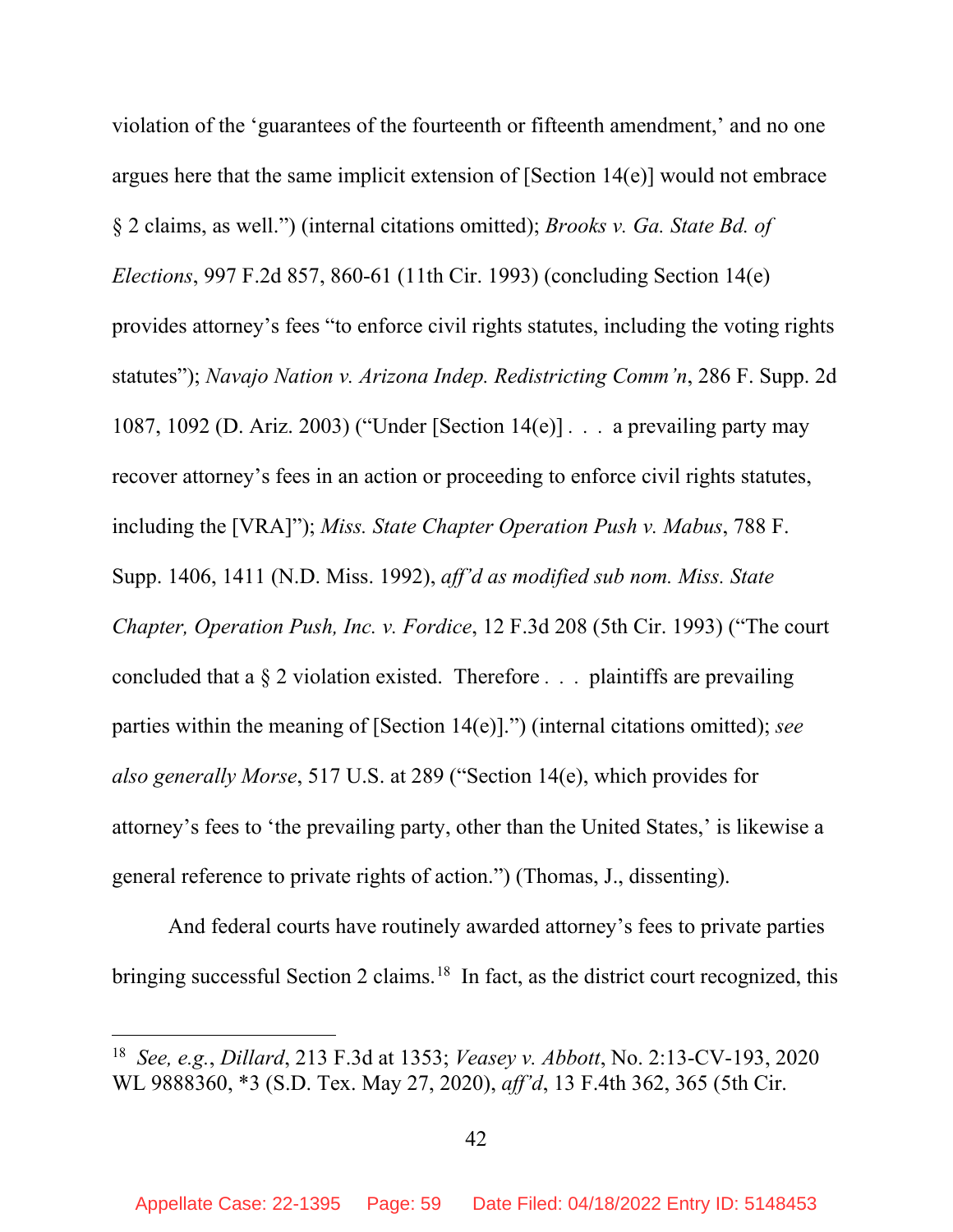violation of the 'guarantees of the fourteenth or fifteenth amendment,' and no one argues here that the same implicit extension of [Section 14(e)] would not embrace § 2 claims, as well.") (internal citations omitted); *Brooks v. Ga. State Bd. of Elections*, 997 F.2d 857, 860-61 (11th Cir. 1993) (concluding Section 14(e) provides attorney's fees "to enforce civil rights statutes, including the voting rights statutes"); *Navajo Nation v. Arizona Indep. Redistricting Comm'n*, 286 F. Supp. 2d 1087, 1092 (D. Ariz. 2003) ("Under [Section 14(e)] . . . a prevailing party may recover attorney's fees in an action or proceeding to enforce civil rights statutes, including the [VRA]"); *Miss. State Chapter Operation Push v. Mabus*, 788 F. Supp. 1406, 1411 (N.D. Miss. 1992), *aff'd as modified sub nom. Miss. State Chapter, Operation Push, Inc. v. Fordice*, 12 F.3d 208 (5th Cir. 1993) ("The court concluded that a § 2 violation existed. Therefore . . . plaintiffs are prevailing parties within the meaning of [Section 14(e)].") (internal citations omitted); *see also generally Morse*, 517 U.S. at 289 ("Section 14(e), which provides for attorney's fees to 'the prevailing party, other than the United States,' is likewise a general reference to private rights of action.") (Thomas, J., dissenting).

And federal courts have routinely awarded attorney's fees to private parties bringing successful Section 2 claims.[18] In fact, as the district court recognized, this

---

[18] *See, e.g.*, *Dillard*, 213 F.3d at 1353; *Veasey v. Abbott*, No. 2:13-CV-193, 2020 WL 9888360, *3 (S.D. Tex. May 27, 2020), *aff'd*, 13 F.4th 362, 365 (5th Cir.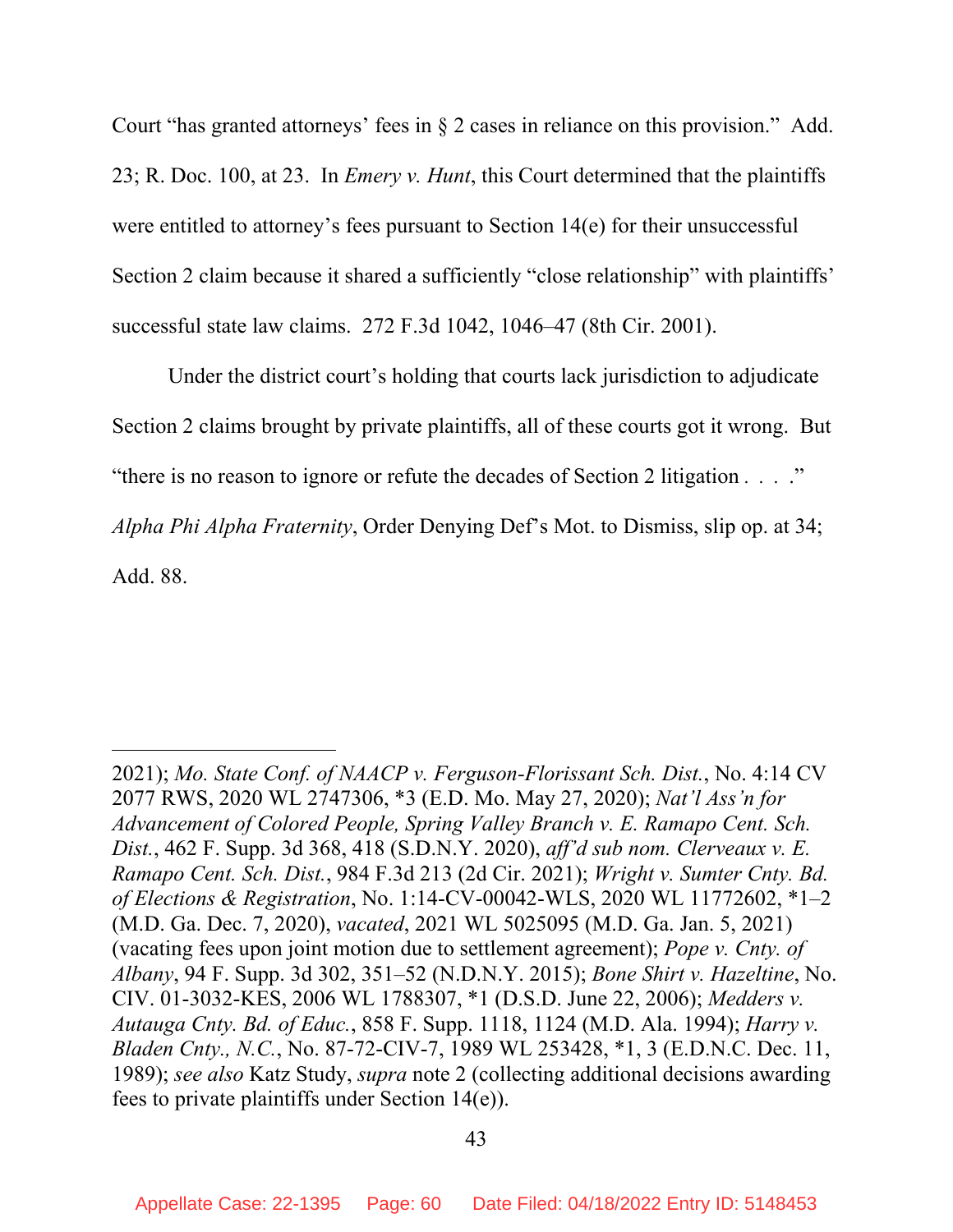Court "has granted attorneys' fees in § 2 cases in reliance on this provision." Add. 23; R. Doc. 100, at 23. In *Emery v. Hunt*, this Court determined that the plaintiffs were entitled to attorney's fees pursuant to Section 14(e) for their unsuccessful Section 2 claim because it shared a sufficiently "close relationship" with plaintiffs' successful state law claims. 272 F.3d 1042, 1046–47 (8th Cir. 2001).

Under the district court's holding that courts lack jurisdiction to adjudicate Section 2 claims brought by private plaintiffs, all of these courts got it wrong. But "there is no reason to ignore or refute the decades of Section 2 litigation . . . ." *Alpha Phi Alpha Fraternity*, Order Denying Def's Mot. to Dismiss, slip op. at 34; Add. 88.

---

2021); *Mo. State Conf. of NAACP v. Ferguson-Florissant Sch. Dist.*, No. 4:14 CV 2077 RWS, 2020 WL 2747306, *3 (E.D. Mo. May 27, 2020); *Nat'l Ass'n for Advancement of Colored People, Spring Valley Branch v. E. Ramapo Cent. Sch. Dist.*, 462 F. Supp. 3d 368, 418 (S.D.N.Y. 2020), *aff'd sub nom. Clerveaux v. E. Ramapo Cent. Sch. Dist.*, 984 F.3d 213 (2d Cir. 2021); *Wright v. Sumter Cnty. Bd. of Elections & Registration*, No. 1:14-CV-00042-WLS, 2020 WL 11772602, *1–2 (M.D. Ga. Dec. 7, 2020), *vacated*, 2021 WL 5025095 (M.D. Ga. Jan. 5, 2021) (vacating fees upon joint motion due to settlement agreement); *Pope v. Cnty. of Albany*, 94 F. Supp. 3d 302, 351–52 (N.D.N.Y. 2015); *Bone Shirt v. Hazeltine*, No. CIV. 01-3032-KES, 2006 WL 1788307, *1 (D.S.D. June 22, 2006); *Medders v. Autauga Cnty. Bd. of Educ.*, 858 F. Supp. 1118, 1124 (M.D. Ala. 1994); *Harry v. Bladen Cnty., N.C.*, No. 87-72-CIV-7, 1989 WL 253428, *1, 3 (E.D.N.C. Dec. 11, 1989); *see also* Katz Study, *supra* note 2 (collecting additional decisions awarding fees to private plaintiffs under Section 14(e)).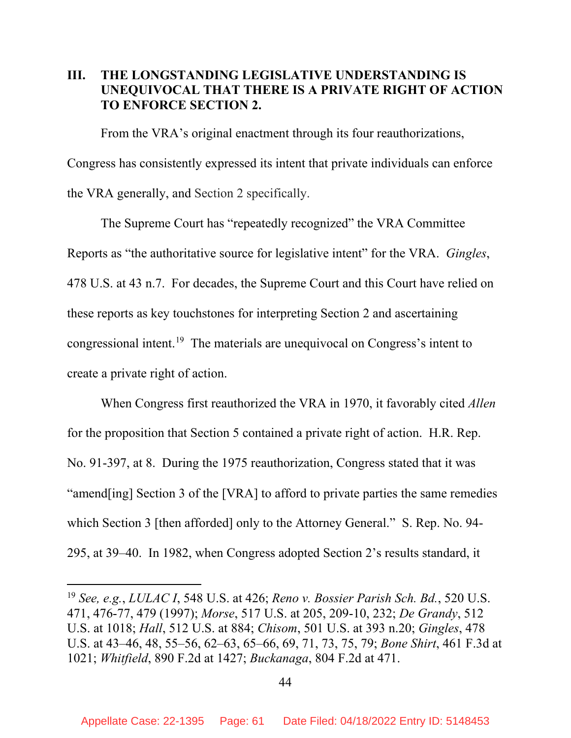## III. THE LONGSTANDING LEGISLATIVE UNDERSTANDING IS UNEQUIVOCAL THAT THERE IS A PRIVATE RIGHT OF ACTION TO ENFORCE SECTION 2.

From the VRA's original enactment through its four reauthorizations, Congress has consistently expressed its intent that private individuals can enforce the VRA generally, and Section 2 specifically.

The Supreme Court has "repeatedly recognized" the VRA Committee Reports as "the authoritative source for legislative intent" for the VRA. *Gingles*, 478 U.S. at 43 n.7. For decades, the Supreme Court and this Court have relied on these reports as key touchstones for interpreting Section 2 and ascertaining congressional intent.[19] The materials are unequivocal on Congress's intent to create a private right of action.

When Congress first reauthorized the VRA in 1970, it favorably cited *Allen* for the proposition that Section 5 contained a private right of action. H.R. Rep. No. 91-397, at 8. During the 1975 reauthorization, Congress stated that it was "amend[ing] Section 3 of the [VRA] to afford to private parties the same remedies which Section 3 [then afforded] only to the Attorney General." S. Rep. No. 94-295, at 39–40. In 1982, when Congress adopted Section 2's results standard, it

---

[19] *See, e.g.*, *LULAC I*, 548 U.S. at 426; *Reno v. Bossier Parish Sch. Bd.*, 520 U.S. 471, 476-77, 479 (1997); *Morse*, 517 U.S. at 205, 209-10, 232; *De Grandy*, 512 U.S. at 1018; *Hall*, 512 U.S. at 884; *Chisom*, 501 U.S. at 393 n.20; *Gingles*, 478 U.S. at 43–46, 48, 55–56, 62–63, 65–66, 69, 71, 73, 75, 79; *Bone Shirt*, 461 F.3d at 1021; *Whitfield*, 890 F.2d at 1427; *Buckanaga*, 804 F.2d at 471.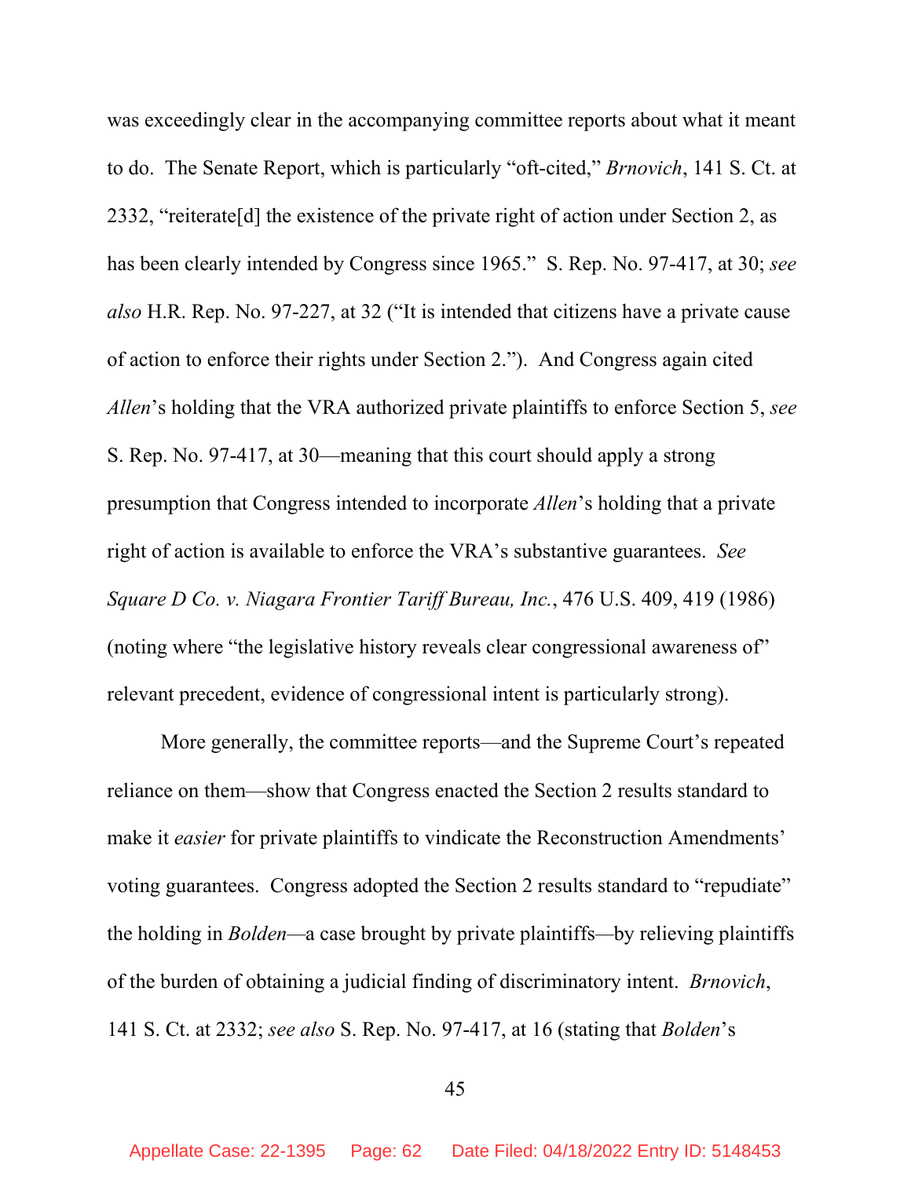was exceedingly clear in the accompanying committee reports about what it meant to do. The Senate Report, which is particularly "oft-cited," *Brnovich*, 141 S. Ct. at 2332, "reiterate[d] the existence of the private right of action under Section 2, as has been clearly intended by Congress since 1965." S. Rep. No. 97-417, at 30; *see also* H.R. Rep. No. 97-227, at 32 ("It is intended that citizens have a private cause of action to enforce their rights under Section 2."). And Congress again cited *Allen*'s holding that the VRA authorized private plaintiffs to enforce Section 5, *see* S. Rep. No. 97-417, at 30—meaning that this court should apply a strong presumption that Congress intended to incorporate *Allen*'s holding that a private right of action is available to enforce the VRA's substantive guarantees. *See Square D Co. v. Niagara Frontier Tariff Bureau, Inc.*, 476 U.S. 409, 419 (1986) (noting where "the legislative history reveals clear congressional awareness of" relevant precedent, evidence of congressional intent is particularly strong).

More generally, the committee reports—and the Supreme Court's repeated reliance on them—show that Congress enacted the Section 2 results standard to make it *easier* for private plaintiffs to vindicate the Reconstruction Amendments' voting guarantees. Congress adopted the Section 2 results standard to "repudiate" the holding in *Bolden*—a case brought by private plaintiffs—by relieving plaintiffs of the burden of obtaining a judicial finding of discriminatory intent. *Brnovich*, 141 S. Ct. at 2332; *see also* S. Rep. No. 97-417, at 16 (stating that *Bolden*'s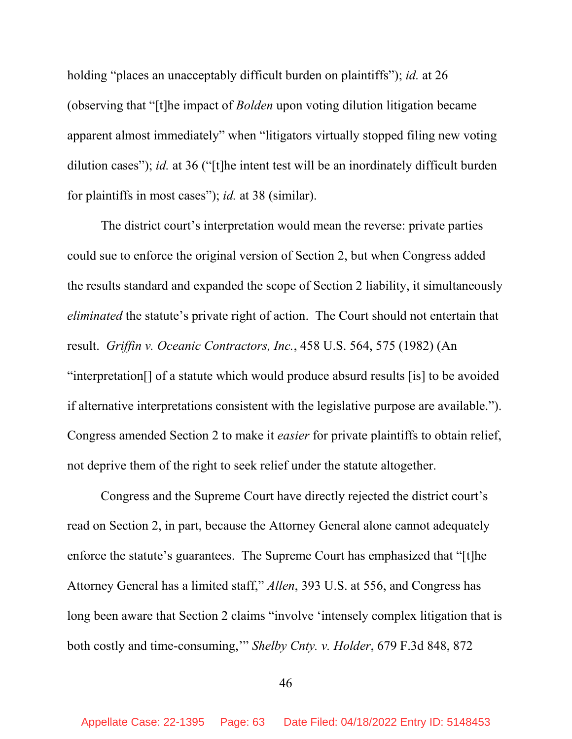holding "places an unacceptably difficult burden on plaintiffs"); *id.* at 26 (observing that "[t]he impact of *Bolden* upon voting dilution litigation became apparent almost immediately" when "litigators virtually stopped filing new voting dilution cases"); *id.* at 36 ("[t]he intent test will be an inordinately difficult burden for plaintiffs in most cases"); *id.* at 38 (similar).

The district court's interpretation would mean the reverse: private parties could sue to enforce the original version of Section 2, but when Congress added the results standard and expanded the scope of Section 2 liability, it simultaneously *eliminated* the statute's private right of action. The Court should not entertain that result. *Griffin v. Oceanic Contractors, Inc.*, 458 U.S. 564, 575 (1982) (An "interpretation[] of a statute which would produce absurd results [is] to be avoided if alternative interpretations consistent with the legislative purpose are available."). Congress amended Section 2 to make it *easier* for private plaintiffs to obtain relief, not deprive them of the right to seek relief under the statute altogether.

Congress and the Supreme Court have directly rejected the district court's read on Section 2, in part, because the Attorney General alone cannot adequately enforce the statute's guarantees. The Supreme Court has emphasized that "[t]he Attorney General has a limited staff," *Allen*, 393 U.S. at 556, and Congress has long been aware that Section 2 claims "involve 'intensely complex litigation that is both costly and time-consuming,'" *Shelby Cnty. v. Holder*, 679 F.3d 848, 872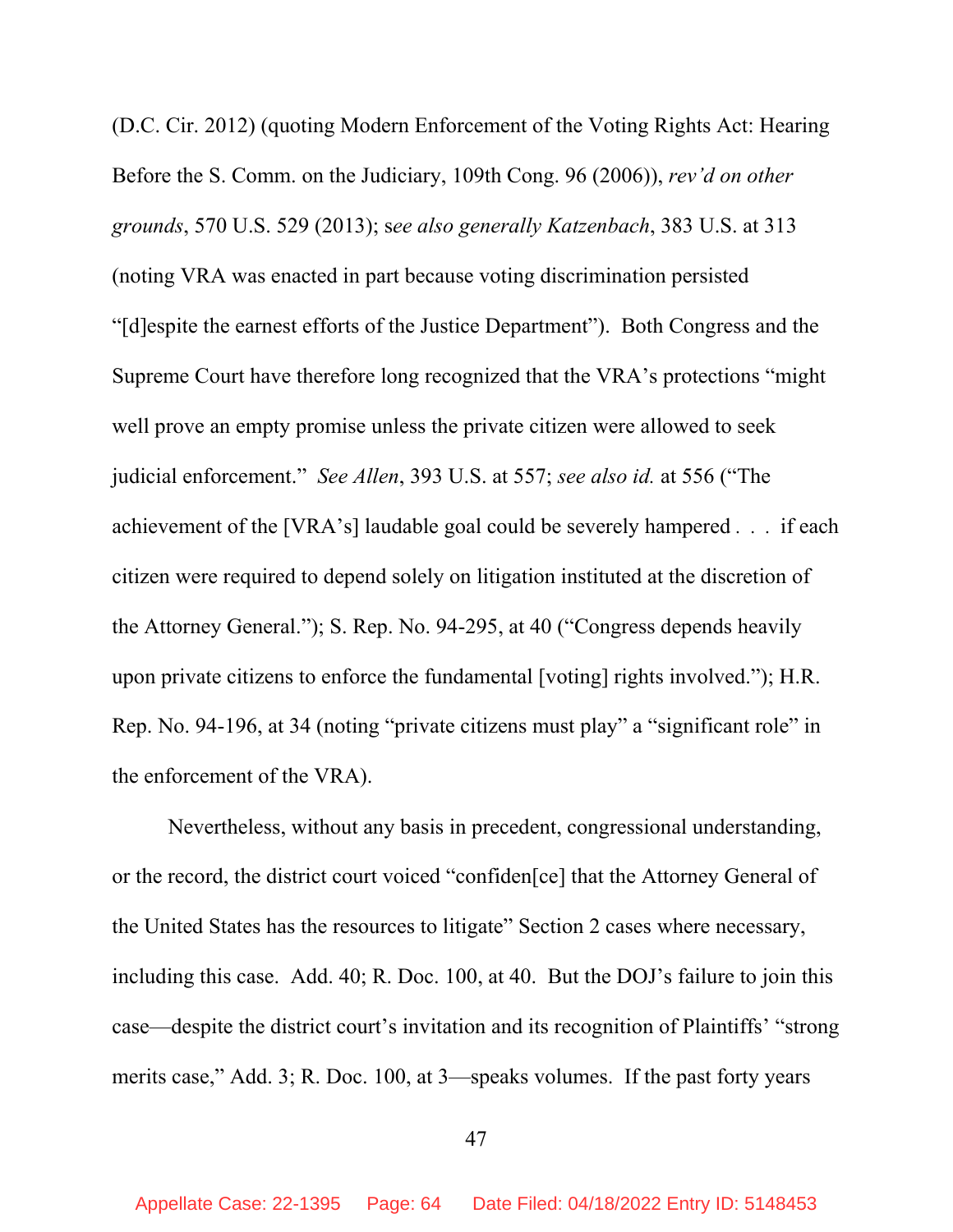(D.C. Cir. 2012) (quoting Modern Enforcement of the Voting Rights Act: Hearing Before the S. Comm. on the Judiciary, 109th Cong. 96 (2006)), *rev'd on other grounds*, 570 U.S. 529 (2013); *see also generally Katzenbach*, 383 U.S. at 313 (noting VRA was enacted in part because voting discrimination persisted "[d]espite the earnest efforts of the Justice Department"). Both Congress and the Supreme Court have therefore long recognized that the VRA's protections "might well prove an empty promise unless the private citizen were allowed to seek judicial enforcement." *See Allen*, 393 U.S. at 557; *see also id.* at 556 ("The achievement of the [VRA's] laudable goal could be severely hampered . . . if each citizen were required to depend solely on litigation instituted at the discretion of the Attorney General."); S. Rep. No. 94-295, at 40 ("Congress depends heavily upon private citizens to enforce the fundamental [voting] rights involved."); H.R. Rep. No. 94-196, at 34 (noting "private citizens must play" a "significant role" in the enforcement of the VRA).

Nevertheless, without any basis in precedent, congressional understanding, or the record, the district court voiced "confiden[ce] that the Attorney General of the United States has the resources to litigate" Section 2 cases where necessary, including this case. Add. 40; R. Doc. 100, at 40. But the DOJ's failure to join this case—despite the district court's invitation and its recognition of Plaintiffs' "strong merits case," Add. 3; R. Doc. 100, at 3—speaks volumes. If the past forty years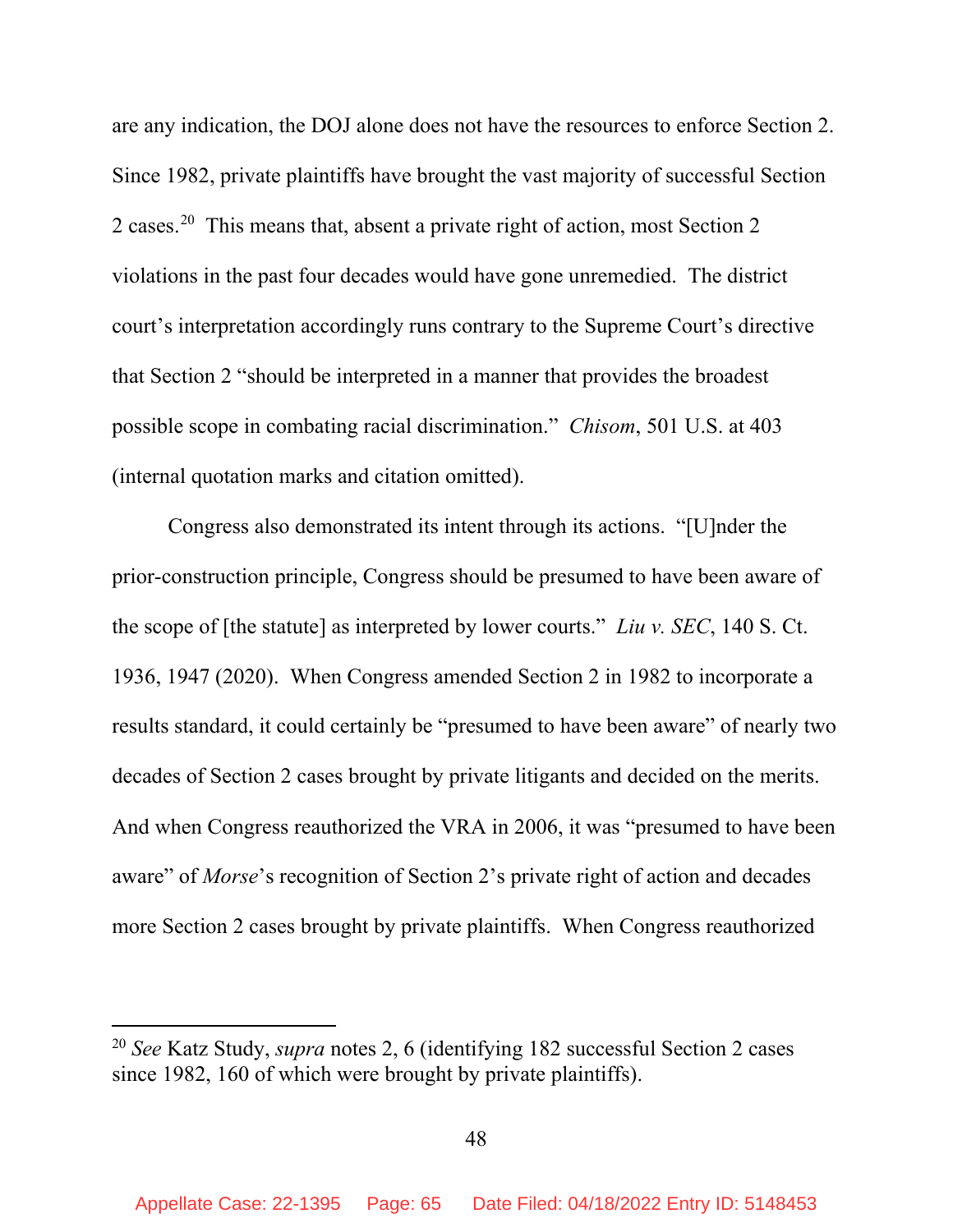are any indication, the DOJ alone does not have the resources to enforce Section 2. Since 1982, private plaintiffs have brought the vast majority of successful Section 2 cases.[20] This means that, absent a private right of action, most Section 2 violations in the past four decades would have gone unremedied. The district court's interpretation accordingly runs contrary to the Supreme Court's directive that Section 2 "should be interpreted in a manner that provides the broadest possible scope in combating racial discrimination." *Chisom*, 501 U.S. at 403 (internal quotation marks and citation omitted).

Congress also demonstrated its intent through its actions. "[U]nder the prior-construction principle, Congress should be presumed to have been aware of the scope of [the statute] as interpreted by lower courts." *Liu v. SEC*, 140 S. Ct. 1936, 1947 (2020). When Congress amended Section 2 in 1982 to incorporate a results standard, it could certainly be "presumed to have been aware" of nearly two decades of Section 2 cases brought by private litigants and decided on the merits. And when Congress reauthorized the VRA in 2006, it was "presumed to have been aware" of *Morse*'s recognition of Section 2's private right of action and decades more Section 2 cases brought by private plaintiffs. When Congress reauthorized

[20] *See* Katz Study, *supra* notes 2, 6 (identifying 182 successful Section 2 cases since 1982, 160 of which were brought by private plaintiffs).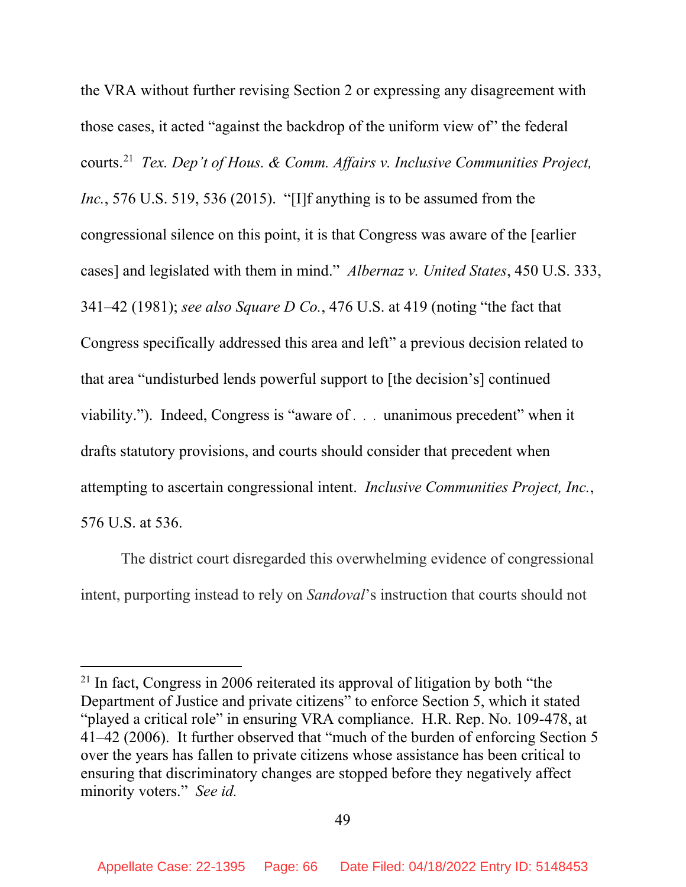the VRA without further revising Section 2 or expressing any disagreement with those cases, it acted "against the backdrop of the uniform view of" the federal courts.[21] *Tex. Dep't of Hous. & Comm. Affairs v. Inclusive Communities Project, Inc.*, 576 U.S. 519, 536 (2015). "[I]f anything is to be assumed from the congressional silence on this point, it is that Congress was aware of the [earlier cases] and legislated with them in mind." *Albernaz v. United States*, 450 U.S. 333, 341–42 (1981); *see also Square D Co.*, 476 U.S. at 419 (noting "the fact that Congress specifically addressed this area and left" a previous decision related to that area "undisturbed lends powerful support to [the decision's] continued viability."). Indeed, Congress is "aware of . . . unanimous precedent" when it drafts statutory provisions, and courts should consider that precedent when attempting to ascertain congressional intent. *Inclusive Communities Project, Inc.*, 576 U.S. at 536.

The district court disregarded this overwhelming evidence of congressional intent, purporting instead to rely on *Sandoval*'s instruction that courts should not

[21] In fact, Congress in 2006 reiterated its approval of litigation by both "the Department of Justice and private citizens" to enforce Section 5, which it stated "played a critical role" in ensuring VRA compliance. H.R. Rep. No. 109-478, at 41–42 (2006). It further observed that "much of the burden of enforcing Section 5 over the years has fallen to private citizens whose assistance has been critical to ensuring that discriminatory changes are stopped before they negatively affect minority voters." *See id.*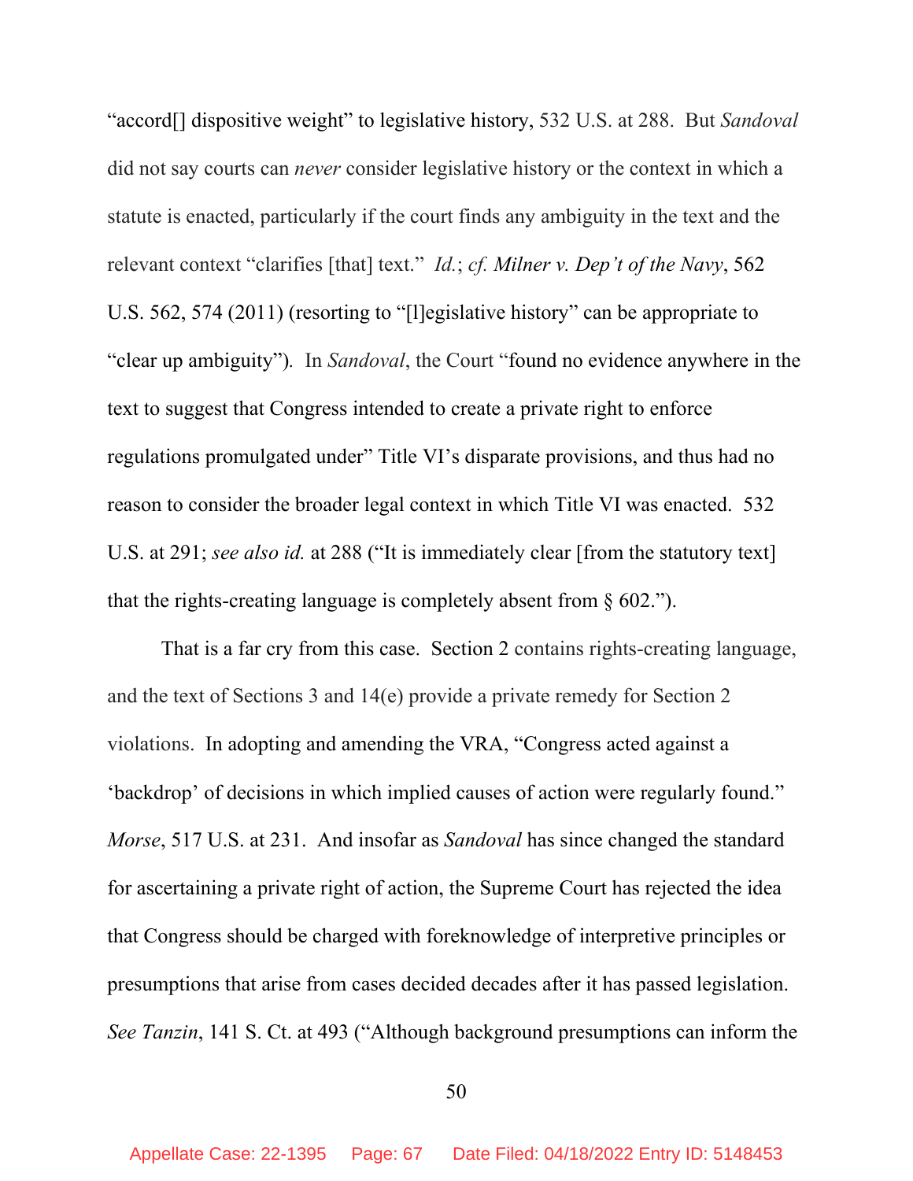"accord[] dispositive weight" to legislative history, 532 U.S. at 288. But *Sandoval* did not say courts can *never* consider legislative history or the context in which a statute is enacted, particularly if the court finds any ambiguity in the text and the relevant context "clarifies [that] text." *Id.*; *cf. Milner v. Dep't of the Navy*, 562 U.S. 562, 574 (2011) (resorting to "[l]egislative history" can be appropriate to "clear up ambiguity"). In *Sandoval*, the Court "found no evidence anywhere in the text to suggest that Congress intended to create a private right to enforce regulations promulgated under" Title VI's disparate provisions, and thus had no reason to consider the broader legal context in which Title VI was enacted. 532 U.S. at 291; *see also id.* at 288 ("It is immediately clear [from the statutory text] that the rights-creating language is completely absent from § 602.").

That is a far cry from this case. Section 2 contains rights-creating language, and the text of Sections 3 and 14(e) provide a private remedy for Section 2 violations. In adopting and amending the VRA, "Congress acted against a 'backdrop' of decisions in which implied causes of action were regularly found." *Morse*, 517 U.S. at 231. And insofar as *Sandoval* has since changed the standard for ascertaining a private right of action, the Supreme Court has rejected the idea that Congress should be charged with foreknowledge of interpretive principles or presumptions that arise from cases decided decades after it has passed legislation. *See Tanzin*, 141 S. Ct. at 493 ("Although background presumptions can inform the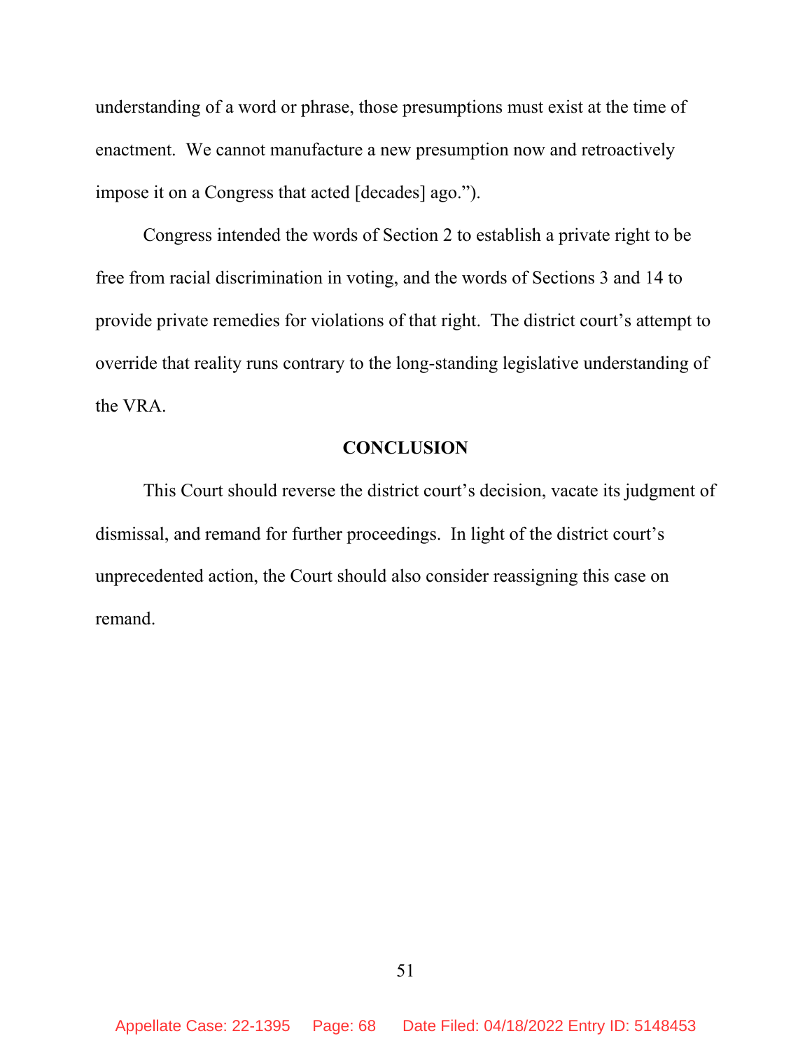understanding of a word or phrase, those presumptions must exist at the time of enactment. We cannot manufacture a new presumption now and retroactively impose it on a Congress that acted [decades] ago.").

Congress intended the words of Section 2 to establish a private right to be free from racial discrimination in voting, and the words of Sections 3 and 14 to provide private remedies for violations of that right. The district court's attempt to override that reality runs contrary to the long-standing legislative understanding of the VRA.

## CONCLUSION

This Court should reverse the district court's decision, vacate its judgment of dismissal, and remand for further proceedings. In light of the district court's unprecedented action, the Court should also consider reassigning this case on remand.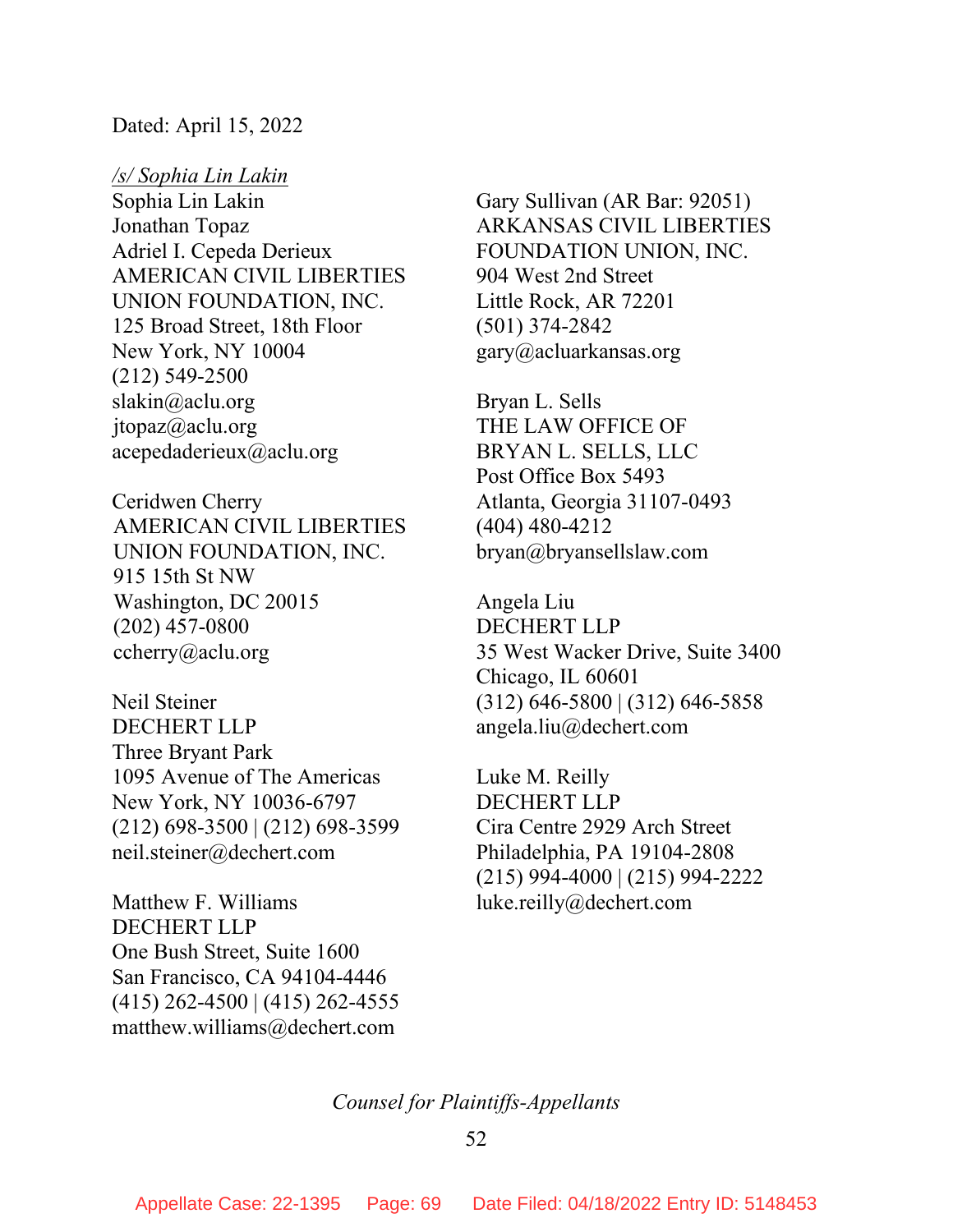Dated: April 15, 2022

*/s/ Sophia Lin Lakin*
Sophia Lin Lakin
Jonathan Topaz
Adriel I. Cepeda Derieux
AMERICAN CIVIL LIBERTIES UNION FOUNDATION, INC.
125 Broad Street, 18th Floor
New York, NY 10004
(212) 549-2500
slakin@aclu.org
jtopaz@aclu.org
acepedaderieux@aclu.org

Ceridwen Cherry
AMERICAN CIVIL LIBERTIES UNION FOUNDATION, INC.
915 15th St NW
Washington, DC 20015
(202) 457-0800
ccherry@aclu.org

Neil Steiner
DECHERT LLP
Three Bryant Park
1095 Avenue of The Americas
New York, NY 10036-6797
(212) 698-3500 | (212) 698-3599
neil.steiner@dechert.com

Matthew F. Williams
DECHERT LLP
One Bush Street, Suite 1600
San Francisco, CA 94104-4446
(415) 262-4500 | (415) 262-4555
matthew.williams@dechert.com

Gary Sullivan (AR Bar: 92051)
ARKANSAS CIVIL LIBERTIES FOUNDATION UNION, INC.
904 West 2nd Street
Little Rock, AR 72201
(501) 374-2842
gary@acluarkansas.org

Bryan L. Sells
THE LAW OFFICE OF BRYAN L. SELLS, LLC
Post Office Box 5493
Atlanta, Georgia 31107-0493
(404) 480-4212
bryan@bryansellslaw.com

Angela Liu
DECHERT LLP
35 West Wacker Drive, Suite 3400
Chicago, IL 60601
(312) 646-5800 | (312) 646-5858
angela.liu@dechert.com

Luke M. Reilly
DECHERT LLP
Cira Centre 2929 Arch Street
Philadelphia, PA 19104-2808
(215) 994-4000 | (215) 994-2222
luke.reilly@dechert.com

*Counsel for Plaintiffs-Appellants*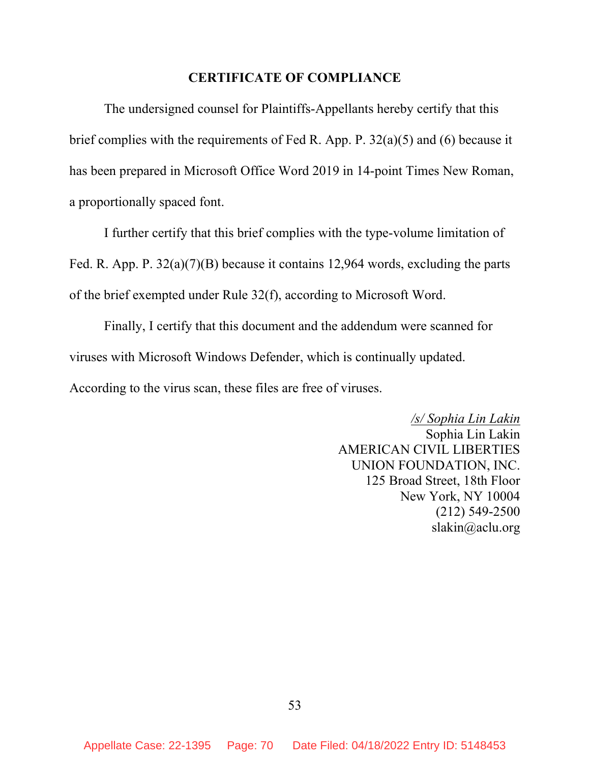## CERTIFICATE OF COMPLIANCE

The undersigned counsel for Plaintiffs-Appellants hereby certify that this brief complies with the requirements of Fed R. App. P. 32(a)(5) and (6) because it has been prepared in Microsoft Office Word 2019 in 14-point Times New Roman, a proportionally spaced font.

I further certify that this brief complies with the type-volume limitation of Fed. R. App. P. 32(a)(7)(B) because it contains 12,964 words, excluding the parts of the brief exempted under Rule 32(f), according to Microsoft Word.

Finally, I certify that this document and the addendum were scanned for viruses with Microsoft Windows Defender, which is continually updated. According to the virus scan, these files are free of viruses.

*/s/ Sophia Lin Lakin*
Sophia Lin Lakin
AMERICAN CIVIL LIBERTIES
UNION FOUNDATION, INC.
125 Broad Street, 18th Floor
New York, NY 10004
(212) 549-2500
slakin@aclu.org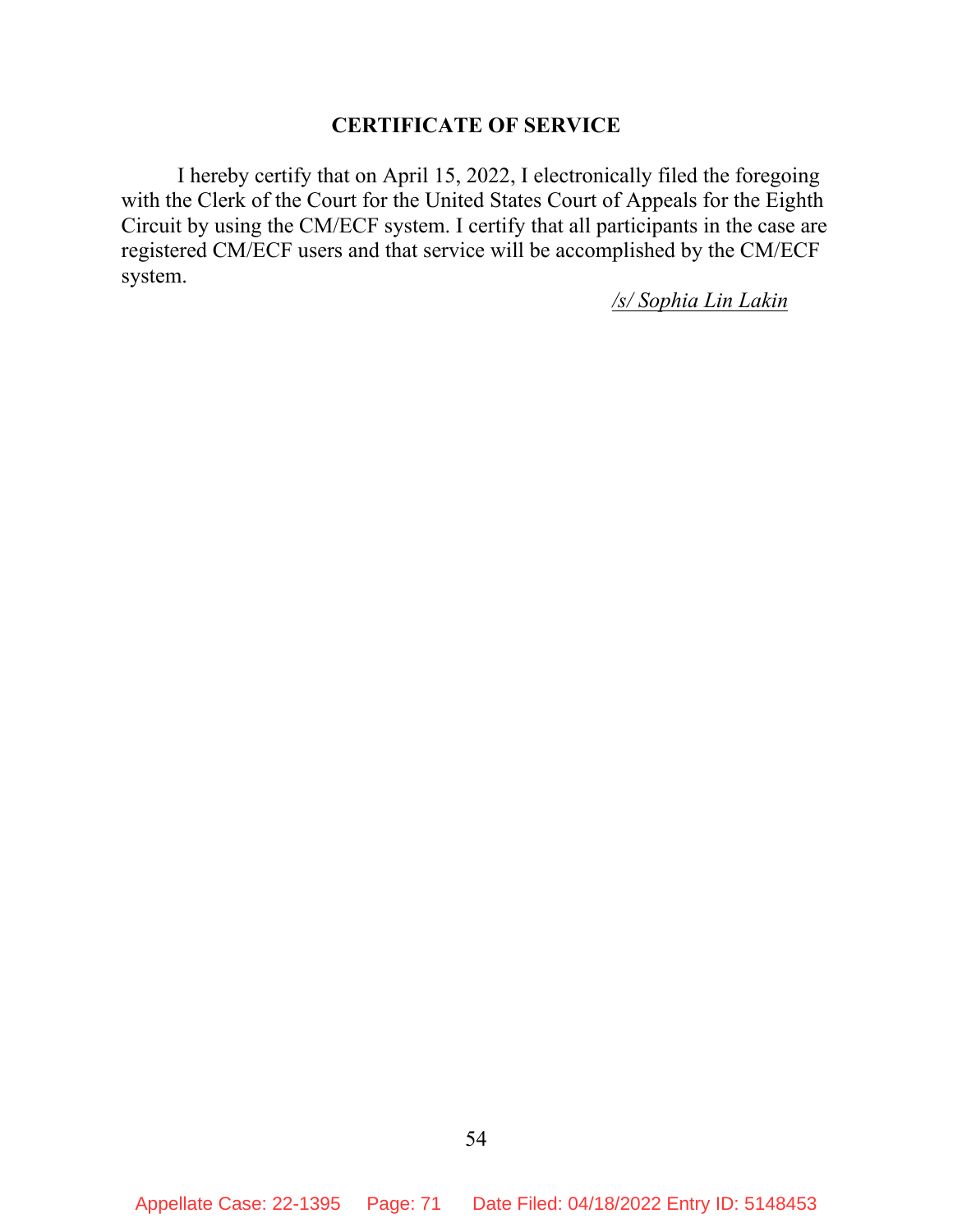## CERTIFICATE OF SERVICE

I hereby certify that on April 15, 2022, I electronically filed the foregoing with the Clerk of the Court for the United States Court of Appeals for the Eighth Circuit by using the CM/ECF system. I certify that all participants in the case are registered CM/ECF users and that service will be accomplished by the CM/ECF system.

*/s/ Sophia Lin Lakin*